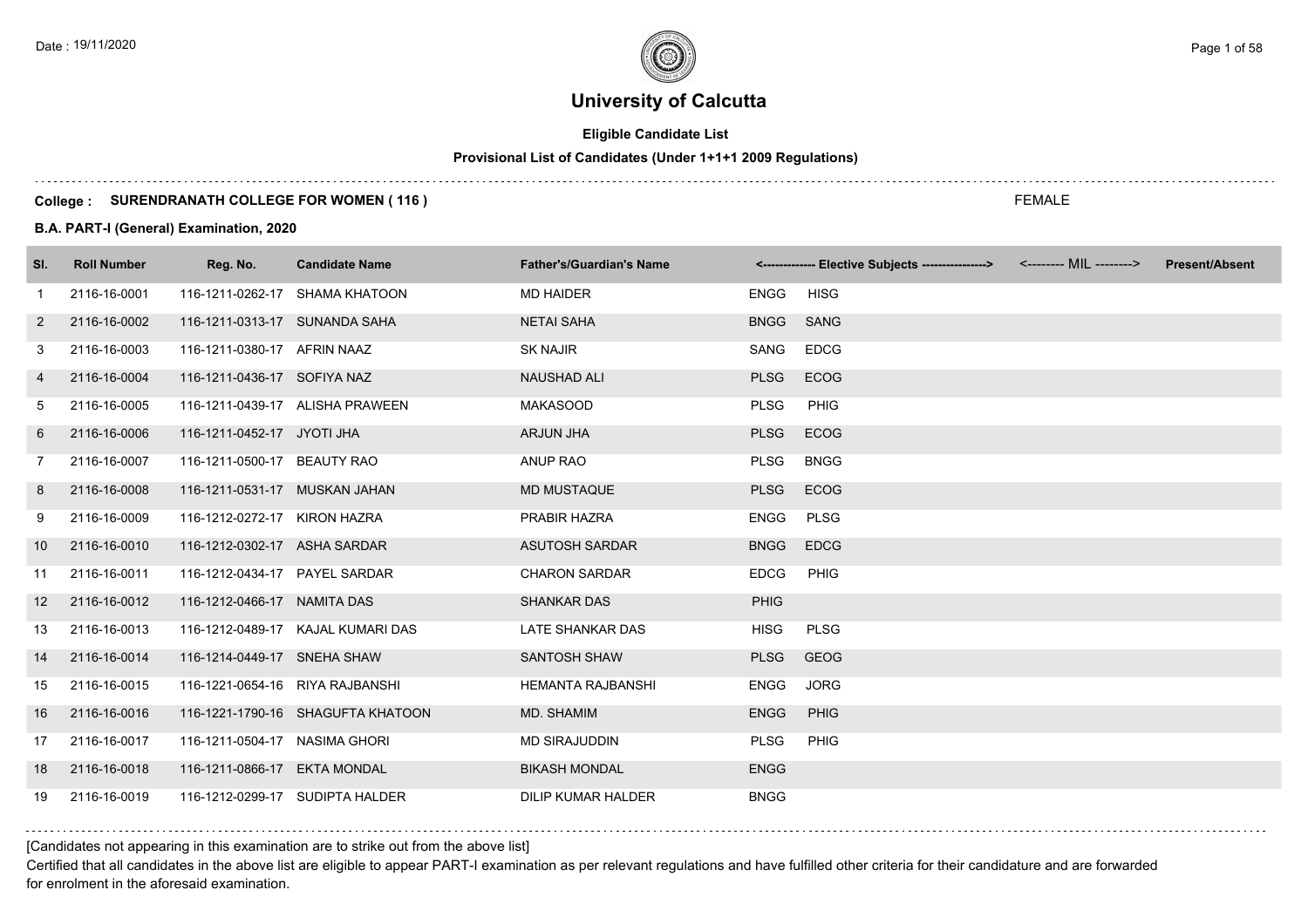# University of Calcutta

**Eligible Candidate List**

**Provisional List of Candidates (Under 1+1+1 2009 Regulations)**

**College : SURENDRANATH COLLEGE FOR WOMEN ( 116 )**

FEMALE

**B.A. PART-I (General) Examination, 2020**

| Sl. | Roll Number | Reg. No. | Candidate Name | Father's/Guardian's Name | <------------- Elective Subjects ----------------> | | <-------- MIL --------> | Present/Absent |
|---|---|---|---|---|---|---|---|---|
| 1 | 2116-16-0001 | 116-1211-0262-17 | SHAMA KHATOON | MD HAIDER | ENGG | HISG | | |
| 2 | 2116-16-0002 | 116-1211-0313-17 | SUNANDA SAHA | NETAI SAHA | BNGG | SANG | | |
| 3 | 2116-16-0003 | 116-1211-0380-17 | AFRIN NAAZ | SK NAJIR | SANG | EDCG | | |
| 4 | 2116-16-0004 | 116-1211-0436-17 | SOFIYA NAZ | NAUSHAD ALI | PLSG | ECOG | | |
| 5 | 2116-16-0005 | 116-1211-0439-17 | ALISHA PRAWEEN | MAKASOOD | PLSG | PHIG | | |
| 6 | 2116-16-0006 | 116-1211-0452-17 | JYOTI JHA | ARJUN JHA | PLSG | ECOG | | |
| 7 | 2116-16-0007 | 116-1211-0500-17 | BEAUTY RAO | ANUP RAO | PLSG | BNGG | | |
| 8 | 2116-16-0008 | 116-1211-0531-17 | MUSKAN JAHAN | MD MUSTAQUE | PLSG | ECOG | | |
| 9 | 2116-16-0009 | 116-1212-0272-17 | KIRON HAZRA | PRABIR HAZRA | ENGG | PLSG | | |
| 10 | 2116-16-0010 | 116-1212-0302-17 | ASHA SARDAR | ASUTOSH SARDAR | BNGG | EDCG | | |
| 11 | 2116-16-0011 | 116-1212-0434-17 | PAYEL SARDAR | CHARON SARDAR | EDCG | PHIG | | |
| 12 | 2116-16-0012 | 116-1212-0466-17 | NAMITA DAS | SHANKAR DAS | PHIG | | | |
| 13 | 2116-16-0013 | 116-1212-0489-17 | KAJAL KUMARI DAS | LATE SHANKAR DAS | HISG | PLSG | | |
| 14 | 2116-16-0014 | 116-1214-0449-17 | SNEHA SHAW | SANTOSH SHAW | PLSG | GEOG | | |
| 15 | 2116-16-0015 | 116-1221-0654-16 | RIYA RAJBANSHI | HEMANTA RAJBANSHI | ENGG | JORG | | |
| 16 | 2116-16-0016 | 116-1221-1790-16 | SHAGUFTA KHATOON | MD. SHAMIM | ENGG | PHIG | | |
| 17 | 2116-16-0017 | 116-1211-0504-17 | NASIMA GHORI | MD SIRAJUDDIN | PLSG | PHIG | | |
| 18 | 2116-16-0018 | 116-1211-0866-17 | EKTA MONDAL | BIKASH MONDAL | ENGG | | | |
| 19 | 2116-16-0019 | 116-1212-0299-17 | SUDIPTA HALDER | DILIP KUMAR HALDER | BNGG | | | |

[Candidates not appearing in this examination are to strike out from the above list]

Certified that all candidates in the above list are eligible to appear PART-I examination as per relevant regulations and have fulfilled other criteria for their candidature and are forwarded for enrolment in the aforesaid examination.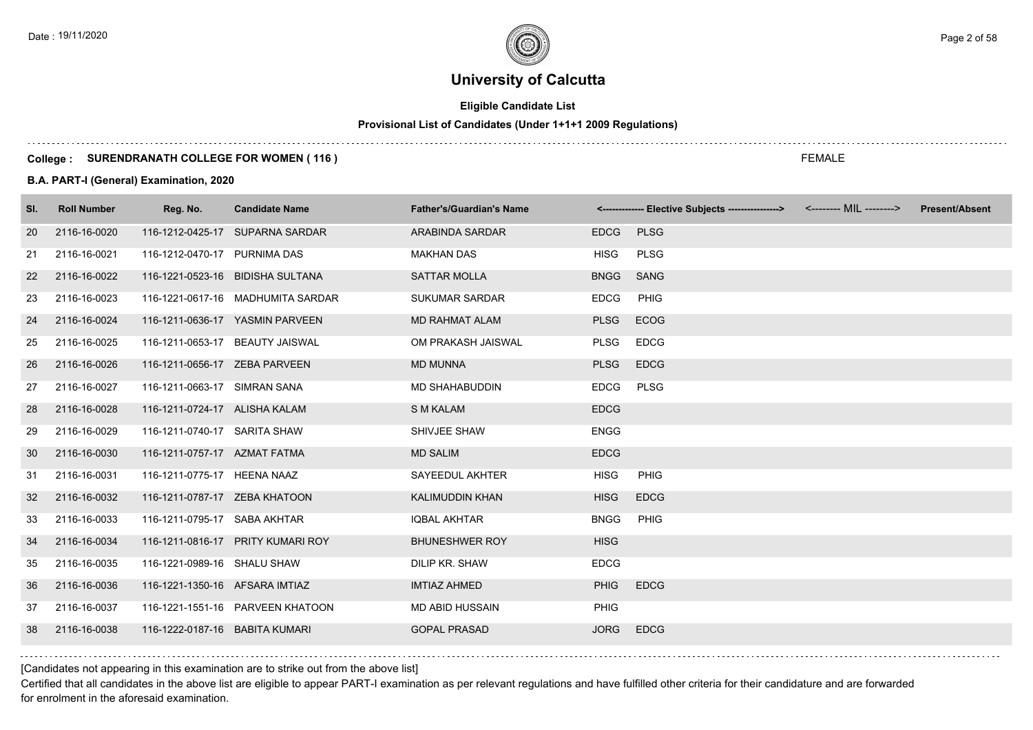# University of Calcutta

**Eligible Candidate List**

**Provisional List of Candidates (Under 1+1+1 2009 Regulations)**

**College : SURENDRANATH COLLEGE FOR WOMEN ( 116 )**

FEMALE

**B.A. PART-I (General) Examination, 2020**

| Sl. | Roll Number | Reg. No. | Candidate Name | Father's/Guardian's Name | <------------- Elective Subjects ----------------> | | <-------- MIL --------> | Present/Absent |
|---|---|---|---|---|---|---|---|---|
| 20 | 2116-16-0020 | 116-1212-0425-17 | SUPARNA SARDAR | ARABINDA SARDAR | EDCG | PLSG | | |
| 21 | 2116-16-0021 | 116-1212-0470-17 | PURNIMA DAS | MAKHAN DAS | HISG | PLSG | | |
| 22 | 2116-16-0022 | 116-1221-0523-16 | BIDISHA SULTANA | SATTAR MOLLA | BNGG | SANG | | |
| 23 | 2116-16-0023 | 116-1221-0617-16 | MADHUMITA SARDAR | SUKUMAR SARDAR | EDCG | PHIG | | |
| 24 | 2116-16-0024 | 116-1211-0636-17 | YASMIN PARVEEN | MD RAHMAT ALAM | PLSG | ECOG | | |
| 25 | 2116-16-0025 | 116-1211-0653-17 | BEAUTY JAISWAL | OM PRAKASH JAISWAL | PLSG | EDCG | | |
| 26 | 2116-16-0026 | 116-1211-0656-17 | ZEBA PARVEEN | MD MUNNA | PLSG | EDCG | | |
| 27 | 2116-16-0027 | 116-1211-0663-17 | SIMRAN SANA | MD SHAHABUDDIN | EDCG | PLSG | | |
| 28 | 2116-16-0028 | 116-1211-0724-17 | ALISHA KALAM | S M KALAM | EDCG | | | |
| 29 | 2116-16-0029 | 116-1211-0740-17 | SARITA SHAW | SHIVJEE SHAW | ENGG | | | |
| 30 | 2116-16-0030 | 116-1211-0757-17 | AZMAT FATMA | MD SALIM | EDCG | | | |
| 31 | 2116-16-0031 | 116-1211-0775-17 | HEENA NAAZ | SAYEEDUL AKHTER | HISG | PHIG | | |
| 32 | 2116-16-0032 | 116-1211-0787-17 | ZEBA KHATOON | KALIMUDDIN KHAN | HISG | EDCG | | |
| 33 | 2116-16-0033 | 116-1211-0795-17 | SABA AKHTAR | IQBAL AKHTAR | BNGG | PHIG | | |
| 34 | 2116-16-0034 | 116-1211-0816-17 | PRITY KUMARI ROY | BHUNESHWER ROY | HISG | | | |
| 35 | 2116-16-0035 | 116-1221-0989-16 | SHALU SHAW | DILIP KR. SHAW | EDCG | | | |
| 36 | 2116-16-0036 | 116-1221-1350-16 | AFSARA IMTIAZ | IMTIAZ AHMED | PHIG | EDCG | | |
| 37 | 2116-16-0037 | 116-1221-1551-16 | PARVEEN KHATOON | MD ABID HUSSAIN | PHIG | | | |
| 38 | 2116-16-0038 | 116-1222-0187-16 | BABITA KUMARI | GOPAL PRASAD | JORG | EDCG | | |

[Candidates not appearing in this examination are to strike out from the above list]

Certified that all candidates in the above list are eligible to appear PART-I examination as per relevant regulations and have fulfilled other criteria for their candidature and are forwarded for enrolment in the aforesaid examination.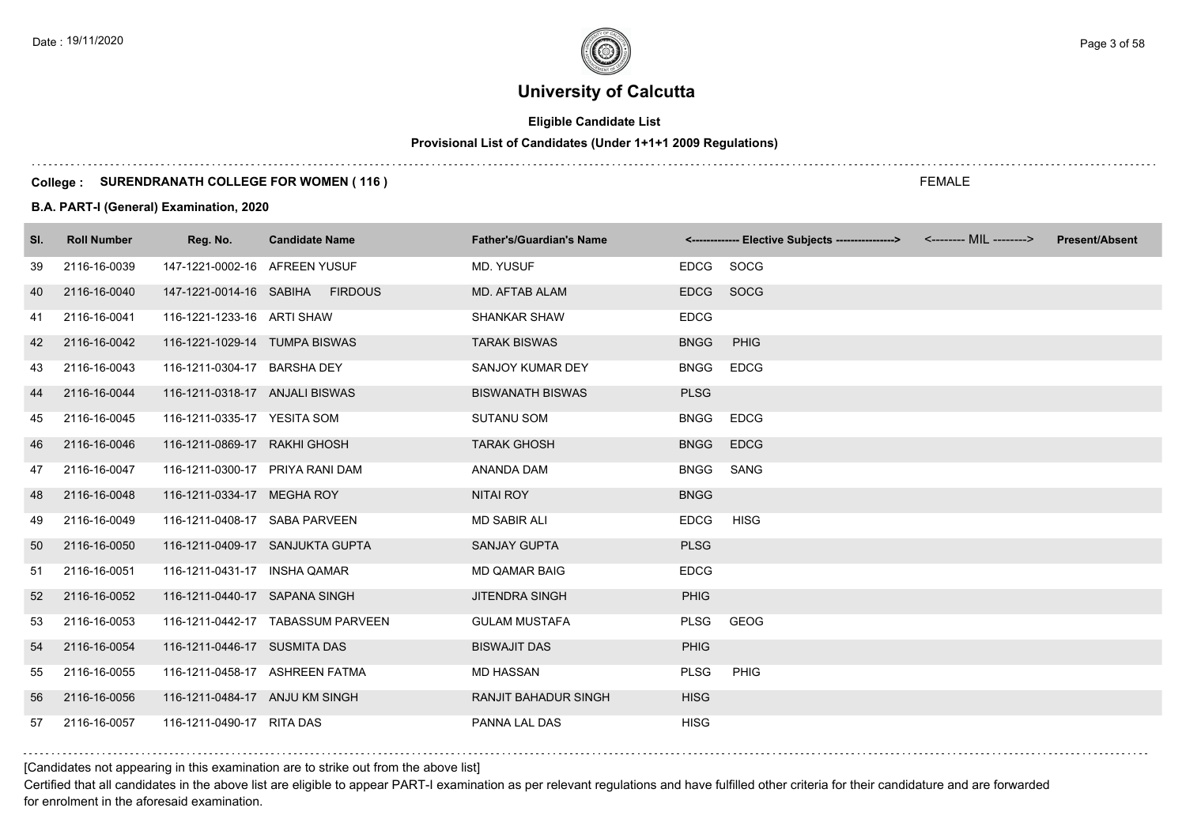# University of Calcutta

**Eligible Candidate List**

**Provisional List of Candidates (Under 1+1+1 2009 Regulations)**

**College : SURENDRANATH COLLEGE FOR WOMEN ( 116 )**

FEMALE

**B.A. PART-I (General) Examination, 2020**

| Sl. | Roll Number | Reg. No. | Candidate Name | Father's/Guardian's Name | <------------- Elective Subjects ----------------> | | <-------- MIL --------> | Present/Absent |
|---|---|---|---|---|---|---|---|---|
| 39 | 2116-16-0039 | 147-1221-0002-16 | AFREEN YUSUF | MD. YUSUF | EDCG | SOCG | | |
| 40 | 2116-16-0040 | 147-1221-0014-16 | SABIHA FIRDOUS | MD. AFTAB ALAM | EDCG | SOCG | | |
| 41 | 2116-16-0041 | 116-1221-1233-16 | ARTI SHAW | SHANKAR SHAW | EDCG | | | |
| 42 | 2116-16-0042 | 116-1221-1029-14 | TUMPA BISWAS | TARAK BISWAS | BNGG | PHIG | | |
| 43 | 2116-16-0043 | 116-1211-0304-17 | BARSHA DEY | SANJOY KUMAR DEY | BNGG | EDCG | | |
| 44 | 2116-16-0044 | 116-1211-0318-17 | ANJALI BISWAS | BISWANATH BISWAS | PLSG | | | |
| 45 | 2116-16-0045 | 116-1211-0335-17 | YESITA SOM | SUTANU SOM | BNGG | EDCG | | |
| 46 | 2116-16-0046 | 116-1211-0869-17 | RAKHI GHOSH | TARAK GHOSH | BNGG | EDCG | | |
| 47 | 2116-16-0047 | 116-1211-0300-17 | PRIYA RANI DAM | ANANDA DAM | BNGG | SANG | | |
| 48 | 2116-16-0048 | 116-1211-0334-17 | MEGHA ROY | NITAI ROY | BNGG | | | |
| 49 | 2116-16-0049 | 116-1211-0408-17 | SABA PARVEEN | MD SABIR ALI | EDCG | HISG | | |
| 50 | 2116-16-0050 | 116-1211-0409-17 | SANJUKTA GUPTA | SANJAY GUPTA | PLSG | | | |
| 51 | 2116-16-0051 | 116-1211-0431-17 | INSHA QAMAR | MD QAMAR BAIG | EDCG | | | |
| 52 | 2116-16-0052 | 116-1211-0440-17 | SAPANA SINGH | JITENDRA SINGH | PHIG | | | |
| 53 | 2116-16-0053 | 116-1211-0442-17 | TABASSUM PARVEEN | GULAM MUSTAFA | PLSG | GEOG | | |
| 54 | 2116-16-0054 | 116-1211-0446-17 | SUSMITA DAS | BISWAJIT DAS | PHIG | | | |
| 55 | 2116-16-0055 | 116-1211-0458-17 | ASHREEN FATMA | MD HASSAN | PLSG | PHIG | | |
| 56 | 2116-16-0056 | 116-1211-0484-17 | ANJU KM SINGH | RANJIT BAHADUR SINGH | HISG | | | |
| 57 | 2116-16-0057 | 116-1211-0490-17 | RITA DAS | PANNA LAL DAS | HISG | | | |

[Candidates not appearing in this examination are to strike out from the above list]

Certified that all candidates in the above list are eligible to appear PART-I examination as per relevant regulations and have fulfilled other criteria for their candidature and are forwarded for enrolment in the aforesaid examination.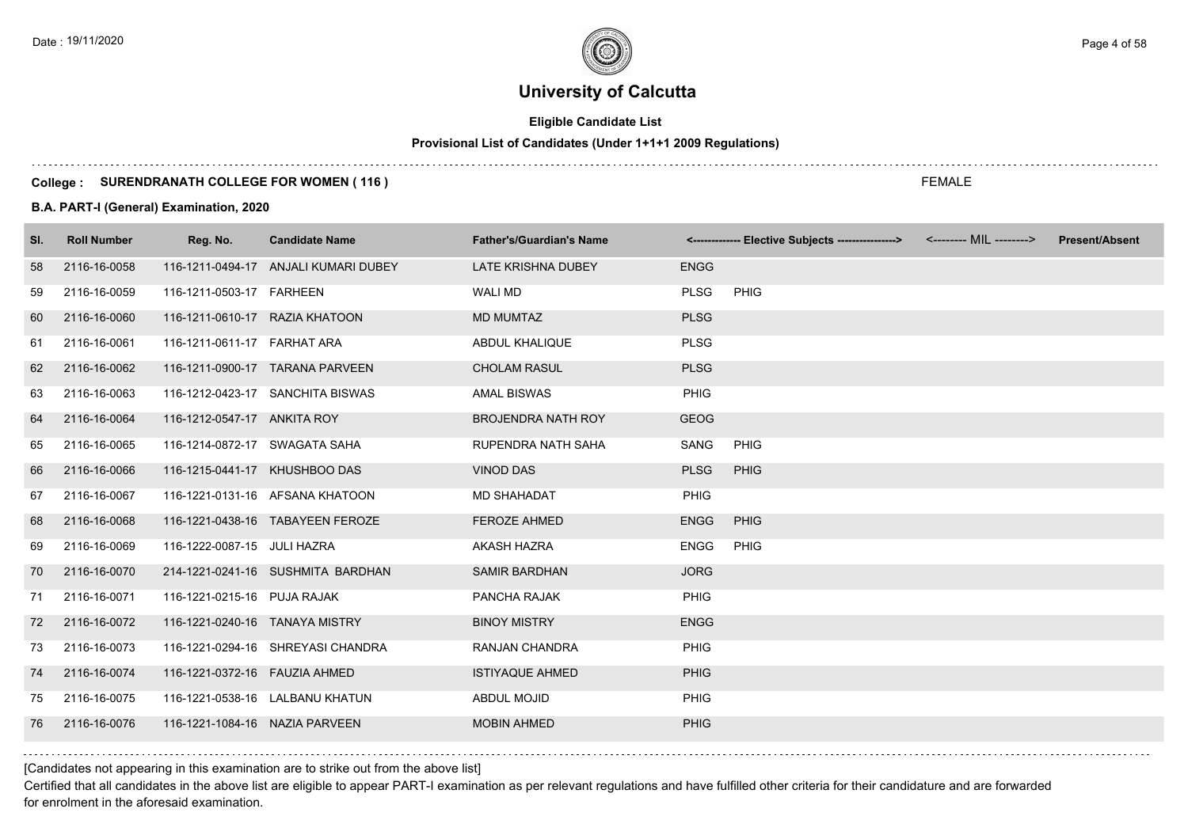# University of Calcutta

**Eligible Candidate List**

**Provisional List of Candidates (Under 1+1+1 2009 Regulations)**

**College : SURENDRANATH COLLEGE FOR WOMEN ( 116 )**

FEMALE

**B.A. PART-I (General) Examination, 2020**

| Sl. | Roll Number | Reg. No. | Candidate Name | Father's/Guardian's Name | <------------- Elective Subjects ----------------> | | <-------- MIL --------> | Present/Absent |
|---|---|---|---|---|---|---|---|---|
| 58 | 2116-16-0058 | 116-1211-0494-17 | ANJALI KUMARI DUBEY | LATE KRISHNA DUBEY | ENGG | | | |
| 59 | 2116-16-0059 | 116-1211-0503-17 | FARHEEN | WALI MD | PLSG | PHIG | | |
| 60 | 2116-16-0060 | 116-1211-0610-17 | RAZIA KHATOON | MD MUMTAZ | PLSG | | | |
| 61 | 2116-16-0061 | 116-1211-0611-17 | FARHAT ARA | ABDUL KHALIQUE | PLSG | | | |
| 62 | 2116-16-0062 | 116-1211-0900-17 | TARANA PARVEEN | CHOLAM RASUL | PLSG | | | |
| 63 | 2116-16-0063 | 116-1212-0423-17 | SANCHITA BISWAS | AMAL BISWAS | PHIG | | | |
| 64 | 2116-16-0064 | 116-1212-0547-17 | ANKITA ROY | BROJENDRA NATH ROY | GEOG | | | |
| 65 | 2116-16-0065 | 116-1214-0872-17 | SWAGATA SAHA | RUPENDRA NATH SAHA | SANG | PHIG | | |
| 66 | 2116-16-0066 | 116-1215-0441-17 | KHUSHBOO DAS | VINOD DAS | PLSG | PHIG | | |
| 67 | 2116-16-0067 | 116-1221-0131-16 | AFSANA KHATOON | MD SHAHADAT | PHIG | | | |
| 68 | 2116-16-0068 | 116-1221-0438-16 | TABAYEEN FEROZE | FEROZE AHMED | ENGG | PHIG | | |
| 69 | 2116-16-0069 | 116-1222-0087-15 | JULI HAZRA | AKASH HAZRA | ENGG | PHIG | | |
| 70 | 2116-16-0070 | 214-1221-0241-16 | SUSHMITA BARDHAN | SAMIR BARDHAN | JORG | | | |
| 71 | 2116-16-0071 | 116-1221-0215-16 | PUJA RAJAK | PANCHA RAJAK | PHIG | | | |
| 72 | 2116-16-0072 | 116-1221-0240-16 | TANAYA MISTRY | BINOY MISTRY | ENGG | | | |
| 73 | 2116-16-0073 | 116-1221-0294-16 | SHREYASI CHANDRA | RANJAN CHANDRA | PHIG | | | |
| 74 | 2116-16-0074 | 116-1221-0372-16 | FAUZIA AHMED | ISTIYAQUE AHMED | PHIG | | | |
| 75 | 2116-16-0075 | 116-1221-0538-16 | LALBANU KHATUN | ABDUL MOJID | PHIG | | | |
| 76 | 2116-16-0076 | 116-1221-1084-16 | NAZIA PARVEEN | MOBIN AHMED | PHIG | | | |

[Candidates not appearing in this examination are to strike out from the above list]

Certified that all candidates in the above list are eligible to appear PART-I examination as per relevant regulations and have fulfilled other criteria for their candidature and are forwarded for enrolment in the aforesaid examination.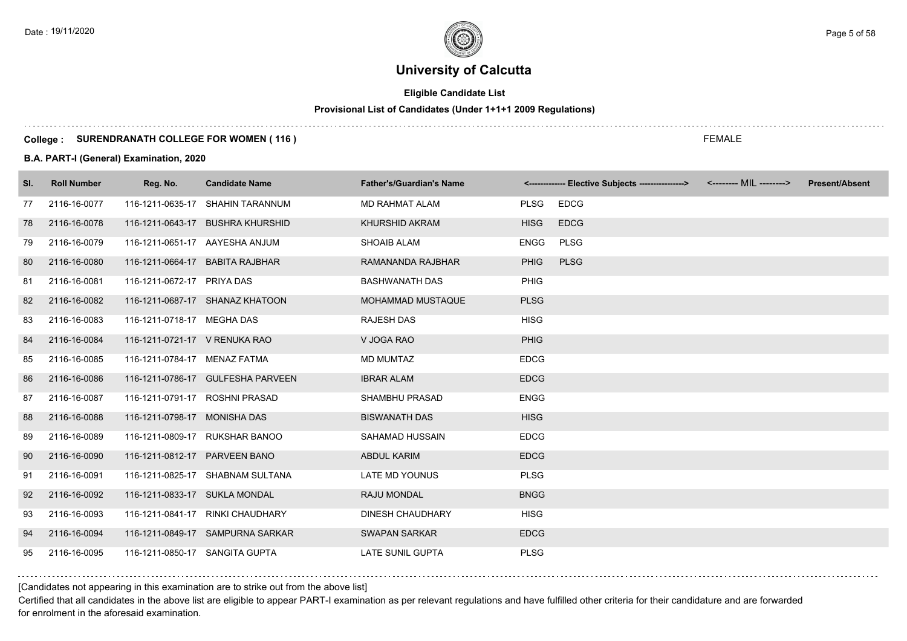# University of Calcutta

**Eligible Candidate List**

**Provisional List of Candidates (Under 1+1+1 2009 Regulations)**

**College : SURENDRANATH COLLEGE FOR WOMEN ( 116 )**

FEMALE

**B.A. PART-I (General) Examination, 2020**

| Sl. | Roll Number | Reg. No. | Candidate Name | Father's/Guardian's Name | <------------- Elective Subjects ----------------> | | <-------- MIL --------> | Present/Absent |
|---|---|---|---|---|---|---|---|---|
| 77 | 2116-16-0077 | 116-1211-0635-17 | SHAHIN TARANNUM | MD RAHMAT ALAM | PLSG | EDCG | | |
| 78 | 2116-16-0078 | 116-1211-0643-17 | BUSHRA KHURSHID | KHURSHID AKRAM | HISG | EDCG | | |
| 79 | 2116-16-0079 | 116-1211-0651-17 | AAYESHA ANJUM | SHOAIB ALAM | ENGG | PLSG | | |
| 80 | 2116-16-0080 | 116-1211-0664-17 | BABITA RAJBHAR | RAMANANDA RAJBHAR | PHIG | PLSG | | |
| 81 | 2116-16-0081 | 116-1211-0672-17 | PRIYA DAS | BASHWANATH DAS | PHIG | | | |
| 82 | 2116-16-0082 | 116-1211-0687-17 | SHANAZ KHATOON | MOHAMMAD MUSTAQUE | PLSG | | | |
| 83 | 2116-16-0083 | 116-1211-0718-17 | MEGHA DAS | RAJESH DAS | HISG | | | |
| 84 | 2116-16-0084 | 116-1211-0721-17 | V RENUKA RAO | V JOGA RAO | PHIG | | | |
| 85 | 2116-16-0085 | 116-1211-0784-17 | MENAZ FATMA | MD MUMTAZ | EDCG | | | |
| 86 | 2116-16-0086 | 116-1211-0786-17 | GULFESHA PARVEEN | IBRAR ALAM | EDCG | | | |
| 87 | 2116-16-0087 | 116-1211-0791-17 | ROSHNI PRASAD | SHAMBHU PRASAD | ENGG | | | |
| 88 | 2116-16-0088 | 116-1211-0798-17 | MONISHA DAS | BISWANATH DAS | HISG | | | |
| 89 | 2116-16-0089 | 116-1211-0809-17 | RUKSHAR BANOO | SAHAMAD HUSSAIN | EDCG | | | |
| 90 | 2116-16-0090 | 116-1211-0812-17 | PARVEEN BANO | ABDUL KARIM | EDCG | | | |
| 91 | 2116-16-0091 | 116-1211-0825-17 | SHABNAM SULTANA | LATE MD YOUNUS | PLSG | | | |
| 92 | 2116-16-0092 | 116-1211-0833-17 | SUKLA MONDAL | RAJU MONDAL | BNGG | | | |
| 93 | 2116-16-0093 | 116-1211-0841-17 | RINKI CHAUDHARY | DINESH CHAUDHARY | HISG | | | |
| 94 | 2116-16-0094 | 116-1211-0849-17 | SAMPURNA SARKAR | SWAPAN SARKAR | EDCG | | | |
| 95 | 2116-16-0095 | 116-1211-0850-17 | SANGITA GUPTA | LATE SUNIL GUPTA | PLSG | | | |

[Candidates not appearing in this examination are to strike out from the above list]

Certified that all candidates in the above list are eligible to appear PART-I examination as per relevant regulations and have fulfilled other criteria for their candidature and are forwarded for enrolment in the aforesaid examination.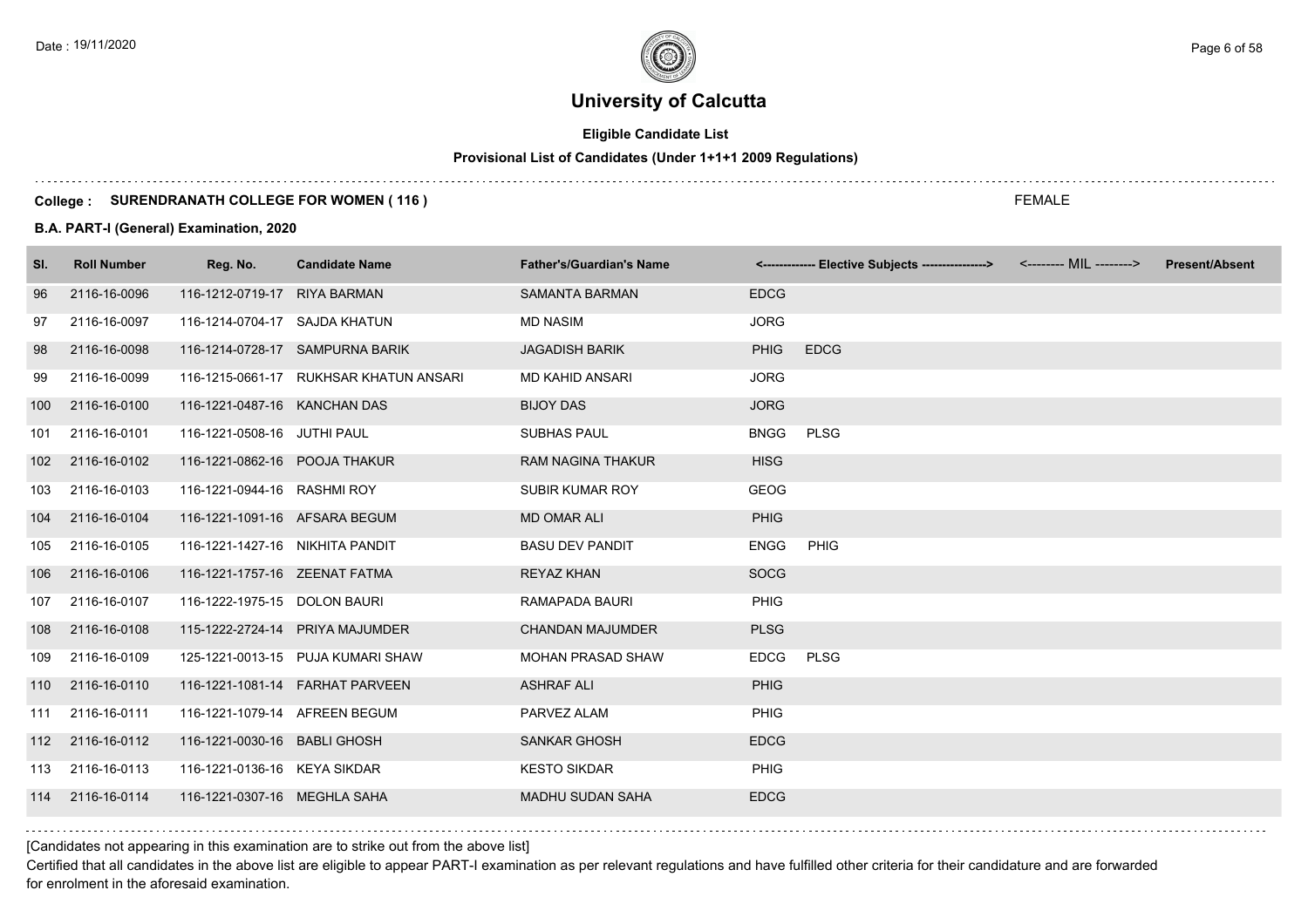# University of Calcutta

## Eligible Candidate List

### Provisional List of Candidates (Under 1+1+1 2009 Regulations)

**College : SURENDRANATH COLLEGE FOR WOMEN ( 116 )** FEMALE

**B.A. PART-I (General) Examination, 2020**

| Sl. | Roll Number | Reg. No. | Candidate Name | Father's/Guardian's Name | <------------- Elective Subjects ----------------> | | <-------- MIL --------> | Present/Absent |
|---|---|---|---|---|---|---|---|---|
| 96 | 2116-16-0096 | 116-1212-0719-17 | RIYA BARMAN | SAMANTA BARMAN | EDCG | | | |
| 97 | 2116-16-0097 | 116-1214-0704-17 | SAJDA KHATUN | MD NASIM | JORG | | | |
| 98 | 2116-16-0098 | 116-1214-0728-17 | SAMPURNA BARIK | JAGADISH BARIK | PHIG | EDCG | | |
| 99 | 2116-16-0099 | 116-1215-0661-17 | RUKHSAR KHATUN ANSARI | MD KAHID ANSARI | JORG | | | |
| 100 | 2116-16-0100 | 116-1221-0487-16 | KANCHAN DAS | BIJOY DAS | JORG | | | |
| 101 | 2116-16-0101 | 116-1221-0508-16 | JUTHI PAUL | SUBHAS PAUL | BNGG | PLSG | | |
| 102 | 2116-16-0102 | 116-1221-0862-16 | POOJA THAKUR | RAM NAGINA THAKUR | HISG | | | |
| 103 | 2116-16-0103 | 116-1221-0944-16 | RASHMI ROY | SUBIR KUMAR ROY | GEOG | | | |
| 104 | 2116-16-0104 | 116-1221-1091-16 | AFSARA BEGUM | MD OMAR ALI | PHIG | | | |
| 105 | 2116-16-0105 | 116-1221-1427-16 | NIKHITA PANDIT | BASU DEV PANDIT | ENGG | PHIG | | |
| 106 | 2116-16-0106 | 116-1221-1757-16 | ZEENAT FATMA | REYAZ KHAN | SOCG | | | |
| 107 | 2116-16-0107 | 116-1222-1975-15 | DOLON BAURI | RAMAPADA BAURI | PHIG | | | |
| 108 | 2116-16-0108 | 115-1222-2724-14 | PRIYA MAJUMDER | CHANDAN MAJUMDER | PLSG | | | |
| 109 | 2116-16-0109 | 125-1221-0013-15 | PUJA KUMARI SHAW | MOHAN PRASAD SHAW | EDCG | PLSG | | |
| 110 | 2116-16-0110 | 116-1221-1081-14 | FARHAT PARVEEN | ASHRAF ALI | PHIG | | | |
| 111 | 2116-16-0111 | 116-1221-1079-14 | AFREEN BEGUM | PARVEZ ALAM | PHIG | | | |
| 112 | 2116-16-0112 | 116-1221-0030-16 | BABLI GHOSH | SANKAR GHOSH | EDCG | | | |
| 113 | 2116-16-0113 | 116-1221-0136-16 | KEYA SIKDAR | KESTO SIKDAR | PHIG | | | |
| 114 | 2116-16-0114 | 116-1221-0307-16 | MEGHLA SAHA | MADHU SUDAN SAHA | EDCG | | | |

[Candidates not appearing in this examination are to strike out from the above list]

Certified that all candidates in the above list are eligible to appear PART-I examination as per relevant regulations and have fulfilled other criteria for their candidature and are forwarded for enrolment in the aforesaid examination.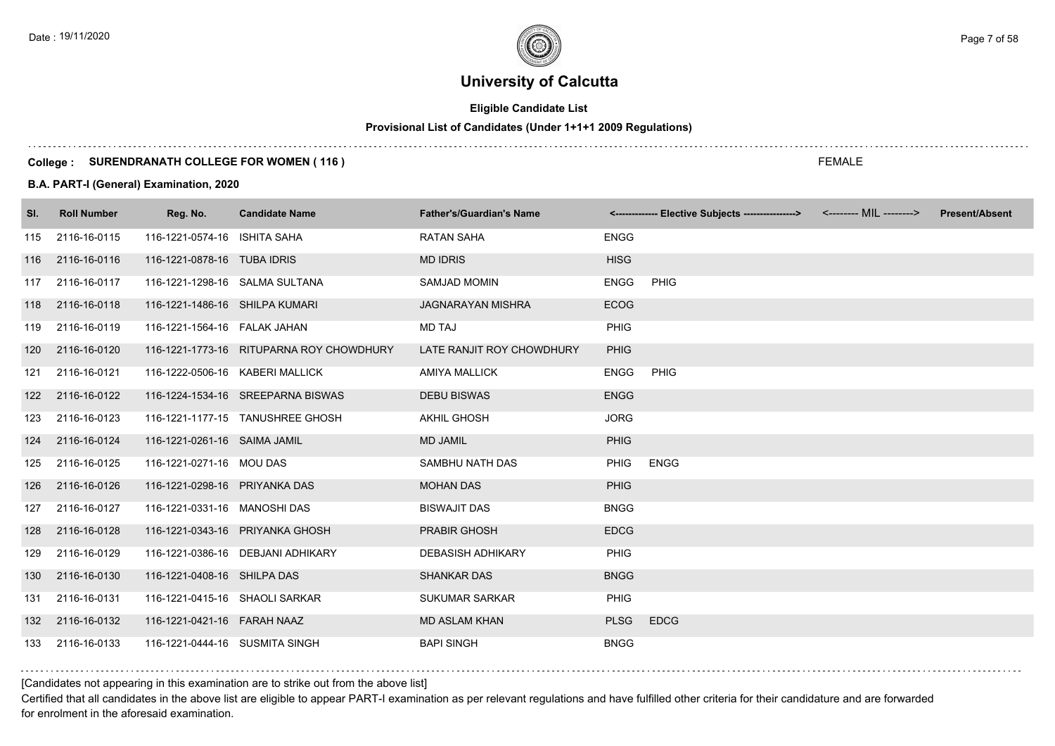# University of Calcutta

**Eligible Candidate List**

**Provisional List of Candidates (Under 1+1+1 2009 Regulations)**

**College : SURENDRANATH COLLEGE FOR WOMEN ( 116 )**

FEMALE

**B.A. PART-I (General) Examination, 2020**

| Sl. | Roll Number | Reg. No. | Candidate Name | Father's/Guardian's Name | <------------- Elective Subjects ----------------> | | <-------- MIL --------> | Present/Absent |
|---|---|---|---|---|---|---|---|---|
| 115 | 2116-16-0115 | 116-1221-0574-16 | ISHITA SAHA | RATAN SAHA | ENGG | | | |
| 116 | 2116-16-0116 | 116-1221-0878-16 | TUBA IDRIS | MD IDRIS | HISG | | | |
| 117 | 2116-16-0117 | 116-1221-1298-16 | SALMA SULTANA | SAMJAD MOMIN | ENGG | PHIG | | |
| 118 | 2116-16-0118 | 116-1221-1486-16 | SHILPA KUMARI | JAGNARAYAN MISHRA | ECOG | | | |
| 119 | 2116-16-0119 | 116-1221-1564-16 | FALAK JAHAN | MD TAJ | PHIG | | | |
| 120 | 2116-16-0120 | 116-1221-1773-16 | RITUPARNA ROY CHOWDHURY | LATE RANJIT ROY CHOWDHURY | PHIG | | | |
| 121 | 2116-16-0121 | 116-1222-0506-16 | KABERI MALLICK | AMIYA MALLICK | ENGG | PHIG | | |
| 122 | 2116-16-0122 | 116-1224-1534-16 | SREEPARNA BISWAS | DEBU BISWAS | ENGG | | | |
| 123 | 2116-16-0123 | 116-1221-1177-15 | TANUSHREE GHOSH | AKHIL GHOSH | JORG | | | |
| 124 | 2116-16-0124 | 116-1221-0261-16 | SAIMA JAMIL | MD JAMIL | PHIG | | | |
| 125 | 2116-16-0125 | 116-1221-0271-16 | MOU DAS | SAMBHU NATH DAS | PHIG | ENGG | | |
| 126 | 2116-16-0126 | 116-1221-0298-16 | PRIYANKA DAS | MOHAN DAS | PHIG | | | |
| 127 | 2116-16-0127 | 116-1221-0331-16 | MANOSHI DAS | BISWAJIT DAS | BNGG | | | |
| 128 | 2116-16-0128 | 116-1221-0343-16 | PRIYANKA GHOSH | PRABIR GHOSH | EDCG | | | |
| 129 | 2116-16-0129 | 116-1221-0386-16 | DEBJANI ADHIKARY | DEBASISH ADHIKARY | PHIG | | | |
| 130 | 2116-16-0130 | 116-1221-0408-16 | SHILPA DAS | SHANKAR DAS | BNGG | | | |
| 131 | 2116-16-0131 | 116-1221-0415-16 | SHAOLI SARKAR | SUKUMAR SARKAR | PHIG | | | |
| 132 | 2116-16-0132 | 116-1221-0421-16 | FARAH NAAZ | MD ASLAM KHAN | PLSG | EDCG | | |
| 133 | 2116-16-0133 | 116-1221-0444-16 | SUSMITA SINGH | BAPI SINGH | BNGG | | | |

[Candidates not appearing in this examination are to strike out from the above list]

Certified that all candidates in the above list are eligible to appear PART-I examination as per relevant regulations and have fulfilled other criteria for their candidature and are forwarded for enrolment in the aforesaid examination.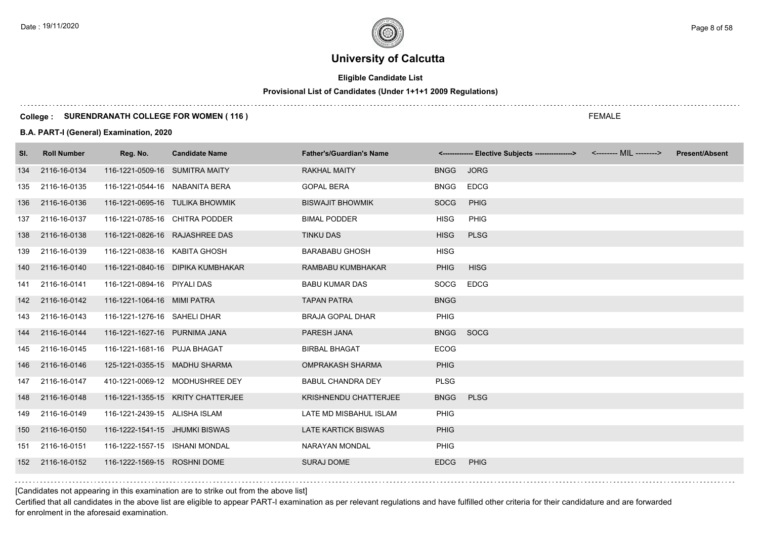# University of Calcutta

**Eligible Candidate List**

**Provisional List of Candidates (Under 1+1+1 2009 Regulations)**

**College : SURENDRANATH COLLEGE FOR WOMEN ( 116 )**

FEMALE

**B.A. PART-I (General) Examination, 2020**

| Sl. | Roll Number | Reg. No. | Candidate Name | Father's/Guardian's Name | <------------- Elective Subjects ----------------> | | <-------- MIL --------> | Present/Absent |
|---|---|---|---|---|---|---|---|---|
| 134 | 2116-16-0134 | 116-1221-0509-16 | SUMITRA MAITY | RAKHAL MAITY | BNGG | JORG | | |
| 135 | 2116-16-0135 | 116-1221-0544-16 | NABANITA BERA | GOPAL BERA | BNGG | EDCG | | |
| 136 | 2116-16-0136 | 116-1221-0695-16 | TULIKA BHOWMIK | BISWAJIT BHOWMIK | SOCG | PHIG | | |
| 137 | 2116-16-0137 | 116-1221-0785-16 | CHITRA PODDER | BIMAL PODDER | HISG | PHIG | | |
| 138 | 2116-16-0138 | 116-1221-0826-16 | RAJASHREE DAS | TINKU DAS | HISG | PLSG | | |
| 139 | 2116-16-0139 | 116-1221-0838-16 | KABITA GHOSH | BARABABU GHOSH | HISG | | | |
| 140 | 2116-16-0140 | 116-1221-0840-16 | DIPIKA KUMBHAKAR | RAMBABU KUMBHAKAR | PHIG | HISG | | |
| 141 | 2116-16-0141 | 116-1221-0894-16 | PIYALI DAS | BABU KUMAR DAS | SOCG | EDCG | | |
| 142 | 2116-16-0142 | 116-1221-1064-16 | MIMI PATRA | TAPAN PATRA | BNGG | | | |
| 143 | 2116-16-0143 | 116-1221-1276-16 | SAHELI DHAR | BRAJA GOPAL DHAR | PHIG | | | |
| 144 | 2116-16-0144 | 116-1221-1627-16 | PURNIMA JANA | PARESH JANA | BNGG | SOCG | | |
| 145 | 2116-16-0145 | 116-1221-1681-16 | PUJA BHAGAT | BIRBAL BHAGAT | ECOG | | | |
| 146 | 2116-16-0146 | 125-1221-0355-15 | MADHU SHARMA | OMPRAKASH SHARMA | PHIG | | | |
| 147 | 2116-16-0147 | 410-1221-0069-12 | MODHUSHREE DEY | BABUL CHANDRA DEY | PLSG | | | |
| 148 | 2116-16-0148 | 116-1221-1355-15 | KRITY CHATTERJEE | KRISHNENDU CHATTERJEE | BNGG | PLSG | | |
| 149 | 2116-16-0149 | 116-1221-2439-15 | ALISHA ISLAM | LATE MD MISBAHUL ISLAM | PHIG | | | |
| 150 | 2116-16-0150 | 116-1222-1541-15 | JHUMKI BISWAS | LATE KARTICK BISWAS | PHIG | | | |
| 151 | 2116-16-0151 | 116-1222-1557-15 | ISHANI MONDAL | NARAYAN MONDAL | PHIG | | | |
| 152 | 2116-16-0152 | 116-1222-1569-15 | ROSHNI DOME | SURAJ DOME | EDCG | PHIG | | |

[Candidates not appearing in this examination are to strike out from the above list]

Certified that all candidates in the above list are eligible to appear PART-I examination as per relevant regulations and have fulfilled other criteria for their candidature and are forwarded for enrolment in the aforesaid examination.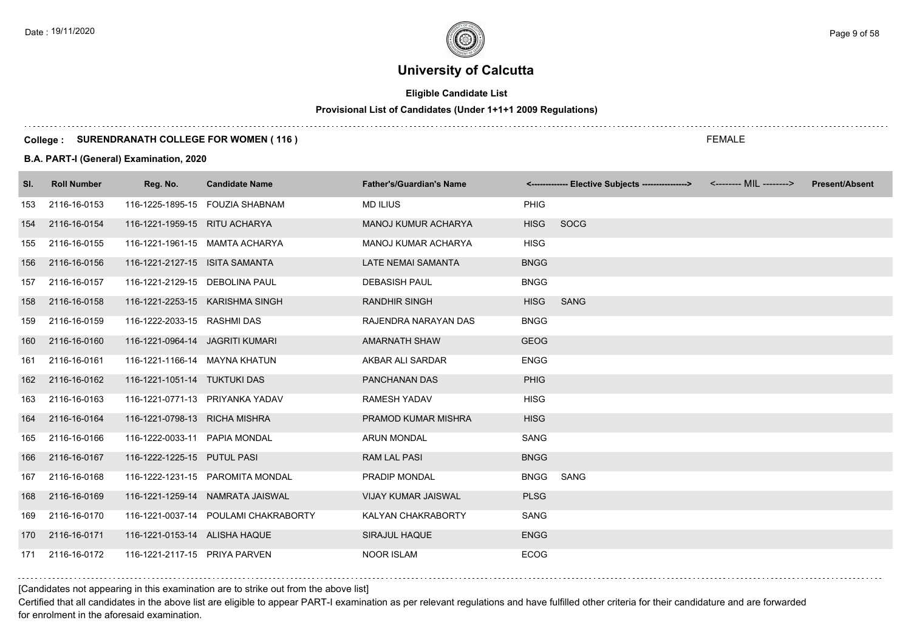# University of Calcutta

**Eligible Candidate List**

**Provisional List of Candidates (Under 1+1+1 2009 Regulations)**

**College : SURENDRANATH COLLEGE FOR WOMEN ( 116 )**

FEMALE

**B.A. PART-I (General) Examination, 2020**

| Sl. | Roll Number | Reg. No. | Candidate Name | Father's/Guardian's Name | <------------- Elective Subjects ----------------> | | <-------- MIL --------> | Present/Absent |
|---|---|---|---|---|---|---|---|---|
| 153 | 2116-16-0153 | 116-1225-1895-15 | FOUZIA SHABNAM | MD ILIUS | PHIG | | | |
| 154 | 2116-16-0154 | 116-1221-1959-15 | RITU ACHARYA | MANOJ KUMUR ACHARYA | HISG | SOCG | | |
| 155 | 2116-16-0155 | 116-1221-1961-15 | MAMTA ACHARYA | MANOJ KUMAR ACHARYA | HISG | | | |
| 156 | 2116-16-0156 | 116-1221-2127-15 | ISITA SAMANTA | LATE NEMAI SAMANTA | BNGG | | | |
| 157 | 2116-16-0157 | 116-1221-2129-15 | DEBOLINA PAUL | DEBASISH PAUL | BNGG | | | |
| 158 | 2116-16-0158 | 116-1221-2253-15 | KARISHMA SINGH | RANDHIR SINGH | HISG | SANG | | |
| 159 | 2116-16-0159 | 116-1222-2033-15 | RASHMI DAS | RAJENDRA NARAYAN DAS | BNGG | | | |
| 160 | 2116-16-0160 | 116-1221-0964-14 | JAGRITI KUMARI | AMARNATH SHAW | GEOG | | | |
| 161 | 2116-16-0161 | 116-1221-1166-14 | MAYNA KHATUN | AKBAR ALI SARDAR | ENGG | | | |
| 162 | 2116-16-0162 | 116-1221-1051-14 | TUKTUKI DAS | PANCHANAN DAS | PHIG | | | |
| 163 | 2116-16-0163 | 116-1221-0771-13 | PRIYANKA YADAV | RAMESH YADAV | HISG | | | |
| 164 | 2116-16-0164 | 116-1221-0798-13 | RICHA MISHRA | PRAMOD KUMAR MISHRA | HISG | | | |
| 165 | 2116-16-0166 | 116-1222-0033-11 | PAPIA MONDAL | ARUN MONDAL | SANG | | | |
| 166 | 2116-16-0167 | 116-1222-1225-15 | PUTUL PASI | RAM LAL PASI | BNGG | | | |
| 167 | 2116-16-0168 | 116-1222-1231-15 | PAROMITA MONDAL | PRADIP MONDAL | BNGG | SANG | | |
| 168 | 2116-16-0169 | 116-1221-1259-14 | NAMRATA JAISWAL | VIJAY KUMAR JAISWAL | PLSG | | | |
| 169 | 2116-16-0170 | 116-1221-0037-14 | POULAMI CHAKRABORTY | KALYAN CHAKRABORTY | SANG | | | |
| 170 | 2116-16-0171 | 116-1221-0153-14 | ALISHA HAQUE | SIRAJUL HAQUE | ENGG | | | |
| 171 | 2116-16-0172 | 116-1221-2117-15 | PRIYA PARVEN | NOOR ISLAM | ECOG | | | |

[Candidates not appearing in this examination are to strike out from the above list]

Certified that all candidates in the above list are eligible to appear PART-I examination as per relevant regulations and have fulfilled other criteria for their candidature and are forwarded for enrolment in the aforesaid examination.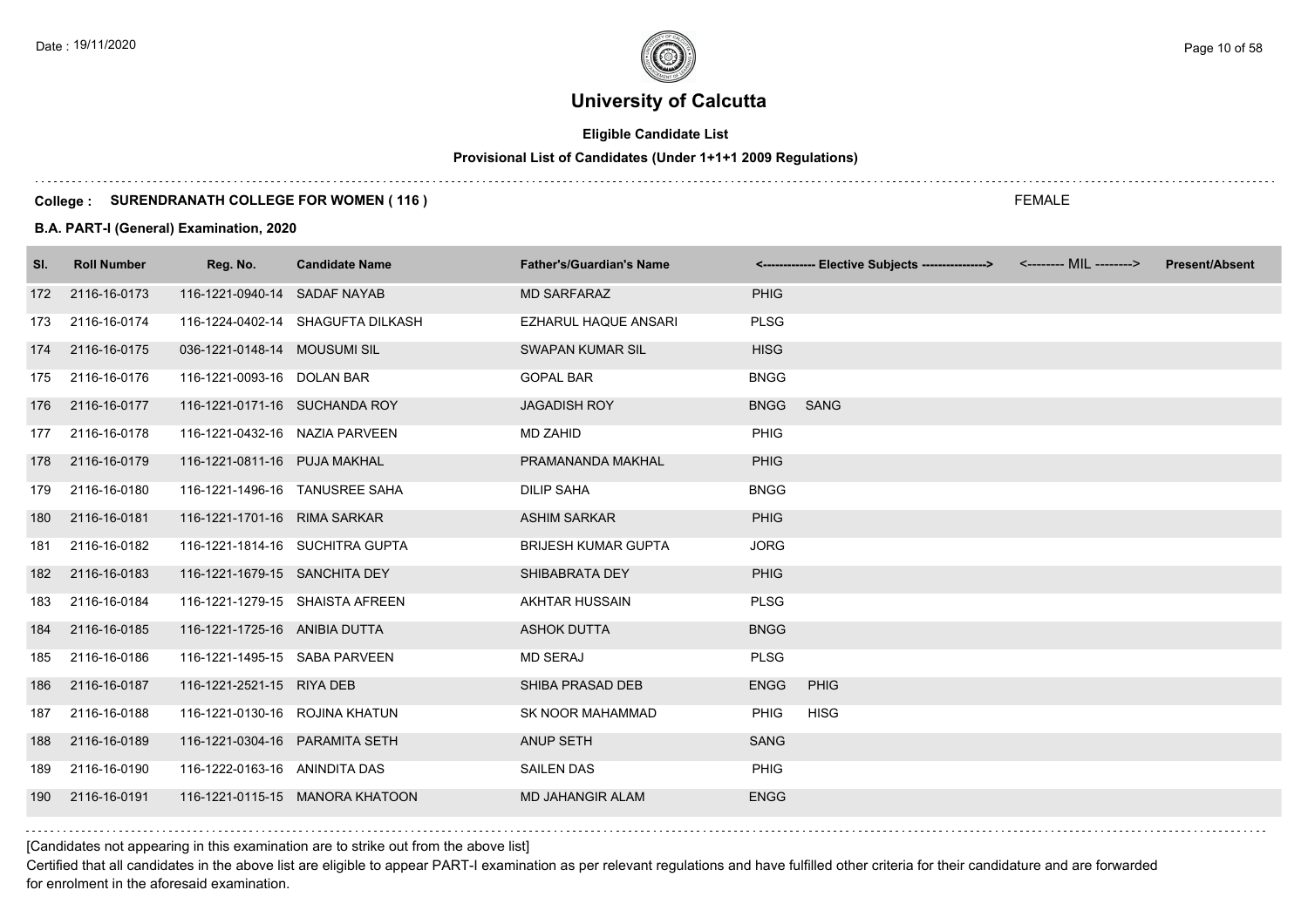# University of Calcutta

**Eligible Candidate List**

**Provisional List of Candidates (Under 1+1+1 2009 Regulations)**

**College : SURENDRANATH COLLEGE FOR WOMEN ( 116 )** FEMALE

**B.A. PART-I (General) Examination, 2020**

| Sl. | Roll Number | Reg. No. | Candidate Name | Father's/Guardian's Name | <------------- Elective Subjects ----------------> | | <-------- MIL --------> | Present/Absent |
|---|---|---|---|---|---|---|---|---|
| 172 | 2116-16-0173 | 116-1221-0940-14 | SADAF NAYAB | MD SARFARAZ | PHIG | | | |
| 173 | 2116-16-0174 | 116-1224-0402-14 | SHAGUFTA DILKASH | EZHARUL HAQUE ANSARI | PLSG | | | |
| 174 | 2116-16-0175 | 036-1221-0148-14 | MOUSUMI SIL | SWAPAN KUMAR SIL | HISG | | | |
| 175 | 2116-16-0176 | 116-1221-0093-16 | DOLAN BAR | GOPAL BAR | BNGG | | | |
| 176 | 2116-16-0177 | 116-1221-0171-16 | SUCHANDA ROY | JAGADISH ROY | BNGG | SANG | | |
| 177 | 2116-16-0178 | 116-1221-0432-16 | NAZIA PARVEEN | MD ZAHID | PHIG | | | |
| 178 | 2116-16-0179 | 116-1221-0811-16 | PUJA MAKHAL | PRAMANANDA MAKHAL | PHIG | | | |
| 179 | 2116-16-0180 | 116-1221-1496-16 | TANUSREE SAHA | DILIP SAHA | BNGG | | | |
| 180 | 2116-16-0181 | 116-1221-1701-16 | RIMA SARKAR | ASHIM SARKAR | PHIG | | | |
| 181 | 2116-16-0182 | 116-1221-1814-16 | SUCHITRA GUPTA | BRIJESH KUMAR GUPTA | JORG | | | |
| 182 | 2116-16-0183 | 116-1221-1679-15 | SANCHITA DEY | SHIBABRATA DEY | PHIG | | | |
| 183 | 2116-16-0184 | 116-1221-1279-15 | SHAISTA AFREEN | AKHTAR HUSSAIN | PLSG | | | |
| 184 | 2116-16-0185 | 116-1221-1725-16 | ANIBIA DUTTA | ASHOK DUTTA | BNGG | | | |
| 185 | 2116-16-0186 | 116-1221-1495-15 | SABA PARVEEN | MD SERAJ | PLSG | | | |
| 186 | 2116-16-0187 | 116-1221-2521-15 | RIYA DEB | SHIBA PRASAD DEB | ENGG | PHIG | | |
| 187 | 2116-16-0188 | 116-1221-0130-16 | ROJINA KHATUN | SK NOOR MAHAMMAD | PHIG | HISG | | |
| 188 | 2116-16-0189 | 116-1221-0304-16 | PARAMITA SETH | ANUP SETH | SANG | | | |
| 189 | 2116-16-0190 | 116-1222-0163-16 | ANINDITA DAS | SAILEN DAS | PHIG | | | |
| 190 | 2116-16-0191 | 116-1221-0115-15 | MANORA KHATOON | MD JAHANGIR ALAM | ENGG | | | |

[Candidates not appearing in this examination are to strike out from the above list]

Certified that all candidates in the above list are eligible to appear PART-I examination as per relevant regulations and have fulfilled other criteria for their candidature and are forwarded for enrolment in the aforesaid examination.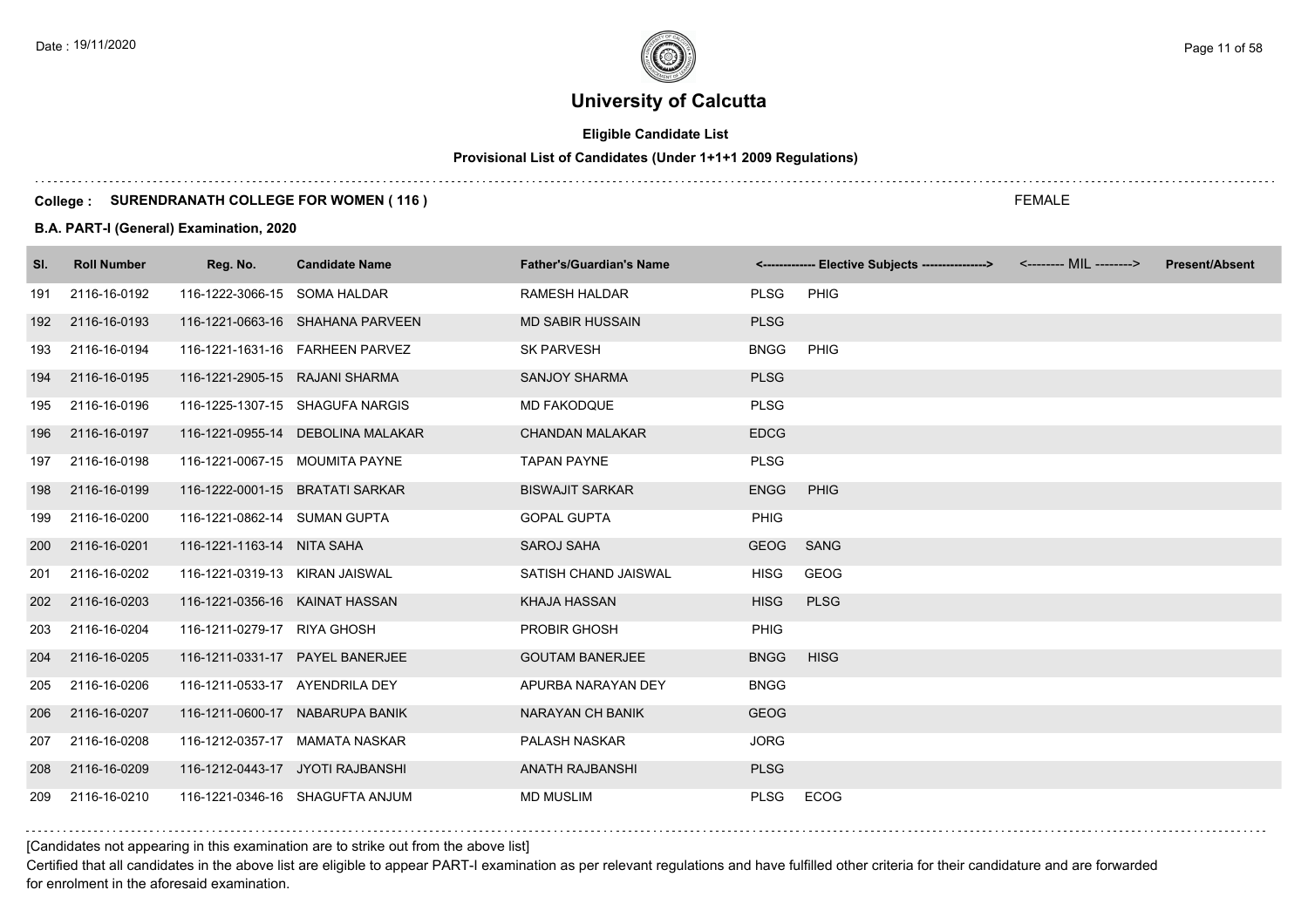# University of Calcutta

**Eligible Candidate List**

**Provisional List of Candidates (Under 1+1+1 2009 Regulations)**

**College : SURENDRANATH COLLEGE FOR WOMEN ( 116 )** FEMALE

**B.A. PART-I (General) Examination, 2020**

| Sl. | Roll Number | Reg. No. | Candidate Name | Father's/Guardian's Name | <------------- Elective Subjects ----------------> | | <-------- MIL --------> | Present/Absent |
|---|---|---|---|---|---|---|---|---|
| 191 | 2116-16-0192 | 116-1222-3066-15 | SOMA HALDAR | RAMESH HALDAR | PLSG | PHIG | | |
| 192 | 2116-16-0193 | 116-1221-0663-16 | SHAHANA PARVEEN | MD SABIR HUSSAIN | PLSG | | | |
| 193 | 2116-16-0194 | 116-1221-1631-16 | FARHEEN PARVEZ | SK PARVESH | BNGG | PHIG | | |
| 194 | 2116-16-0195 | 116-1221-2905-15 | RAJANI SHARMA | SANJOY SHARMA | PLSG | | | |
| 195 | 2116-16-0196 | 116-1225-1307-15 | SHAGUFA NARGIS | MD FAKODQUE | PLSG | | | |
| 196 | 2116-16-0197 | 116-1221-0955-14 | DEBOLINA MALAKAR | CHANDAN MALAKAR | EDCG | | | |
| 197 | 2116-16-0198 | 116-1221-0067-15 | MOUMITA PAYNE | TAPAN PAYNE | PLSG | | | |
| 198 | 2116-16-0199 | 116-1222-0001-15 | BRATATI SARKAR | BISWAJIT SARKAR | ENGG | PHIG | | |
| 199 | 2116-16-0200 | 116-1221-0862-14 | SUMAN GUPTA | GOPAL GUPTA | PHIG | | | |
| 200 | 2116-16-0201 | 116-1221-1163-14 | NITA SAHA | SAROJ SAHA | GEOG | SANG | | |
| 201 | 2116-16-0202 | 116-1221-0319-13 | KIRAN JAISWAL | SATISH CHAND JAISWAL | HISG | GEOG | | |
| 202 | 2116-16-0203 | 116-1221-0356-16 | KAINAT HASSAN | KHAJA HASSAN | HISG | PLSG | | |
| 203 | 2116-16-0204 | 116-1211-0279-17 | RIYA GHOSH | PROBIR GHOSH | PHIG | | | |
| 204 | 2116-16-0205 | 116-1211-0331-17 | PAYEL BANERJEE | GOUTAM BANERJEE | BNGG | HISG | | |
| 205 | 2116-16-0206 | 116-1211-0533-17 | AYENDRILA DEY | APURBA NARAYAN DEY | BNGG | | | |
| 206 | 2116-16-0207 | 116-1211-0600-17 | NABARUPA BANIK | NARAYAN CH BANIK | GEOG | | | |
| 207 | 2116-16-0208 | 116-1212-0357-17 | MAMATA NASKAR | PALASH NASKAR | JORG | | | |
| 208 | 2116-16-0209 | 116-1212-0443-17 | JYOTI RAJBANSHI | ANATH RAJBANSHI | PLSG | | | |
| 209 | 2116-16-0210 | 116-1221-0346-16 | SHAGUFTA ANJUM | MD MUSLIM | PLSG | ECOG | | |

[Candidates not appearing in this examination are to strike out from the above list]

Certified that all candidates in the above list are eligible to appear PART-I examination as per relevant regulations and have fulfilled other criteria for their candidature and are forwarded for enrolment in the aforesaid examination.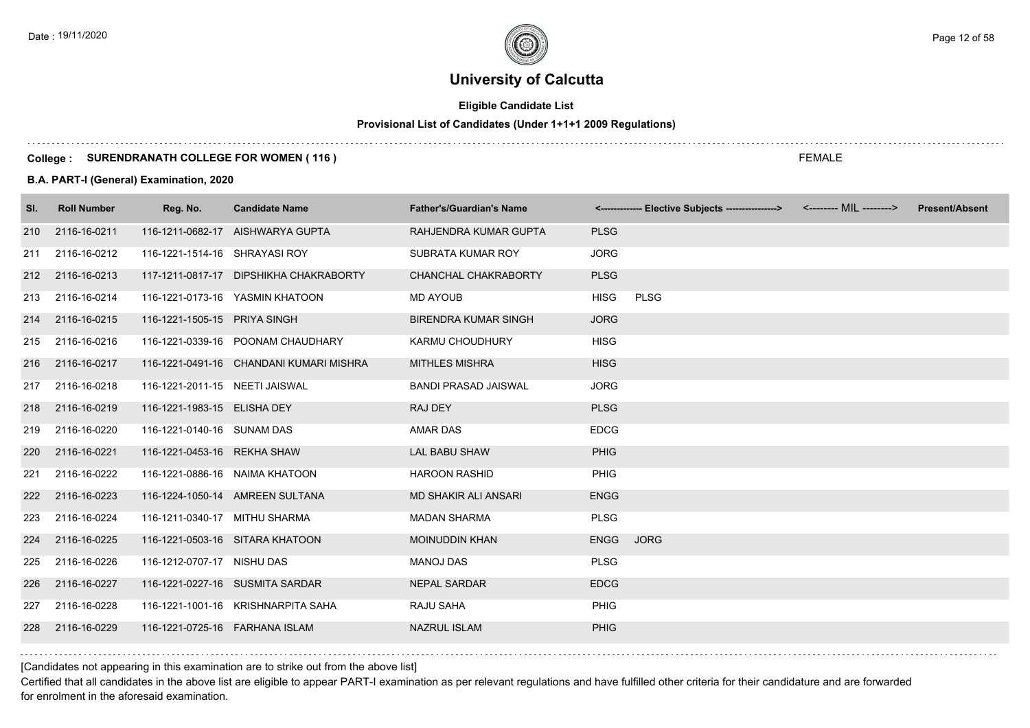# University of Calcutta

**Eligible Candidate List**

**Provisional List of Candidates (Under 1+1+1 2009 Regulations)**

**College : SURENDRANATH COLLEGE FOR WOMEN ( 116 )**

FEMALE

**B.A. PART-I (General) Examination, 2020**

| Sl. | Roll Number | Reg. No. | Candidate Name | Father's/Guardian's Name | <------------- Elective Subjects ----------------> | | <-------- MIL --------> | Present/Absent |
|---|---|---|---|---|---|---|---|---|
| 210 | 2116-16-0211 | 116-1211-0682-17 | AISHWARYA GUPTA | RAHJENDRA KUMAR GUPTA | PLSG | | | |
| 211 | 2116-16-0212 | 116-1221-1514-16 | SHRAYASI ROY | SUBRATA KUMAR ROY | JORG | | | |
| 212 | 2116-16-0213 | 117-1211-0817-17 | DIPSHIKHA CHAKRABORTY | CHANCHAL CHAKRABORTY | PLSG | | | |
| 213 | 2116-16-0214 | 116-1221-0173-16 | YASMIN KHATOON | MD AYOUB | HISG | PLSG | | |
| 214 | 2116-16-0215 | 116-1221-1505-15 | PRIYA SINGH | BIRENDRA KUMAR SINGH | JORG | | | |
| 215 | 2116-16-0216 | 116-1221-0339-16 | POONAM CHAUDHARY | KARMU CHOUDHURY | HISG | | | |
| 216 | 2116-16-0217 | 116-1221-0491-16 | CHANDANI KUMARI MISHRA | MITHLES MISHRA | HISG | | | |
| 217 | 2116-16-0218 | 116-1221-2011-15 | NEETI JAISWAL | BANDI PRASAD JAISWAL | JORG | | | |
| 218 | 2116-16-0219 | 116-1221-1983-15 | ELISHA DEY | RAJ DEY | PLSG | | | |
| 219 | 2116-16-0220 | 116-1221-0140-16 | SUNAM DAS | AMAR DAS | EDCG | | | |
| 220 | 2116-16-0221 | 116-1221-0453-16 | REKHA SHAW | LAL BABU SHAW | PHIG | | | |
| 221 | 2116-16-0222 | 116-1221-0886-16 | NAIMA KHATOON | HAROON RASHID | PHIG | | | |
| 222 | 2116-16-0223 | 116-1224-1050-14 | AMREEN SULTANA | MD SHAKIR ALI ANSARI | ENGG | | | |
| 223 | 2116-16-0224 | 116-1211-0340-17 | MITHU SHARMA | MADAN SHARMA | PLSG | | | |
| 224 | 2116-16-0225 | 116-1221-0503-16 | SITARA KHATOON | MOINUDDIN KHAN | ENGG | JORG | | |
| 225 | 2116-16-0226 | 116-1212-0707-17 | NISHU DAS | MANOJ DAS | PLSG | | | |
| 226 | 2116-16-0227 | 116-1221-0227-16 | SUSMITA SARDAR | NEPAL SARDAR | EDCG | | | |
| 227 | 2116-16-0228 | 116-1221-1001-16 | KRISHNARPITA SAHA | RAJU SAHA | PHIG | | | |
| 228 | 2116-16-0229 | 116-1221-0725-16 | FARHANA ISLAM | NAZRUL ISLAM | PHIG | | | |

[Candidates not appearing in this examination are to strike out from the above list]

Certified that all candidates in the above list are eligible to appear PART-I examination as per relevant regulations and have fulfilled other criteria for their candidature and are forwarded for enrolment in the aforesaid examination.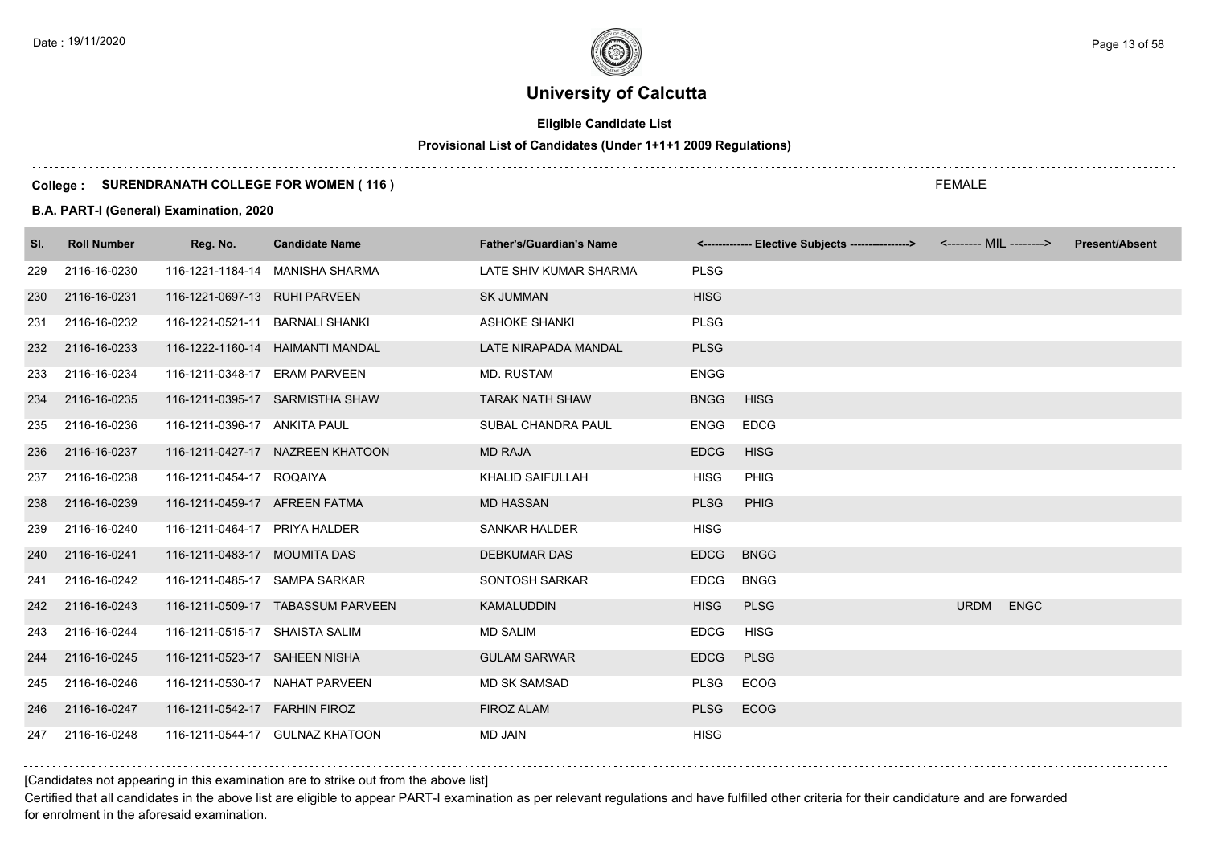# University of Calcutta

**Eligible Candidate List**

**Provisional List of Candidates (Under 1+1+1 2009 Regulations)**

**College : SURENDRANATH COLLEGE FOR WOMEN ( 116 )** FEMALE

**B.A. PART-I (General) Examination, 2020**

| Sl. | Roll Number | Reg. No. | Candidate Name | Father's/Guardian's Name | <------------- Elective Subjects ----------------> | | <-------- MIL --------> | | Present/Absent |
|---|---|---|---|---|---|---|---|---|---|
| 229 | 2116-16-0230 | 116-1221-1184-14 | MANISHA SHARMA | LATE SHIV KUMAR SHARMA | PLSG | | | | |
| 230 | 2116-16-0231 | 116-1221-0697-13 | RUHI PARVEEN | SK JUMMAN | HISG | | | | |
| 231 | 2116-16-0232 | 116-1221-0521-11 | BARNALI SHANKI | ASHOKE SHANKI | PLSG | | | | |
| 232 | 2116-16-0233 | 116-1222-1160-14 | HAIMANTI MANDAL | LATE NIRAPADA MANDAL | PLSG | | | | |
| 233 | 2116-16-0234 | 116-1211-0348-17 | ERAM PARVEEN | MD. RUSTAM | ENGG | | | | |
| 234 | 2116-16-0235 | 116-1211-0395-17 | SARMISTHA SHAW | TARAK NATH SHAW | BNGG | HISG | | | |
| 235 | 2116-16-0236 | 116-1211-0396-17 | ANKITA PAUL | SUBAL CHANDRA PAUL | ENGG | EDCG | | | |
| 236 | 2116-16-0237 | 116-1211-0427-17 | NAZREEN KHATOON | MD RAJA | EDCG | HISG | | | |
| 237 | 2116-16-0238 | 116-1211-0454-17 | ROQAIYA | KHALID SAIFULLAH | HISG | PHIG | | | |
| 238 | 2116-16-0239 | 116-1211-0459-17 | AFREEN FATMA | MD HASSAN | PLSG | PHIG | | | |
| 239 | 2116-16-0240 | 116-1211-0464-17 | PRIYA HALDER | SANKAR HALDER | HISG | | | | |
| 240 | 2116-16-0241 | 116-1211-0483-17 | MOUMITA DAS | DEBKUMAR DAS | EDCG | BNGG | | | |
| 241 | 2116-16-0242 | 116-1211-0485-17 | SAMPA SARKAR | SONTOSH SARKAR | EDCG | BNGG | | | |
| 242 | 2116-16-0243 | 116-1211-0509-17 | TABASSUM PARVEEN | KAMALUDDIN | HISG | PLSG | URDM | ENGC | |
| 243 | 2116-16-0244 | 116-1211-0515-17 | SHAISTA SALIM | MD SALIM | EDCG | HISG | | | |
| 244 | 2116-16-0245 | 116-1211-0523-17 | SAHEEN NISHA | GULAM SARWAR | EDCG | PLSG | | | |
| 245 | 2116-16-0246 | 116-1211-0530-17 | NAHAT PARVEEN | MD SK SAMSAD | PLSG | ECOG | | | |
| 246 | 2116-16-0247 | 116-1211-0542-17 | FARHIN FIROZ | FIROZ ALAM | PLSG | ECOG | | | |
| 247 | 2116-16-0248 | 116-1211-0544-17 | GULNAZ KHATOON | MD JAIN | HISG | | | | |

[Candidates not appearing in this examination are to strike out from the above list]

Certified that all candidates in the above list are eligible to appear PART-I examination as per relevant regulations and have fulfilled other criteria for their candidature and are forwarded for enrolment in the aforesaid examination.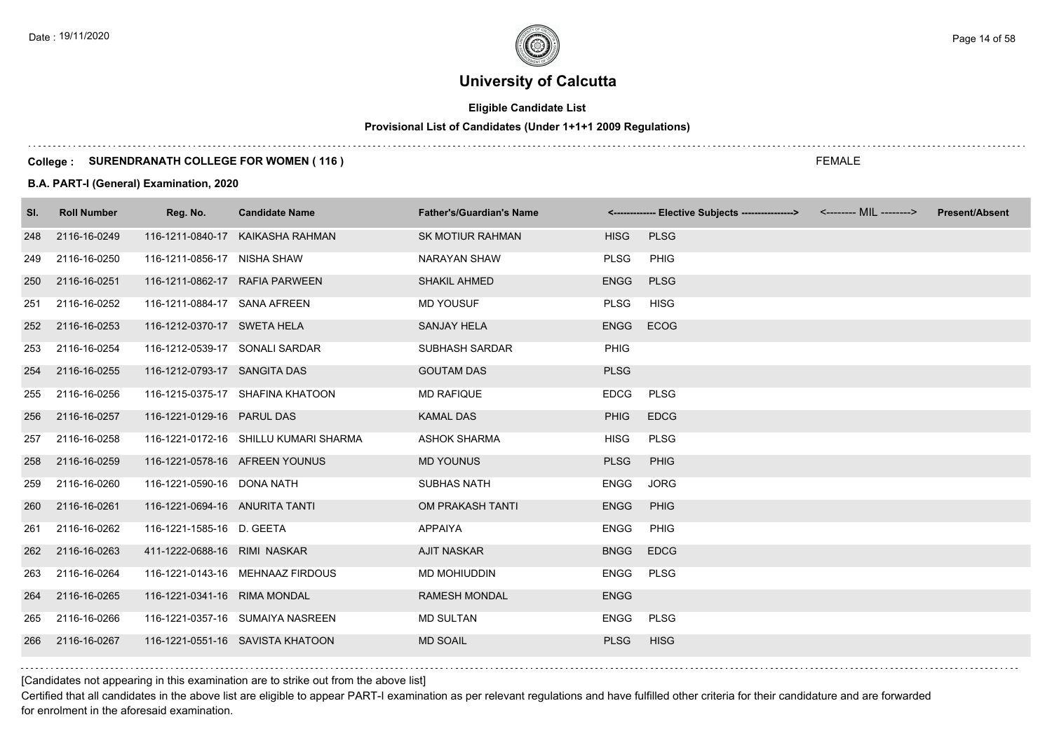# University of Calcutta

**Eligible Candidate List**

**Provisional List of Candidates (Under 1+1+1 2009 Regulations)**

**College : SURENDRANATH COLLEGE FOR WOMEN ( 116 )**

FEMALE

**B.A. PART-I (General) Examination, 2020**

| Sl. | Roll Number | Reg. No. | Candidate Name | Father's/Guardian's Name | <------------- Elective Subjects ----------------> | | <-------- MIL --------> | Present/Absent |
|---|---|---|---|---|---|---|---|---|
| 248 | 2116-16-0249 | 116-1211-0840-17 | KAIKASHA RAHMAN | SK MOTIUR RAHMAN | HISG | PLSG | | |
| 249 | 2116-16-0250 | 116-1211-0856-17 | NISHA SHAW | NARAYAN SHAW | PLSG | PHIG | | |
| 250 | 2116-16-0251 | 116-1211-0862-17 | RAFIA PARWEEN | SHAKIL AHMED | ENGG | PLSG | | |
| 251 | 2116-16-0252 | 116-1211-0884-17 | SANA AFREEN | MD YOUSUF | PLSG | HISG | | |
| 252 | 2116-16-0253 | 116-1212-0370-17 | SWETA HELA | SANJAY HELA | ENGG | ECOG | | |
| 253 | 2116-16-0254 | 116-1212-0539-17 | SONALI SARDAR | SUBHASH SARDAR | PHIG | | | |
| 254 | 2116-16-0255 | 116-1212-0793-17 | SANGITA DAS | GOUTAM DAS | PLSG | | | |
| 255 | 2116-16-0256 | 116-1215-0375-17 | SHAFINA KHATOON | MD RAFIQUE | EDCG | PLSG | | |
| 256 | 2116-16-0257 | 116-1221-0129-16 | PARUL DAS | KAMAL DAS | PHIG | EDCG | | |
| 257 | 2116-16-0258 | 116-1221-0172-16 | SHILLU KUMARI SHARMA | ASHOK SHARMA | HISG | PLSG | | |
| 258 | 2116-16-0259 | 116-1221-0578-16 | AFREEN YOUNUS | MD YOUNUS | PLSG | PHIG | | |
| 259 | 2116-16-0260 | 116-1221-0590-16 | DONA NATH | SUBHAS NATH | ENGG | JORG | | |
| 260 | 2116-16-0261 | 116-1221-0694-16 | ANURITA TANTI | OM PRAKASH TANTI | ENGG | PHIG | | |
| 261 | 2116-16-0262 | 116-1221-1585-16 | D. GEETA | APPAIYA | ENGG | PHIG | | |
| 262 | 2116-16-0263 | 411-1222-0688-16 | RIMI NASKAR | AJIT NASKAR | BNGG | EDCG | | |
| 263 | 2116-16-0264 | 116-1221-0143-16 | MEHNAAZ FIRDOUS | MD MOHIUDDIN | ENGG | PLSG | | |
| 264 | 2116-16-0265 | 116-1221-0341-16 | RIMA MONDAL | RAMESH MONDAL | ENGG | | | |
| 265 | 2116-16-0266 | 116-1221-0357-16 | SUMAIYA NASREEN | MD SULTAN | ENGG | PLSG | | |
| 266 | 2116-16-0267 | 116-1221-0551-16 | SAVISTA KHATOON | MD SOAIL | PLSG | HISG | | |

[Candidates not appearing in this examination are to strike out from the above list]

Certified that all candidates in the above list are eligible to appear PART-I examination as per relevant regulations and have fulfilled other criteria for their candidature and are forwarded for enrolment in the aforesaid examination.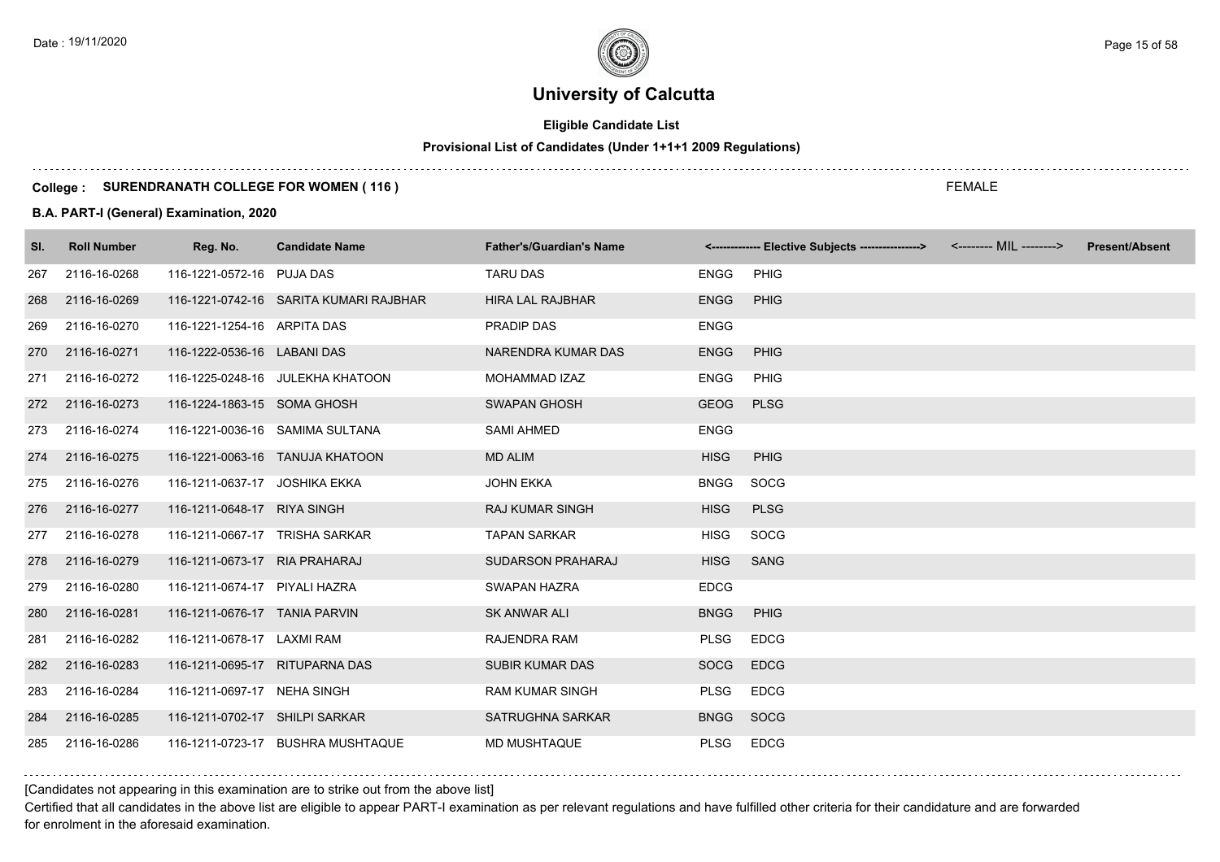# University of Calcutta

**Eligible Candidate List**

**Provisional List of Candidates (Under 1+1+1 2009 Regulations)**

**College : SURENDRANATH COLLEGE FOR WOMEN ( 116 )** FEMALE

**B.A. PART-I (General) Examination, 2020**

| Sl. | Roll Number | Reg. No. | Candidate Name | Father's/Guardian's Name | <------------- Elective Subjects ---------------> | | <-------- MIL --------> | Present/Absent |
|---|---|---|---|---|---|---|---|---|
| 267 | 2116-16-0268 | 116-1221-0572-16 | PUJA DAS | TARU DAS | ENGG | PHIG | | |
| 268 | 2116-16-0269 | 116-1221-0742-16 | SARITA KUMARI RAJBHAR | HIRA LAL RAJBHAR | ENGG | PHIG | | |
| 269 | 2116-16-0270 | 116-1221-1254-16 | ARPITA DAS | PRADIP DAS | ENGG | | | |
| 270 | 2116-16-0271 | 116-1222-0536-16 | LABANI DAS | NARENDRA KUMAR DAS | ENGG | PHIG | | |
| 271 | 2116-16-0272 | 116-1225-0248-16 | JULEKHA KHATOON | MOHAMMAD IZAZ | ENGG | PHIG | | |
| 272 | 2116-16-0273 | 116-1224-1863-15 | SOMA GHOSH | SWAPAN GHOSH | GEOG | PLSG | | |
| 273 | 2116-16-0274 | 116-1221-0036-16 | SAMIMA SULTANA | SAMI AHMED | ENGG | | | |
| 274 | 2116-16-0275 | 116-1221-0063-16 | TANUJA KHATOON | MD ALIM | HISG | PHIG | | |
| 275 | 2116-16-0276 | 116-1211-0637-17 | JOSHIKA EKKA | JOHN EKKA | BNGG | SOCG | | |
| 276 | 2116-16-0277 | 116-1211-0648-17 | RIYA SINGH | RAJ KUMAR SINGH | HISG | PLSG | | |
| 277 | 2116-16-0278 | 116-1211-0667-17 | TRISHA SARKAR | TAPAN SARKAR | HISG | SOCG | | |
| 278 | 2116-16-0279 | 116-1211-0673-17 | RIA PRAHARAJ | SUDARSON PRAHARAJ | HISG | SANG | | |
| 279 | 2116-16-0280 | 116-1211-0674-17 | PIYALI HAZRA | SWAPAN HAZRA | EDCG | | | |
| 280 | 2116-16-0281 | 116-1211-0676-17 | TANIA PARVIN | SK ANWAR ALI | BNGG | PHIG | | |
| 281 | 2116-16-0282 | 116-1211-0678-17 | LAXMI RAM | RAJENDRA RAM | PLSG | EDCG | | |
| 282 | 2116-16-0283 | 116-1211-0695-17 | RITUPARNA DAS | SUBIR KUMAR DAS | SOCG | EDCG | | |
| 283 | 2116-16-0284 | 116-1211-0697-17 | NEHA SINGH | RAM KUMAR SINGH | PLSG | EDCG | | |
| 284 | 2116-16-0285 | 116-1211-0702-17 | SHILPI SARKAR | SATRUGHNA SARKAR | BNGG | SOCG | | |
| 285 | 2116-16-0286 | 116-1211-0723-17 | BUSHRA MUSHTAQUE | MD MUSHTAQUE | PLSG | EDCG | | |

[Candidates not appearing in this examination are to strike out from the above list]

Certified that all candidates in the above list are eligible to appear PART-I examination as per relevant regulations and have fulfilled other criteria for their candidature and are forwarded for enrolment in the aforesaid examination.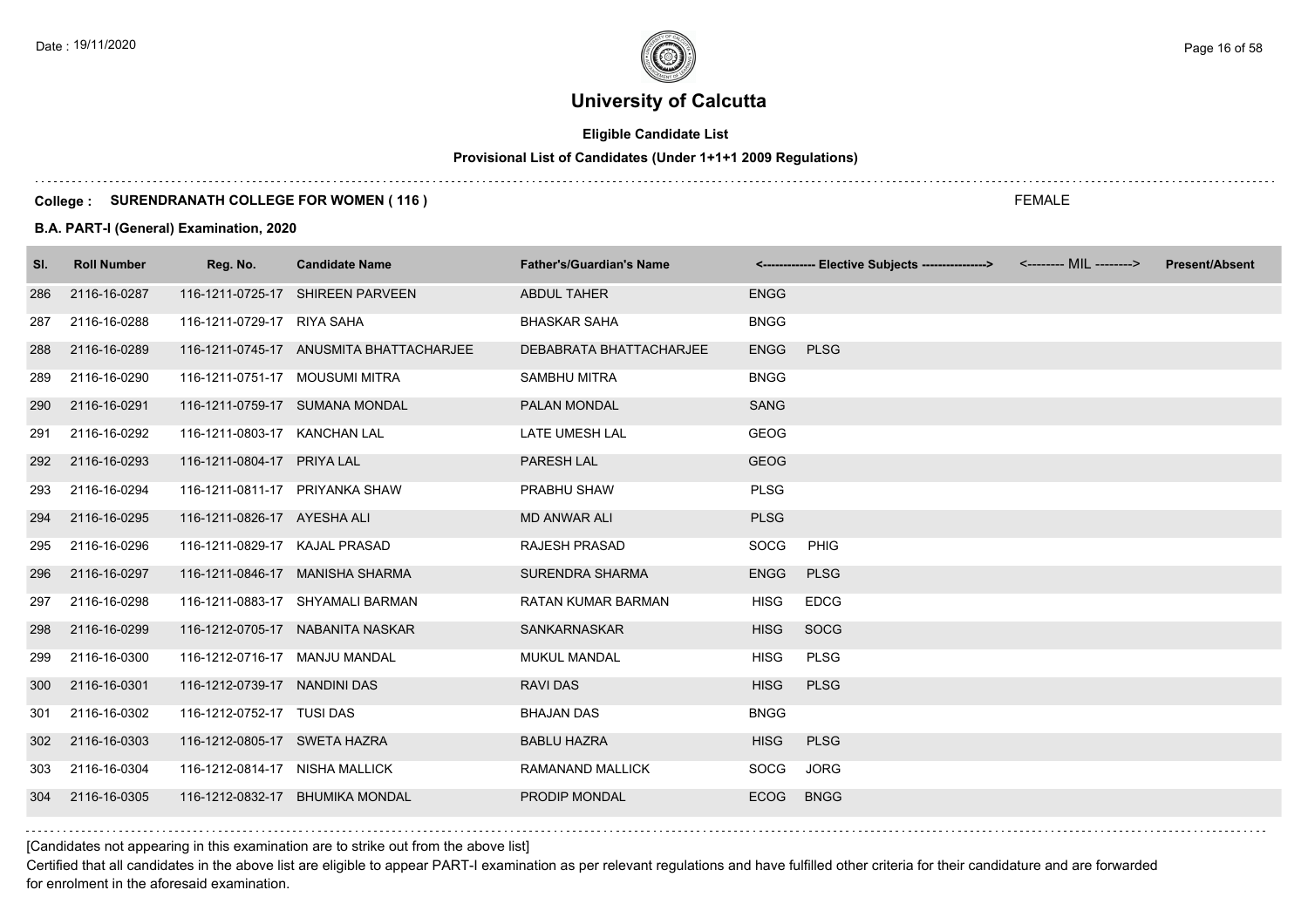# University of Calcutta

**Eligible Candidate List**

**Provisional List of Candidates (Under 1+1+1 2009 Regulations)**

**College : SURENDRANATH COLLEGE FOR WOMEN ( 116 )**

FEMALE

**B.A. PART-I (General) Examination, 2020**

| Sl. | Roll Number | Reg. No. | Candidate Name | Father's/Guardian's Name | <------------- Elective Subjects ----------------> | | <-------- MIL --------> | Present/Absent |
|---|---|---|---|---|---|---|---|---|
| 286 | 2116-16-0287 | 116-1211-0725-17 | SHIREEN PARVEEN | ABDUL TAHER | ENGG | | | |
| 287 | 2116-16-0288 | 116-1211-0729-17 | RIYA SAHA | BHASKAR SAHA | BNGG | | | |
| 288 | 2116-16-0289 | 116-1211-0745-17 | ANUSMITA BHATTACHARJEE | DEBABRATA BHATTACHARJEE | ENGG | PLSG | | |
| 289 | 2116-16-0290 | 116-1211-0751-17 | MOUSUMI MITRA | SAMBHU MITRA | BNGG | | | |
| 290 | 2116-16-0291 | 116-1211-0759-17 | SUMANA MONDAL | PALAN MONDAL | SANG | | | |
| 291 | 2116-16-0292 | 116-1211-0803-17 | KANCHAN LAL | LATE UMESH LAL | GEOG | | | |
| 292 | 2116-16-0293 | 116-1211-0804-17 | PRIYA LAL | PARESH LAL | GEOG | | | |
| 293 | 2116-16-0294 | 116-1211-0811-17 | PRIYANKA SHAW | PRABHU SHAW | PLSG | | | |
| 294 | 2116-16-0295 | 116-1211-0826-17 | AYESHA ALI | MD ANWAR ALI | PLSG | | | |
| 295 | 2116-16-0296 | 116-1211-0829-17 | KAJAL PRASAD | RAJESH PRASAD | SOCG | PHIG | | |
| 296 | 2116-16-0297 | 116-1211-0846-17 | MANISHA SHARMA | SURENDRA SHARMA | ENGG | PLSG | | |
| 297 | 2116-16-0298 | 116-1211-0883-17 | SHYAMALI BARMAN | RATAN KUMAR BARMAN | HISG | EDCG | | |
| 298 | 2116-16-0299 | 116-1212-0705-17 | NABANITA NASKAR | SANKARNASKAR | HISG | SOCG | | |
| 299 | 2116-16-0300 | 116-1212-0716-17 | MANJU MANDAL | MUKUL MANDAL | HISG | PLSG | | |
| 300 | 2116-16-0301 | 116-1212-0739-17 | NANDINI DAS | RAVI DAS | HISG | PLSG | | |
| 301 | 2116-16-0302 | 116-1212-0752-17 | TUSI DAS | BHAJAN DAS | BNGG | | | |
| 302 | 2116-16-0303 | 116-1212-0805-17 | SWETA HAZRA | BABLU HAZRA | HISG | PLSG | | |
| 303 | 2116-16-0304 | 116-1212-0814-17 | NISHA MALLICK | RAMANAND MALLICK | SOCG | JORG | | |
| 304 | 2116-16-0305 | 116-1212-0832-17 | BHUMIKA MONDAL | PRODIP MONDAL | ECOG | BNGG | | |

[Candidates not appearing in this examination are to strike out from the above list]

Certified that all candidates in the above list are eligible to appear PART-I examination as per relevant regulations and have fulfilled other criteria for their candidature and are forwarded for enrolment in the aforesaid examination.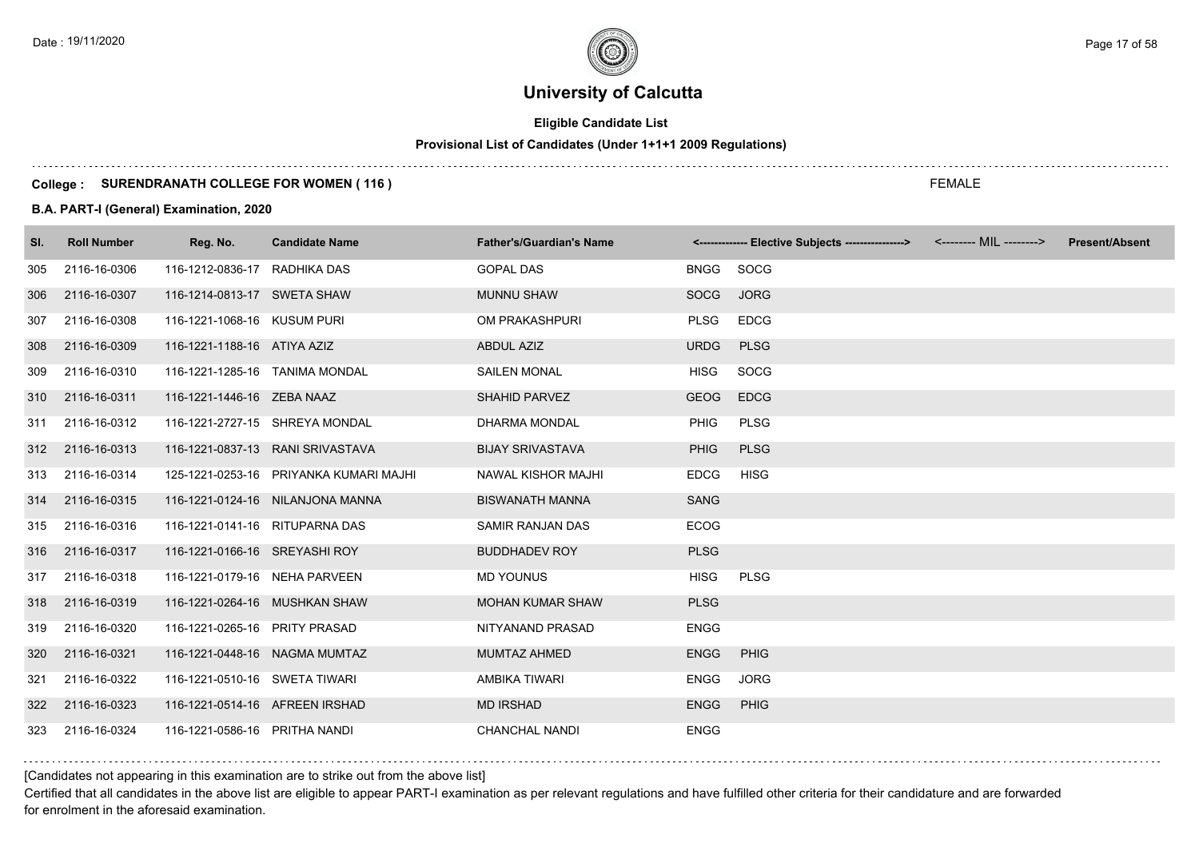# University of Calcutta

**Eligible Candidate List**

**Provisional List of Candidates (Under 1+1+1 2009 Regulations)**

**College : SURENDRANATH COLLEGE FOR WOMEN ( 116 )** FEMALE

**B.A. PART-I (General) Examination, 2020**

| Sl. | Roll Number | Reg. No. | Candidate Name | Father's/Guardian's Name | <------------- Elective Subjects ----------------> | | <-------- MIL --------> | Present/Absent |
|---|---|---|---|---|---|---|---|---|
| 305 | 2116-16-0306 | 116-1212-0836-17 | RADHIKA DAS | GOPAL DAS | BNGG | SOCG | | |
| 306 | 2116-16-0307 | 116-1214-0813-17 | SWETA SHAW | MUNNU SHAW | SOCG | JORG | | |
| 307 | 2116-16-0308 | 116-1221-1068-16 | KUSUM PURI | OM PRAKASHPURI | PLSG | EDCG | | |
| 308 | 2116-16-0309 | 116-1221-1188-16 | ATIYA AZIZ | ABDUL AZIZ | URDG | PLSG | | |
| 309 | 2116-16-0310 | 116-1221-1285-16 | TANIMA MONDAL | SAILEN MONAL | HISG | SOCG | | |
| 310 | 2116-16-0311 | 116-1221-1446-16 | ZEBA NAAZ | SHAHID PARVEZ | GEOG | EDCG | | |
| 311 | 2116-16-0312 | 116-1221-2727-15 | SHREYA MONDAL | DHARMA MONDAL | PHIG | PLSG | | |
| 312 | 2116-16-0313 | 116-1221-0837-13 | RANI SRIVASTAVA | BIJAY SRIVASTAVA | PHIG | PLSG | | |
| 313 | 2116-16-0314 | 125-1221-0253-16 | PRIYANKA KUMARI MAJHI | NAWAL KISHOR MAJHI | EDCG | HISG | | |
| 314 | 2116-16-0315 | 116-1221-0124-16 | NILANJONA MANNA | BISWANATH MANNA | SANG | | | |
| 315 | 2116-16-0316 | 116-1221-0141-16 | RITUPARNA DAS | SAMIR RANJAN DAS | ECOG | | | |
| 316 | 2116-16-0317 | 116-1221-0166-16 | SREYASHI ROY | BUDDHADEV ROY | PLSG | | | |
| 317 | 2116-16-0318 | 116-1221-0179-16 | NEHA PARVEEN | MD YOUNUS | HISG | PLSG | | |
| 318 | 2116-16-0319 | 116-1221-0264-16 | MUSHKAN SHAW | MOHAN KUMAR SHAW | PLSG | | | |
| 319 | 2116-16-0320 | 116-1221-0265-16 | PRITY PRASAD | NITYANAND PRASAD | ENGG | | | |
| 320 | 2116-16-0321 | 116-1221-0448-16 | NAGMA MUMTAZ | MUMTAZ AHMED | ENGG | PHIG | | |
| 321 | 2116-16-0322 | 116-1221-0510-16 | SWETA TIWARI | AMBIKA TIWARI | ENGG | JORG | | |
| 322 | 2116-16-0323 | 116-1221-0514-16 | AFREEN IRSHAD | MD IRSHAD | ENGG | PHIG | | |
| 323 | 2116-16-0324 | 116-1221-0586-16 | PRITHA NANDI | CHANCHAL NANDI | ENGG | | | |

[Candidates not appearing in this examination are to strike out from the above list]

Certified that all candidates in the above list are eligible to appear PART-I examination as per relevant regulations and have fulfilled other criteria for their candidature and are forwarded for enrolment in the aforesaid examination.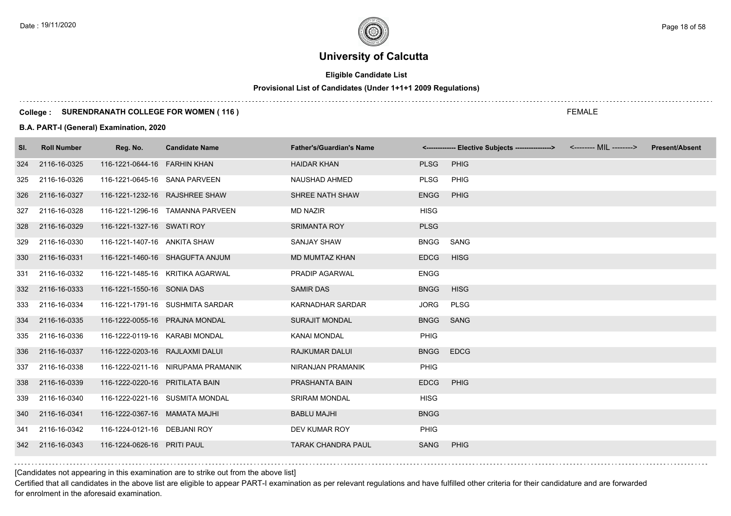# University of Calcutta

**Eligible Candidate List**

**Provisional List of Candidates (Under 1+1+1 2009 Regulations)**

**College : SURENDRANATH COLLEGE FOR WOMEN ( 116 )**

FEMALE

**B.A. PART-I (General) Examination, 2020**

| Sl. | Roll Number | Reg. No. | Candidate Name | Father's/Guardian's Name | <------------- Elective Subjects ----------------> | | <-------- MIL --------> | Present/Absent |
|---|---|---|---|---|---|---|---|---|
| 324 | 2116-16-0325 | 116-1221-0644-16 | FARHIN KHAN | HAIDAR KHAN | PLSG | PHIG | | |
| 325 | 2116-16-0326 | 116-1221-0645-16 | SANA PARVEEN | NAUSHAD AHMED | PLSG | PHIG | | |
| 326 | 2116-16-0327 | 116-1221-1232-16 | RAJSHREE SHAW | SHREE NATH SHAW | ENGG | PHIG | | |
| 327 | 2116-16-0328 | 116-1221-1296-16 | TAMANNA PARVEEN | MD NAZIR | HISG | | | |
| 328 | 2116-16-0329 | 116-1221-1327-16 | SWATI ROY | SRIMANTA ROY | PLSG | | | |
| 329 | 2116-16-0330 | 116-1221-1407-16 | ANKITA SHAW | SANJAY SHAW | BNGG | SANG | | |
| 330 | 2116-16-0331 | 116-1221-1460-16 | SHAGUFTA ANJUM | MD MUMTAZ KHAN | EDCG | HISG | | |
| 331 | 2116-16-0332 | 116-1221-1485-16 | KRITIKA AGARWAL | PRADIP AGARWAL | ENGG | | | |
| 332 | 2116-16-0333 | 116-1221-1550-16 | SONIA DAS | SAMIR DAS | BNGG | HISG | | |
| 333 | 2116-16-0334 | 116-1221-1791-16 | SUSHMITA SARDAR | KARNADHAR SARDAR | JORG | PLSG | | |
| 334 | 2116-16-0335 | 116-1222-0055-16 | PRAJNA MONDAL | SURAJIT MONDAL | BNGG | SANG | | |
| 335 | 2116-16-0336 | 116-1222-0119-16 | KARABI MONDAL | KANAI MONDAL | PHIG | | | |
| 336 | 2116-16-0337 | 116-1222-0203-16 | RAJLAXMI DALUI | RAJKUMAR DALUI | BNGG | EDCG | | |
| 337 | 2116-16-0338 | 116-1222-0211-16 | NIRUPAMA PRAMANIK | NIRANJAN PRAMANIK | PHIG | | | |
| 338 | 2116-16-0339 | 116-1222-0220-16 | PRITILATA BAIN | PRASHANTA BAIN | EDCG | PHIG | | |
| 339 | 2116-16-0340 | 116-1222-0221-16 | SUSMITA MONDAL | SRIRAM MONDAL | HISG | | | |
| 340 | 2116-16-0341 | 116-1222-0367-16 | MAMATA MAJHI | BABLU MAJHI | BNGG | | | |
| 341 | 2116-16-0342 | 116-1224-0121-16 | DEBJANI ROY | DEV KUMAR ROY | PHIG | | | |
| 342 | 2116-16-0343 | 116-1224-0626-16 | PRITI PAUL | TARAK CHANDRA PAUL | SANG | PHIG | | |

[Candidates not appearing in this examination are to strike out from the above list]

Certified that all candidates in the above list are eligible to appear PART-I examination as per relevant regulations and have fulfilled other criteria for their candidature and are forwarded for enrolment in the aforesaid examination.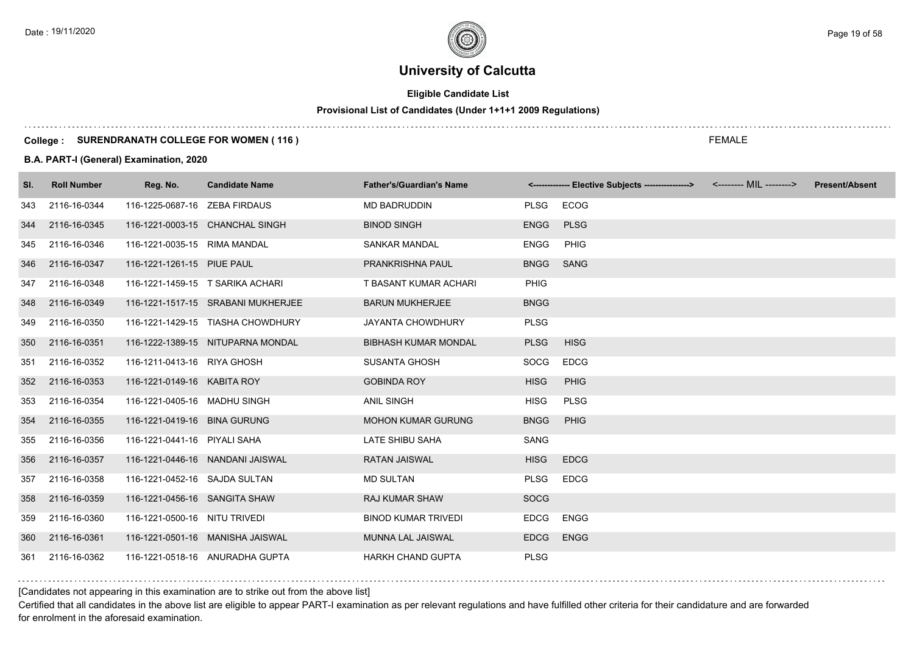# University of Calcutta

**Eligible Candidate List**

**Provisional List of Candidates (Under 1+1+1 2009 Regulations)**

**College : SURENDRANATH COLLEGE FOR WOMEN ( 116 )**

FEMALE

**B.A. PART-I (General) Examination, 2020**

| Sl. | Roll Number | Reg. No. | Candidate Name | Father's/Guardian's Name | <------------- Elective Subjects ----------------> | | <-------- MIL --------> | Present/Absent |
|---|---|---|---|---|---|---|---|---|
| 343 | 2116-16-0344 | 116-1225-0687-16 | ZEBA FIRDAUS | MD BADRUDDIN | PLSG | ECOG | | |
| 344 | 2116-16-0345 | 116-1221-0003-15 | CHANCHAL SINGH | BINOD SINGH | ENGG | PLSG | | |
| 345 | 2116-16-0346 | 116-1221-0035-15 | RIMA MANDAL | SANKAR MANDAL | ENGG | PHIG | | |
| 346 | 2116-16-0347 | 116-1221-1261-15 | PIUE PAUL | PRANKRISHNA PAUL | BNGG | SANG | | |
| 347 | 2116-16-0348 | 116-1221-1459-15 | T SARIKA ACHARI | T BASANT KUMAR ACHARI | PHIG | | | |
| 348 | 2116-16-0349 | 116-1221-1517-15 | SRABANI MUKHERJEE | BARUN MUKHERJEE | BNGG | | | |
| 349 | 2116-16-0350 | 116-1221-1429-15 | TIASHA CHOWDHURY | JAYANTA CHOWDHURY | PLSG | | | |
| 350 | 2116-16-0351 | 116-1222-1389-15 | NITUPARNA MONDAL | BIBHASH KUMAR MONDAL | PLSG | HISG | | |
| 351 | 2116-16-0352 | 116-1211-0413-16 | RIYA GHOSH | SUSANTA GHOSH | SOCG | EDCG | | |
| 352 | 2116-16-0353 | 116-1221-0149-16 | KABITA ROY | GOBINDA ROY | HISG | PHIG | | |
| 353 | 2116-16-0354 | 116-1221-0405-16 | MADHU SINGH | ANIL SINGH | HISG | PLSG | | |
| 354 | 2116-16-0355 | 116-1221-0419-16 | BINA GURUNG | MOHON KUMAR GURUNG | BNGG | PHIG | | |
| 355 | 2116-16-0356 | 116-1221-0441-16 | PIYALI SAHA | LATE SHIBU SAHA | SANG | | | |
| 356 | 2116-16-0357 | 116-1221-0446-16 | NANDANI JAISWAL | RATAN JAISWAL | HISG | EDCG | | |
| 357 | 2116-16-0358 | 116-1221-0452-16 | SAJDA SULTAN | MD SULTAN | PLSG | EDCG | | |
| 358 | 2116-16-0359 | 116-1221-0456-16 | SANGITA SHAW | RAJ KUMAR SHAW | SOCG | | | |
| 359 | 2116-16-0360 | 116-1221-0500-16 | NITU TRIVEDI | BINOD KUMAR TRIVEDI | EDCG | ENGG | | |
| 360 | 2116-16-0361 | 116-1221-0501-16 | MANISHA JAISWAL | MUNNA LAL JAISWAL | EDCG | ENGG | | |
| 361 | 2116-16-0362 | 116-1221-0518-16 | ANURADHA GUPTA | HARKH CHAND GUPTA | PLSG | | | |

[Candidates not appearing in this examination are to strike out from the above list]

Certified that all candidates in the above list are eligible to appear PART-I examination as per relevant regulations and have fulfilled other criteria for their candidature and are forwarded for enrolment in the aforesaid examination.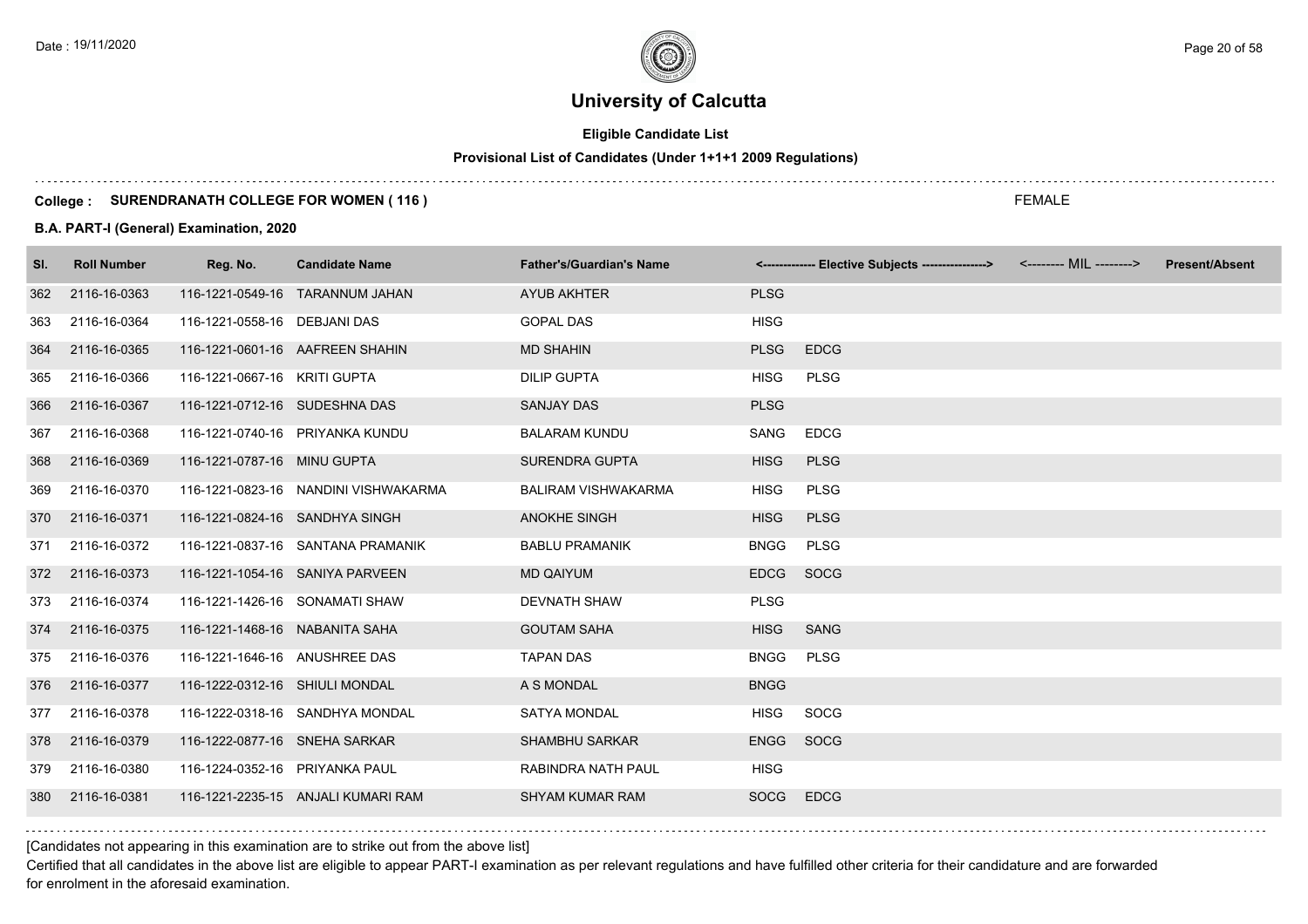# University of Calcutta

## Eligible Candidate List

### Provisional List of Candidates (Under 1+1+1 2009 Regulations)

**College : SURENDRANATH COLLEGE FOR WOMEN ( 116 )**

FEMALE

**B.A. PART-I (General) Examination, 2020**

| Sl. | Roll Number | Reg. No. | Candidate Name | Father's/Guardian's Name | <------------- Elective Subjects ----------------> | | <-------- MIL --------> | Present/Absent |
|---|---|---|---|---|---|---|---|---|
| 362 | 2116-16-0363 | 116-1221-0549-16 | TARANNUM JAHAN | AYUB AKHTER | PLSG | | | |
| 363 | 2116-16-0364 | 116-1221-0558-16 | DEBJANI DAS | GOPAL DAS | HISG | | | |
| 364 | 2116-16-0365 | 116-1221-0601-16 | AAFREEN SHAHIN | MD SHAHIN | PLSG | EDCG | | |
| 365 | 2116-16-0366 | 116-1221-0667-16 | KRITI GUPTA | DILIP GUPTA | HISG | PLSG | | |
| 366 | 2116-16-0367 | 116-1221-0712-16 | SUDESHNA DAS | SANJAY DAS | PLSG | | | |
| 367 | 2116-16-0368 | 116-1221-0740-16 | PRIYANKA KUNDU | BALARAM KUNDU | SANG | EDCG | | |
| 368 | 2116-16-0369 | 116-1221-0787-16 | MINU GUPTA | SURENDRA GUPTA | HISG | PLSG | | |
| 369 | 2116-16-0370 | 116-1221-0823-16 | NANDINI VISHWAKARMA | BALIRAM VISHWAKARMA | HISG | PLSG | | |
| 370 | 2116-16-0371 | 116-1221-0824-16 | SANDHYA SINGH | ANOKHE SINGH | HISG | PLSG | | |
| 371 | 2116-16-0372 | 116-1221-0837-16 | SANTANA PRAMANIK | BABLU PRAMANIK | BNGG | PLSG | | |
| 372 | 2116-16-0373 | 116-1221-1054-16 | SANIYA PARVEEN | MD QAIYUM | EDCG | SOCG | | |
| 373 | 2116-16-0374 | 116-1221-1426-16 | SONAMATI SHAW | DEVNATH SHAW | PLSG | | | |
| 374 | 2116-16-0375 | 116-1221-1468-16 | NABANITA SAHA | GOUTAM SAHA | HISG | SANG | | |
| 375 | 2116-16-0376 | 116-1221-1646-16 | ANUSHREE DAS | TAPAN DAS | BNGG | PLSG | | |
| 376 | 2116-16-0377 | 116-1222-0312-16 | SHIULI MONDAL | A S MONDAL | BNGG | | | |
| 377 | 2116-16-0378 | 116-1222-0318-16 | SANDHYA MONDAL | SATYA MONDAL | HISG | SOCG | | |
| 378 | 2116-16-0379 | 116-1222-0877-16 | SNEHA SARKAR | SHAMBHU SARKAR | ENGG | SOCG | | |
| 379 | 2116-16-0380 | 116-1224-0352-16 | PRIYANKA PAUL | RABINDRA NATH PAUL | HISG | | | |
| 380 | 2116-16-0381 | 116-1221-2235-15 | ANJALI KUMARI RAM | SHYAM KUMAR RAM | SOCG | EDCG | | |

[Candidates not appearing in this examination are to strike out from the above list]

Certified that all candidates in the above list are eligible to appear PART-I examination as per relevant regulations and have fulfilled other criteria for their candidature and are forwarded for enrolment in the aforesaid examination.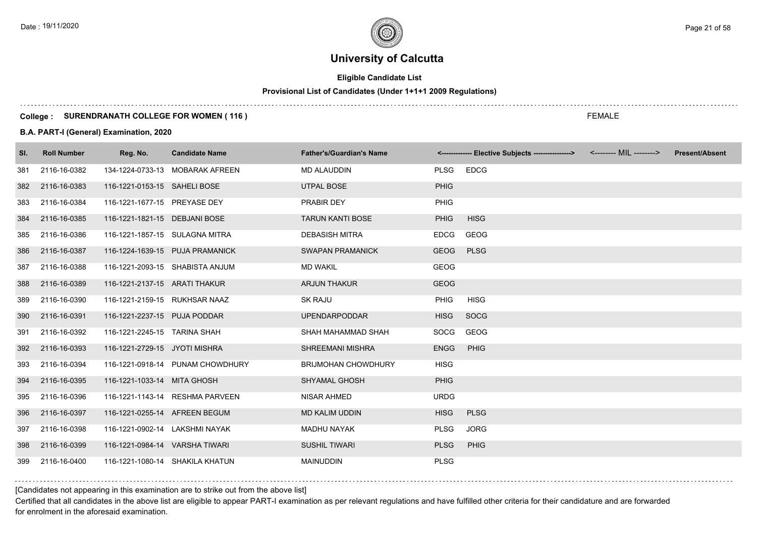# University of Calcutta

**Eligible Candidate List**

**Provisional List of Candidates (Under 1+1+1 2009 Regulations)**

**College : SURENDRANATH COLLEGE FOR WOMEN ( 116 )**

FEMALE

**B.A. PART-I (General) Examination, 2020**

| Sl. | Roll Number | Reg. No. | Candidate Name | Father's/Guardian's Name | <------------- Elective Subjects ----------------> | | <-------- MIL --------> | Present/Absent |
|---|---|---|---|---|---|---|---|---|
| 381 | 2116-16-0382 | 134-1224-0733-13 | MOBARAK AFREEN | MD ALAUDDIN | PLSG | EDCG | | |
| 382 | 2116-16-0383 | 116-1221-0153-15 | SAHELI BOSE | UTPAL BOSE | PHIG | | | |
| 383 | 2116-16-0384 | 116-1221-1677-15 | PREYASE DEY | PRABIR DEY | PHIG | | | |
| 384 | 2116-16-0385 | 116-1221-1821-15 | DEBJANI BOSE | TARUN KANTI BOSE | PHIG | HISG | | |
| 385 | 2116-16-0386 | 116-1221-1857-15 | SULAGNA MITRA | DEBASISH MITRA | EDCG | GEOG | | |
| 386 | 2116-16-0387 | 116-1224-1639-15 | PUJA PRAMANICK | SWAPAN PRAMANICK | GEOG | PLSG | | |
| 387 | 2116-16-0388 | 116-1221-2093-15 | SHABISTA ANJUM | MD WAKIL | GEOG | | | |
| 388 | 2116-16-0389 | 116-1221-2137-15 | ARATI THAKUR | ARJUN THAKUR | GEOG | | | |
| 389 | 2116-16-0390 | 116-1221-2159-15 | RUKHSAR NAAZ | SK RAJU | PHIG | HISG | | |
| 390 | 2116-16-0391 | 116-1221-2237-15 | PUJA PODDAR | UPENDARPODDAR | HISG | SOCG | | |
| 391 | 2116-16-0392 | 116-1221-2245-15 | TARINA SHAH | SHAH MAHAMMAD SHAH | SOCG | GEOG | | |
| 392 | 2116-16-0393 | 116-1221-2729-15 | JYOTI MISHRA | SHREEMANI MISHRA | ENGG | PHIG | | |
| 393 | 2116-16-0394 | 116-1221-0918-14 | PUNAM CHOWDHURY | BRIJMOHAN CHOWDHURY | HISG | | | |
| 394 | 2116-16-0395 | 116-1221-1033-14 | MITA GHOSH | SHYAMAL GHOSH | PHIG | | | |
| 395 | 2116-16-0396 | 116-1221-1143-14 | RESHMA PARVEEN | NISAR AHMED | URDG | | | |
| 396 | 2116-16-0397 | 116-1221-0255-14 | AFREEN BEGUM | MD KALIM UDDIN | HISG | PLSG | | |
| 397 | 2116-16-0398 | 116-1221-0902-14 | LAKSHMI NAYAK | MADHU NAYAK | PLSG | JORG | | |
| 398 | 2116-16-0399 | 116-1221-0984-14 | VARSHA TIWARI | SUSHIL TIWARI | PLSG | PHIG | | |
| 399 | 2116-16-0400 | 116-1221-1080-14 | SHAKILA KHATUN | MAINUDDIN | PLSG | | | |

[Candidates not appearing in this examination are to strike out from the above list]

Certified that all candidates in the above list are eligible to appear PART-I examination as per relevant regulations and have fulfilled other criteria for their candidature and are forwarded for enrolment in the aforesaid examination.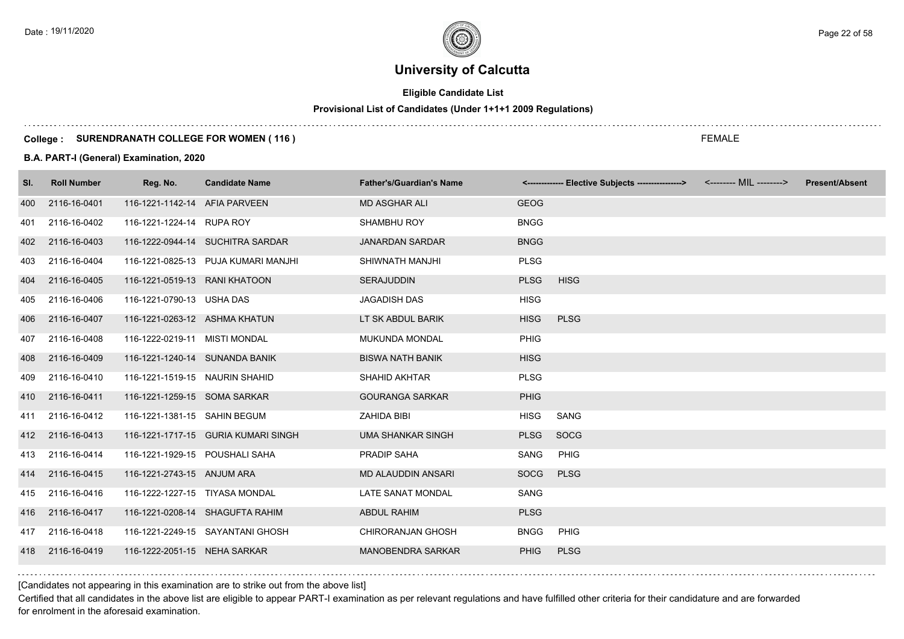# University of Calcutta

**Eligible Candidate List**

**Provisional List of Candidates (Under 1+1+1 2009 Regulations)**

**College : SURENDRANATH COLLEGE FOR WOMEN ( 116 )**

FEMALE

**B.A. PART-I (General) Examination, 2020**

| Sl. | Roll Number | Reg. No. | Candidate Name | Father's/Guardian's Name | <------------- Elective Subjects ----------------> | | <-------- MIL --------> | Present/Absent |
|---|---|---|---|---|---|---|---|---|
| 400 | 2116-16-0401 | 116-1221-1142-14 | AFIA PARVEEN | MD ASGHAR ALI | GEOG | | | |
| 401 | 2116-16-0402 | 116-1221-1224-14 | RUPA ROY | SHAMBHU ROY | BNGG | | | |
| 402 | 2116-16-0403 | 116-1222-0944-14 | SUCHITRA SARDAR | JANARDAN SARDAR | BNGG | | | |
| 403 | 2116-16-0404 | 116-1221-0825-13 | PUJA KUMARI MANJHI | SHIWNATH MANJHI | PLSG | | | |
| 404 | 2116-16-0405 | 116-1221-0519-13 | RANI KHATOON | SERAJUDDIN | PLSG | HISG | | |
| 405 | 2116-16-0406 | 116-1221-0790-13 | USHA DAS | JAGADISH DAS | HISG | | | |
| 406 | 2116-16-0407 | 116-1221-0263-12 | ASHMA KHATUN | LT SK ABDUL BARIK | HISG | PLSG | | |
| 407 | 2116-16-0408 | 116-1222-0219-11 | MISTI MONDAL | MUKUNDA MONDAL | PHIG | | | |
| 408 | 2116-16-0409 | 116-1221-1240-14 | SUNANDA BANIK | BISWA NATH BANIK | HISG | | | |
| 409 | 2116-16-0410 | 116-1221-1519-15 | NAURIN SHAHID | SHAHID AKHTAR | PLSG | | | |
| 410 | 2116-16-0411 | 116-1221-1259-15 | SOMA SARKAR | GOURANGA SARKAR | PHIG | | | |
| 411 | 2116-16-0412 | 116-1221-1381-15 | SAHIN BEGUM | ZAHIDA BIBI | HISG | SANG | | |
| 412 | 2116-16-0413 | 116-1221-1717-15 | GURIA KUMARI SINGH | UMA SHANKAR SINGH | PLSG | SOCG | | |
| 413 | 2116-16-0414 | 116-1221-1929-15 | POUSHALI SAHA | PRADIP SAHA | SANG | PHIG | | |
| 414 | 2116-16-0415 | 116-1221-2743-15 | ANJUM ARA | MD ALAUDDIN ANSARI | SOCG | PLSG | | |
| 415 | 2116-16-0416 | 116-1222-1227-15 | TIYASA MONDAL | LATE SANAT MONDAL | SANG | | | |
| 416 | 2116-16-0417 | 116-1221-0208-14 | SHAGUFTA RAHIM | ABDUL RAHIM | PLSG | | | |
| 417 | 2116-16-0418 | 116-1221-2249-15 | SAYANTANI GHOSH | CHIRORANJAN GHOSH | BNGG | PHIG | | |
| 418 | 2116-16-0419 | 116-1222-2051-15 | NEHA SARKAR | MANOBENDRA SARKAR | PHIG | PLSG | | |

[Candidates not appearing in this examination are to strike out from the above list]

Certified that all candidates in the above list are eligible to appear PART-I examination as per relevant regulations and have fulfilled other criteria for their candidature and are forwarded for enrolment in the aforesaid examination.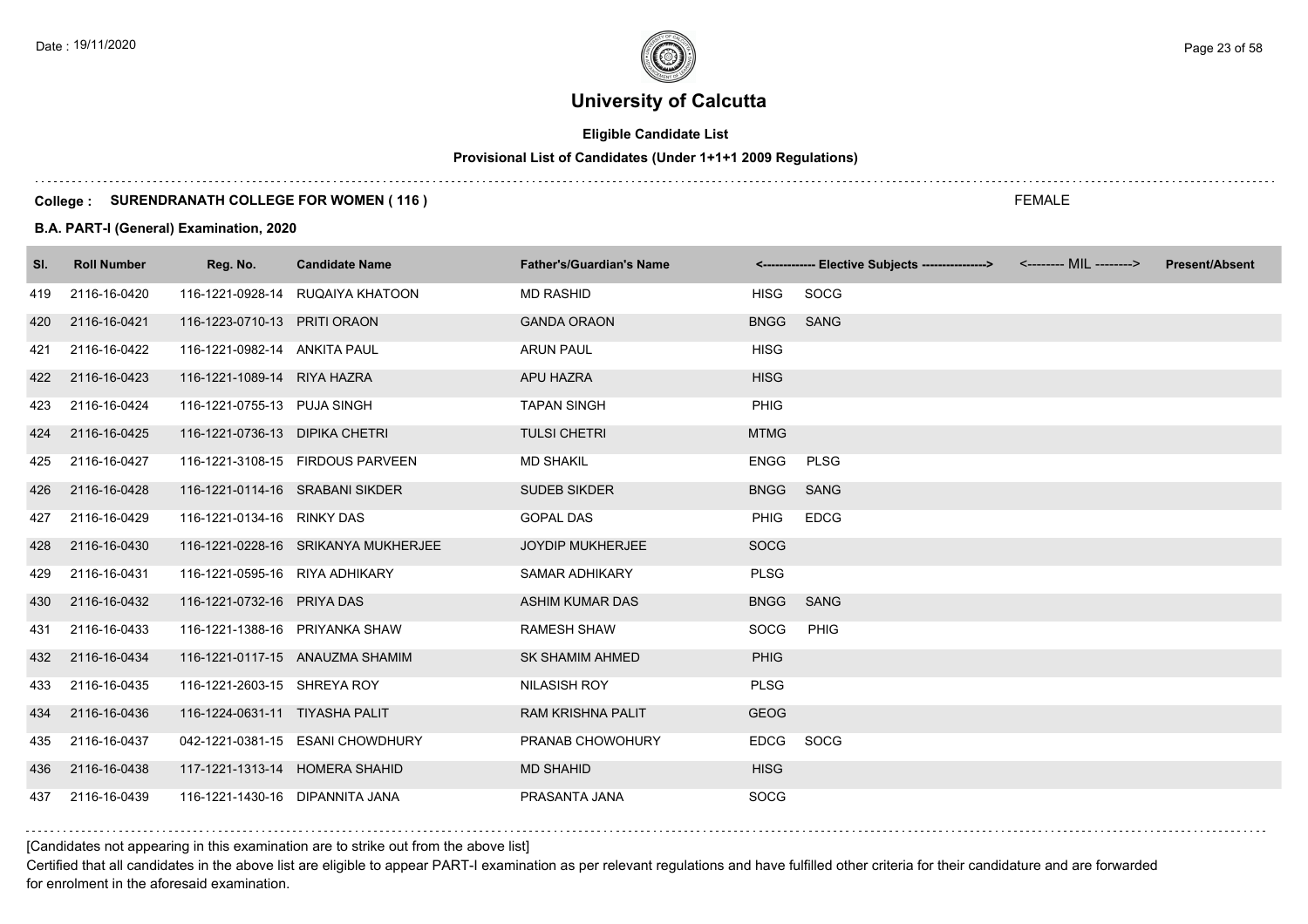# University of Calcutta

**Eligible Candidate List**

**Provisional List of Candidates (Under 1+1+1 2009 Regulations)**

**College : SURENDRANATH COLLEGE FOR WOMEN ( 116 )**

FEMALE

**B.A. PART-I (General) Examination, 2020**

| Sl. | Roll Number | Reg. No. | Candidate Name | Father's/Guardian's Name | <------------- Elective Subjects ----------------> | | <-------- MIL --------> | Present/Absent |
|---|---|---|---|---|---|---|---|---|
| 419 | 2116-16-0420 | 116-1221-0928-14 | RUQAIYA KHATOON | MD RASHID | HISG | SOCG | | |
| 420 | 2116-16-0421 | 116-1223-0710-13 | PRITI ORAON | GANDA ORAON | BNGG | SANG | | |
| 421 | 2116-16-0422 | 116-1221-0982-14 | ANKITA PAUL | ARUN PAUL | HISG | | | |
| 422 | 2116-16-0423 | 116-1221-1089-14 | RIYA HAZRA | APU HAZRA | HISG | | | |
| 423 | 2116-16-0424 | 116-1221-0755-13 | PUJA SINGH | TAPAN SINGH | PHIG | | | |
| 424 | 2116-16-0425 | 116-1221-0736-13 | DIPIKA CHETRI | TULSI CHETRI | MTMG | | | |
| 425 | 2116-16-0427 | 116-1221-3108-15 | FIRDOUS PARVEEN | MD SHAKIL | ENGG | PLSG | | |
| 426 | 2116-16-0428 | 116-1221-0114-16 | SRABANI SIKDER | SUDEB SIKDER | BNGG | SANG | | |
| 427 | 2116-16-0429 | 116-1221-0134-16 | RINKY DAS | GOPAL DAS | PHIG | EDCG | | |
| 428 | 2116-16-0430 | 116-1221-0228-16 | SRIKANYA MUKHERJEE | JOYDIP MUKHERJEE | SOCG | | | |
| 429 | 2116-16-0431 | 116-1221-0595-16 | RIYA ADHIKARY | SAMAR ADHIKARY | PLSG | | | |
| 430 | 2116-16-0432 | 116-1221-0732-16 | PRIYA DAS | ASHIM KUMAR DAS | BNGG | SANG | | |
| 431 | 2116-16-0433 | 116-1221-1388-16 | PRIYANKA SHAW | RAMESH SHAW | SOCG | PHIG | | |
| 432 | 2116-16-0434 | 116-1221-0117-15 | ANAUZMA SHAMIM | SK SHAMIM AHMED | PHIG | | | |
| 433 | 2116-16-0435 | 116-1221-2603-15 | SHREYA ROY | NILASISH ROY | PLSG | | | |
| 434 | 2116-16-0436 | 116-1224-0631-11 | TIYASHA PALIT | RAM KRISHNA PALIT | GEOG | | | |
| 435 | 2116-16-0437 | 042-1221-0381-15 | ESANI CHOWDHURY | PRANAB CHOWOHURY | EDCG | SOCG | | |
| 436 | 2116-16-0438 | 117-1221-1313-14 | HOMERA SHAHID | MD SHAHID | HISG | | | |
| 437 | 2116-16-0439 | 116-1221-1430-16 | DIPANNITA JANA | PRASANTA JANA | SOCG | | | |

[Candidates not appearing in this examination are to strike out from the above list]

Certified that all candidates in the above list are eligible to appear PART-I examination as per relevant regulations and have fulfilled other criteria for their candidature and are forwarded for enrolment in the aforesaid examination.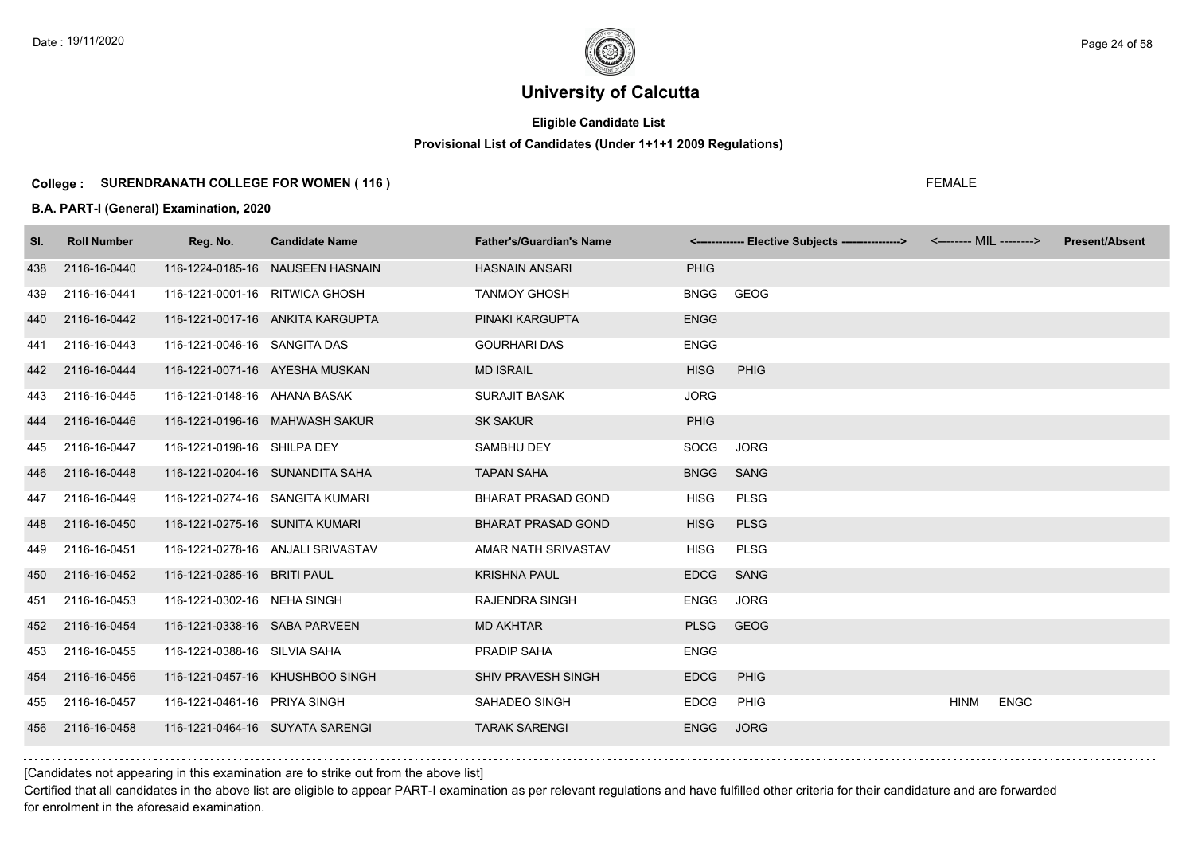# University of Calcutta

**Eligible Candidate List**

**Provisional List of Candidates (Under 1+1+1 2009 Regulations)**

**College : SURENDRANATH COLLEGE FOR WOMEN ( 116 )**

FEMALE

**B.A. PART-I (General) Examination, 2020**

| Sl. | Roll Number | Reg. No. | Candidate Name | Father's/Guardian's Name | <------------- Elective Subjects ----------------> | | <-------- MIL --------> | | Present/Absent |
|---|---|---|---|---|---|---|---|---|---|
| 438 | 2116-16-0440 | 116-1224-0185-16 | NAUSEEN HASNAIN | HASNAIN ANSARI | PHIG | | | | |
| 439 | 2116-16-0441 | 116-1221-0001-16 | RITWICA GHOSH | TANMOY GHOSH | BNGG | GEOG | | | |
| 440 | 2116-16-0442 | 116-1221-0017-16 | ANKITA KARGUPTA | PINAKI KARGUPTA | ENGG | | | | |
| 441 | 2116-16-0443 | 116-1221-0046-16 | SANGITA DAS | GOURHARI DAS | ENGG | | | | |
| 442 | 2116-16-0444 | 116-1221-0071-16 | AYESHA MUSKAN | MD ISRAIL | HISG | PHIG | | | |
| 443 | 2116-16-0445 | 116-1221-0148-16 | AHANA BASAK | SURAJIT BASAK | JORG | | | | |
| 444 | 2116-16-0446 | 116-1221-0196-16 | MAHWASH SAKUR | SK SAKUR | PHIG | | | | |
| 445 | 2116-16-0447 | 116-1221-0198-16 | SHILPA DEY | SAMBHU DEY | SOCG | JORG | | | |
| 446 | 2116-16-0448 | 116-1221-0204-16 | SUNANDITA SAHA | TAPAN SAHA | BNGG | SANG | | | |
| 447 | 2116-16-0449 | 116-1221-0274-16 | SANGITA KUMARI | BHARAT PRASAD GOND | HISG | PLSG | | | |
| 448 | 2116-16-0450 | 116-1221-0275-16 | SUNITA KUMARI | BHARAT PRASAD GOND | HISG | PLSG | | | |
| 449 | 2116-16-0451 | 116-1221-0278-16 | ANJALI SRIVASTAV | AMAR NATH SRIVASTAV | HISG | PLSG | | | |
| 450 | 2116-16-0452 | 116-1221-0285-16 | BRITI PAUL | KRISHNA PAUL | EDCG | SANG | | | |
| 451 | 2116-16-0453 | 116-1221-0302-16 | NEHA SINGH | RAJENDRA SINGH | ENGG | JORG | | | |
| 452 | 2116-16-0454 | 116-1221-0338-16 | SABA PARVEEN | MD AKHTAR | PLSG | GEOG | | | |
| 453 | 2116-16-0455 | 116-1221-0388-16 | SILVIA SAHA | PRADIP SAHA | ENGG | | | | |
| 454 | 2116-16-0456 | 116-1221-0457-16 | KHUSHBOO SINGH | SHIV PRAVESH SINGH | EDCG | PHIG | | | |
| 455 | 2116-16-0457 | 116-1221-0461-16 | PRIYA SINGH | SAHADEO SINGH | EDCG | PHIG | HINM | ENGC | |
| 456 | 2116-16-0458 | 116-1221-0464-16 | SUYATA SARENGI | TARAK SARENGI | ENGG | JORG | | | |

[Candidates not appearing in this examination are to strike out from the above list]

Certified that all candidates in the above list are eligible to appear PART-I examination as per relevant regulations and have fulfilled other criteria for their candidature and are forwarded for enrolment in the aforesaid examination.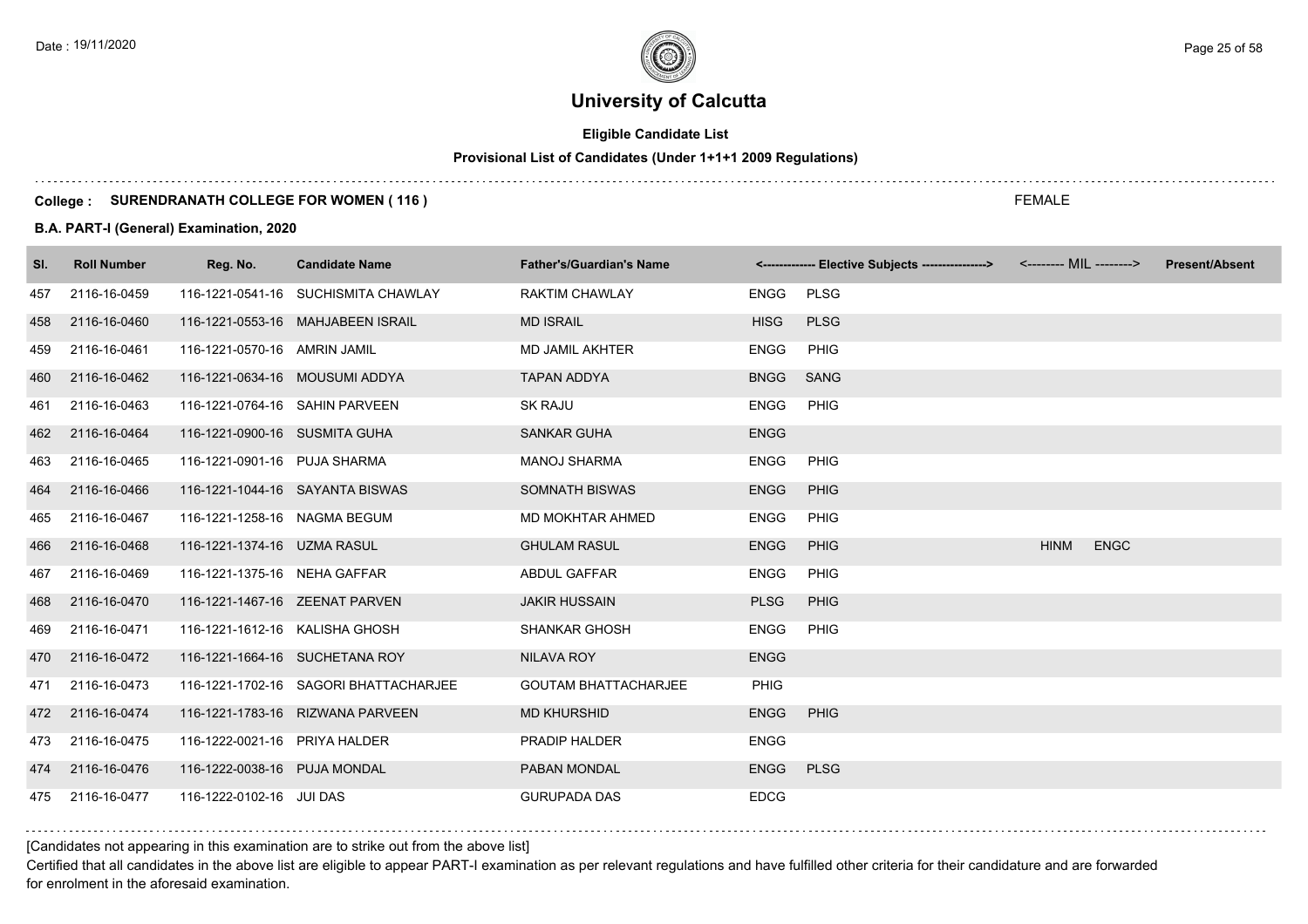# University of Calcutta

**Eligible Candidate List**

**Provisional List of Candidates (Under 1+1+1 2009 Regulations)**

**College : SURENDRANATH COLLEGE FOR WOMEN ( 116 )**

FEMALE

**B.A. PART-I (General) Examination, 2020**

| Sl. | Roll Number | Reg. No. | Candidate Name | Father's/Guardian's Name | <------------- Elective Subjects ----------------> | | <-------- MIL --------> | | Present/Absent |
|---|---|---|---|---|---|---|---|---|---|
| 457 | 2116-16-0459 | 116-1221-0541-16 | SUCHISMITA CHAWLAY | RAKTIM CHAWLAY | ENGG | PLSG | | | |
| 458 | 2116-16-0460 | 116-1221-0553-16 | MAHJABEEN ISRAIL | MD ISRAIL | HISG | PLSG | | | |
| 459 | 2116-16-0461 | 116-1221-0570-16 | AMRIN JAMIL | MD JAMIL AKHTER | ENGG | PHIG | | | |
| 460 | 2116-16-0462 | 116-1221-0634-16 | MOUSUMI ADDYA | TAPAN ADDYA | BNGG | SANG | | | |
| 461 | 2116-16-0463 | 116-1221-0764-16 | SAHIN PARVEEN | SK RAJU | ENGG | PHIG | | | |
| 462 | 2116-16-0464 | 116-1221-0900-16 | SUSMITA GUHA | SANKAR GUHA | ENGG | | | | |
| 463 | 2116-16-0465 | 116-1221-0901-16 | PUJA SHARMA | MANOJ SHARMA | ENGG | PHIG | | | |
| 464 | 2116-16-0466 | 116-1221-1044-16 | SAYANTA BISWAS | SOMNATH BISWAS | ENGG | PHIG | | | |
| 465 | 2116-16-0467 | 116-1221-1258-16 | NAGMA BEGUM | MD MOKHTAR AHMED | ENGG | PHIG | | | |
| 466 | 2116-16-0468 | 116-1221-1374-16 | UZMA RASUL | GHULAM RASUL | ENGG | PHIG | HINM | ENGC | |
| 467 | 2116-16-0469 | 116-1221-1375-16 | NEHA GAFFAR | ABDUL GAFFAR | ENGG | PHIG | | | |
| 468 | 2116-16-0470 | 116-1221-1467-16 | ZEENAT PARVEN | JAKIR HUSSAIN | PLSG | PHIG | | | |
| 469 | 2116-16-0471 | 116-1221-1612-16 | KALISHA GHOSH | SHANKAR GHOSH | ENGG | PHIG | | | |
| 470 | 2116-16-0472 | 116-1221-1664-16 | SUCHETANA ROY | NILAVA ROY | ENGG | | | | |
| 471 | 2116-16-0473 | 116-1221-1702-16 | SAGORI BHATTACHARJEE | GOUTAM BHATTACHARJEE | PHIG | | | | |
| 472 | 2116-16-0474 | 116-1221-1783-16 | RIZWANA PARVEEN | MD KHURSHID | ENGG | PHIG | | | |
| 473 | 2116-16-0475 | 116-1222-0021-16 | PRIYA HALDER | PRADIP HALDER | ENGG | | | | |
| 474 | 2116-16-0476 | 116-1222-0038-16 | PUJA MONDAL | PABAN MONDAL | ENGG | PLSG | | | |
| 475 | 2116-16-0477 | 116-1222-0102-16 | JUI DAS | GURUPADA DAS | EDCG | | | | |

[Candidates not appearing in this examination are to strike out from the above list]

Certified that all candidates in the above list are eligible to appear PART-I examination as per relevant regulations and have fulfilled other criteria for their candidature and are forwarded for enrolment in the aforesaid examination.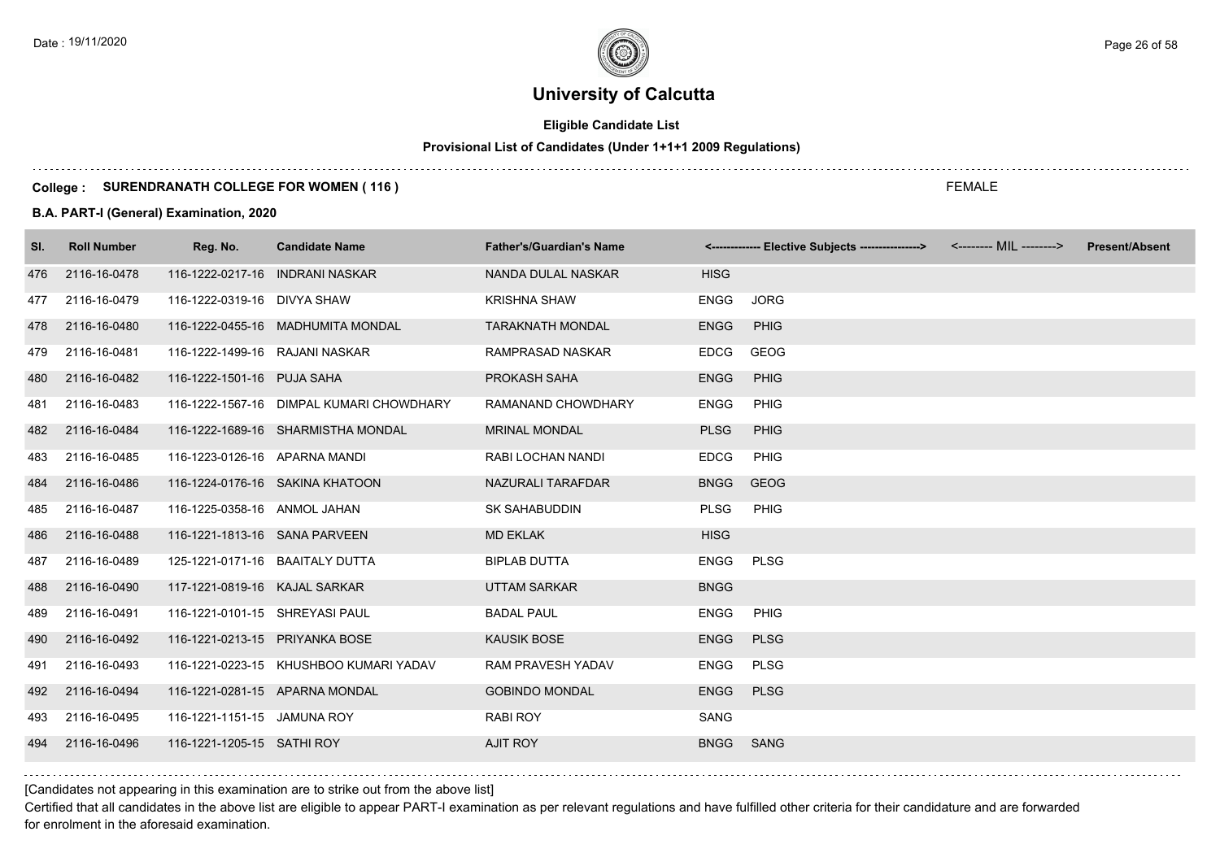# University of Calcutta

**Eligible Candidate List**

**Provisional List of Candidates (Under 1+1+1 2009 Regulations)**

**College : SURENDRANATH COLLEGE FOR WOMEN ( 116 )**

FEMALE

**B.A. PART-I (General) Examination, 2020**

| Sl. | Roll Number | Reg. No. | Candidate Name | Father's/Guardian's Name | <------------- Elective Subjects ----------------> | | <-------- MIL --------> | Present/Absent |
|---|---|---|---|---|---|---|---|---|
| 476 | 2116-16-0478 | 116-1222-0217-16 | INDRANI NASKAR | NANDA DULAL NASKAR | HISG | | | |
| 477 | 2116-16-0479 | 116-1222-0319-16 | DIVYA SHAW | KRISHNA SHAW | ENGG | JORG | | |
| 478 | 2116-16-0480 | 116-1222-0455-16 | MADHUMITA MONDAL | TARAKNATH MONDAL | ENGG | PHIG | | |
| 479 | 2116-16-0481 | 116-1222-1499-16 | RAJANI NASKAR | RAMPRASAD NASKAR | EDCG | GEOG | | |
| 480 | 2116-16-0482 | 116-1222-1501-16 | PUJA SAHA | PROKASH SAHA | ENGG | PHIG | | |
| 481 | 2116-16-0483 | 116-1222-1567-16 | DIMPAL KUMARI CHOWDHARY | RAMANAND CHOWDHARY | ENGG | PHIG | | |
| 482 | 2116-16-0484 | 116-1222-1689-16 | SHARMISTHA MONDAL | MRINAL MONDAL | PLSG | PHIG | | |
| 483 | 2116-16-0485 | 116-1223-0126-16 | APARNA MANDI | RABI LOCHAN NANDI | EDCG | PHIG | | |
| 484 | 2116-16-0486 | 116-1224-0176-16 | SAKINA KHATOON | NAZURALI TARAFDAR | BNGG | GEOG | | |
| 485 | 2116-16-0487 | 116-1225-0358-16 | ANMOL JAHAN | SK SAHABUDDIN | PLSG | PHIG | | |
| 486 | 2116-16-0488 | 116-1221-1813-16 | SANA PARVEEN | MD EKLAK | HISG | | | |
| 487 | 2116-16-0489 | 125-1221-0171-16 | BAAITALY DUTTA | BIPLAB DUTTA | ENGG | PLSG | | |
| 488 | 2116-16-0490 | 117-1221-0819-16 | KAJAL SARKAR | UTTAM SARKAR | BNGG | | | |
| 489 | 2116-16-0491 | 116-1221-0101-15 | SHREYASI PAUL | BADAL PAUL | ENGG | PHIG | | |
| 490 | 2116-16-0492 | 116-1221-0213-15 | PRIYANKA BOSE | KAUSIK BOSE | ENGG | PLSG | | |
| 491 | 2116-16-0493 | 116-1221-0223-15 | KHUSHBOO KUMARI YADAV | RAM PRAVESH YADAV | ENGG | PLSG | | |
| 492 | 2116-16-0494 | 116-1221-0281-15 | APARNA MONDAL | GOBINDO MONDAL | ENGG | PLSG | | |
| 493 | 2116-16-0495 | 116-1221-1151-15 | JAMUNA ROY | RABI ROY | SANG | | | |
| 494 | 2116-16-0496 | 116-1221-1205-15 | SATHI ROY | AJIT ROY | BNGG | SANG | | |

[Candidates not appearing in this examination are to strike out from the above list]

Certified that all candidates in the above list are eligible to appear PART-I examination as per relevant regulations and have fulfilled other criteria for their candidature and are forwarded for enrolment in the aforesaid examination.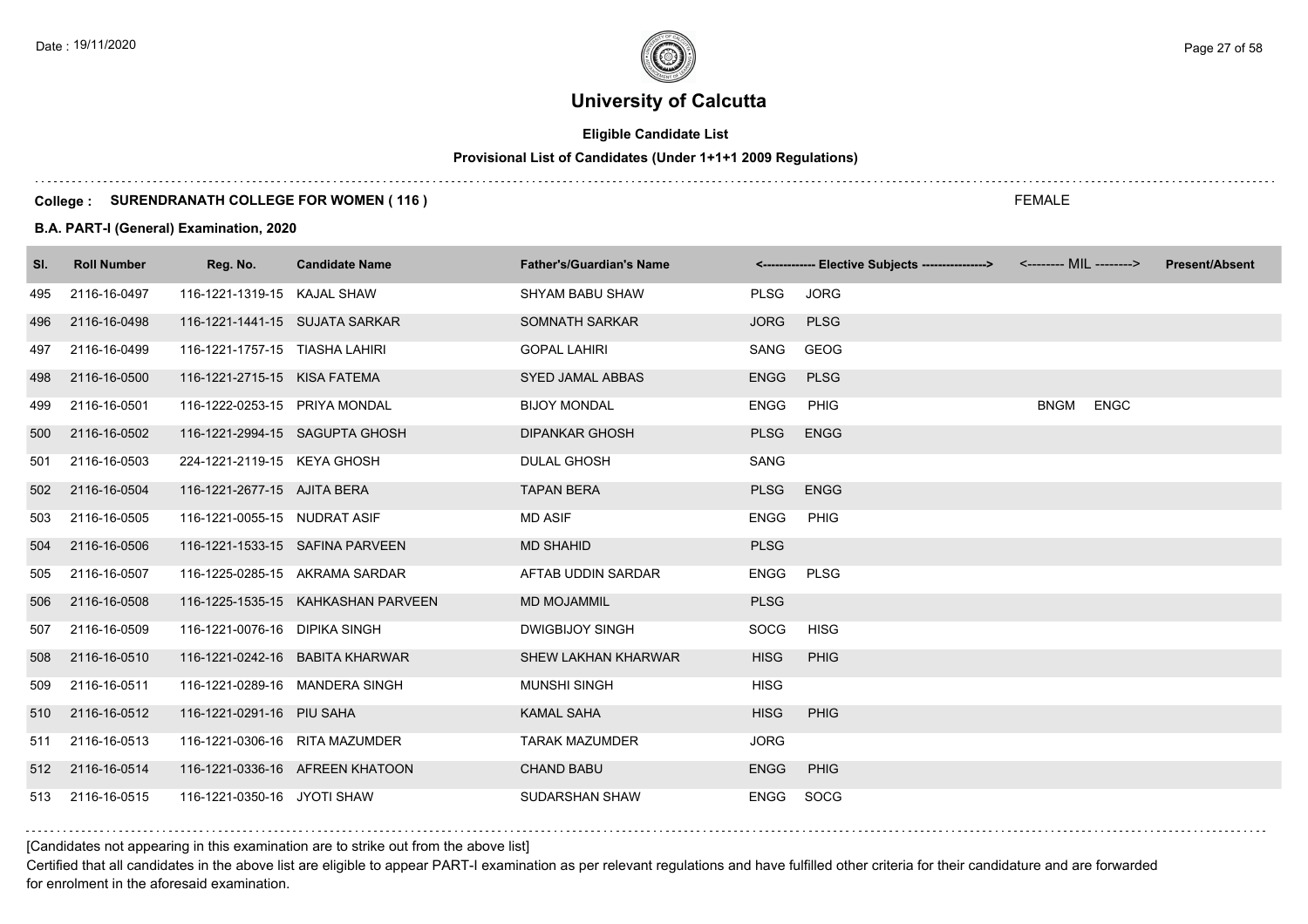# University of Calcutta

## Eligible Candidate List

### Provisional List of Candidates (Under 1+1+1 2009 Regulations)

**College : SURENDRANATH COLLEGE FOR WOMEN ( 116 )** FEMALE

**B.A. PART-I (General) Examination, 2020**

| Sl. | Roll Number | Reg. No. | Candidate Name | Father's/Guardian's Name | <------------- Elective Subjects ----------------> | | <-------- MIL --------> | | Present/Absent |
|---|---|---|---|---|---|---|---|---|---|
| 495 | 2116-16-0497 | 116-1221-1319-15 | KAJAL SHAW | SHYAM BABU SHAW | PLSG | JORG | | | |
| 496 | 2116-16-0498 | 116-1221-1441-15 | SUJATA SARKAR | SOMNATH SARKAR | JORG | PLSG | | | |
| 497 | 2116-16-0499 | 116-1221-1757-15 | TIASHA LAHIRI | GOPAL LAHIRI | SANG | GEOG | | | |
| 498 | 2116-16-0500 | 116-1221-2715-15 | KISA FATEMA | SYED JAMAL ABBAS | ENGG | PLSG | | | |
| 499 | 2116-16-0501 | 116-1222-0253-15 | PRIYA MONDAL | BIJOY MONDAL | ENGG | PHIG | BNGM | ENGC | |
| 500 | 2116-16-0502 | 116-1221-2994-15 | SAGUPTA GHOSH | DIPANKAR GHOSH | PLSG | ENGG | | | |
| 501 | 2116-16-0503 | 224-1221-2119-15 | KEYA GHOSH | DULAL GHOSH | SANG | | | | |
| 502 | 2116-16-0504 | 116-1221-2677-15 | AJITA BERA | TAPAN BERA | PLSG | ENGG | | | |
| 503 | 2116-16-0505 | 116-1221-0055-15 | NUDRAT ASIF | MD ASIF | ENGG | PHIG | | | |
| 504 | 2116-16-0506 | 116-1221-1533-15 | SAFINA PARVEEN | MD SHAHID | PLSG | | | | |
| 505 | 2116-16-0507 | 116-1225-0285-15 | AKRAMA SARDAR | AFTAB UDDIN SARDAR | ENGG | PLSG | | | |
| 506 | 2116-16-0508 | 116-1225-1535-15 | KAHKASHAN PARVEEN | MD MOJAMMIL | PLSG | | | | |
| 507 | 2116-16-0509 | 116-1221-0076-16 | DIPIKA SINGH | DWIGBIJOY SINGH | SOCG | HISG | | | |
| 508 | 2116-16-0510 | 116-1221-0242-16 | BABITA KHARWAR | SHEW LAKHAN KHARWAR | HISG | PHIG | | | |
| 509 | 2116-16-0511 | 116-1221-0289-16 | MANDERA SINGH | MUNSHI SINGH | HISG | | | | |
| 510 | 2116-16-0512 | 116-1221-0291-16 | PIU SAHA | KAMAL SAHA | HISG | PHIG | | | |
| 511 | 2116-16-0513 | 116-1221-0306-16 | RITA MAZUMDER | TARAK MAZUMDER | JORG | | | | |
| 512 | 2116-16-0514 | 116-1221-0336-16 | AFREEN KHATOON | CHAND BABU | ENGG | PHIG | | | |
| 513 | 2116-16-0515 | 116-1221-0350-16 | JYOTI SHAW | SUDARSHAN SHAW | ENGG | SOCG | | | |

[Candidates not appearing in this examination are to strike out from the above list]

Certified that all candidates in the above list are eligible to appear PART-I examination as per relevant regulations and have fulfilled other criteria for their candidature and are forwarded for enrolment in the aforesaid examination.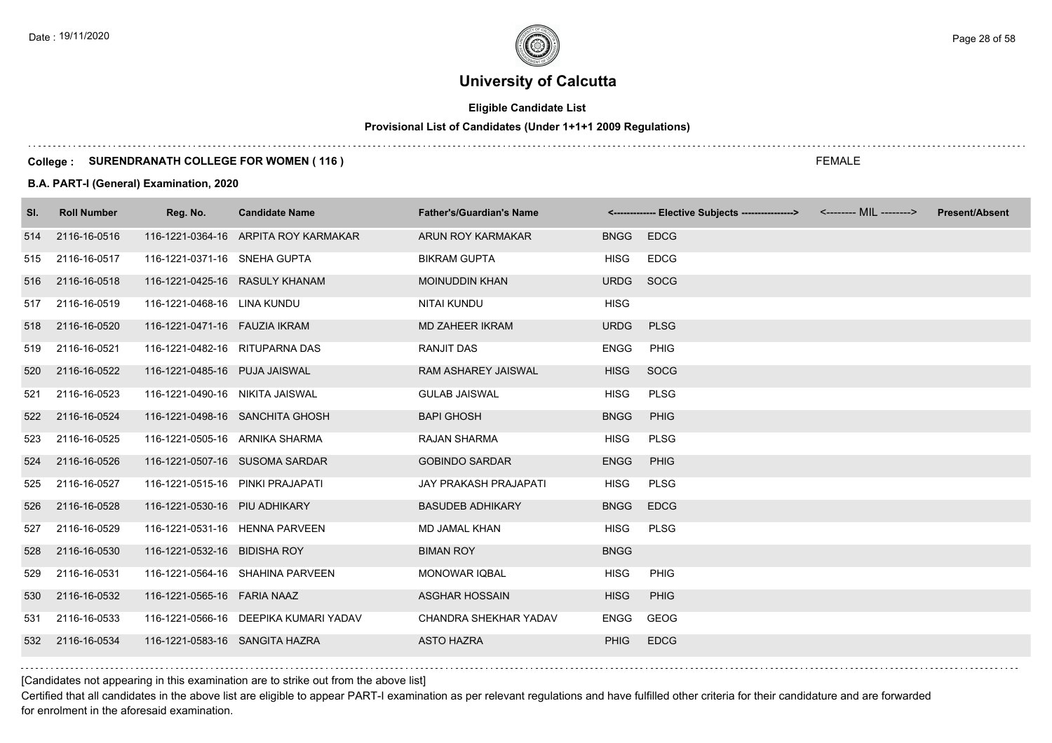# University of Calcutta

**Eligible Candidate List**

**Provisional List of Candidates (Under 1+1+1 2009 Regulations)**

**College : SURENDRANATH COLLEGE FOR WOMEN ( 116 )**

FEMALE

**B.A. PART-I (General) Examination, 2020**

| Sl. | Roll Number | Reg. No. | Candidate Name | Father's/Guardian's Name | <------------- Elective Subjects ----------------> | | <-------- MIL --------> | Present/Absent |
|---|---|---|---|---|---|---|---|---|
| 514 | 2116-16-0516 | 116-1221-0364-16 | ARPITA ROY KARMAKAR | ARUN ROY KARMAKAR | BNGG | EDCG | | |
| 515 | 2116-16-0517 | 116-1221-0371-16 | SNEHA GUPTA | BIKRAM GUPTA | HISG | EDCG | | |
| 516 | 2116-16-0518 | 116-1221-0425-16 | RASULY KHANAM | MOINUDDIN KHAN | URDG | SOCG | | |
| 517 | 2116-16-0519 | 116-1221-0468-16 | LINA KUNDU | NITAI KUNDU | HISG | | | |
| 518 | 2116-16-0520 | 116-1221-0471-16 | FAUZIA IKRAM | MD ZAHEER IKRAM | URDG | PLSG | | |
| 519 | 2116-16-0521 | 116-1221-0482-16 | RITUPARNA DAS | RANJIT DAS | ENGG | PHIG | | |
| 520 | 2116-16-0522 | 116-1221-0485-16 | PUJA JAISWAL | RAM ASHAREY JAISWAL | HISG | SOCG | | |
| 521 | 2116-16-0523 | 116-1221-0490-16 | NIKITA JAISWAL | GULAB JAISWAL | HISG | PLSG | | |
| 522 | 2116-16-0524 | 116-1221-0498-16 | SANCHITA GHOSH | BAPI GHOSH | BNGG | PHIG | | |
| 523 | 2116-16-0525 | 116-1221-0505-16 | ARNIKA SHARMA | RAJAN SHARMA | HISG | PLSG | | |
| 524 | 2116-16-0526 | 116-1221-0507-16 | SUSOMA SARDAR | GOBINDO SARDAR | ENGG | PHIG | | |
| 525 | 2116-16-0527 | 116-1221-0515-16 | PINKI PRAJAPATI | JAY PRAKASH PRAJAPATI | HISG | PLSG | | |
| 526 | 2116-16-0528 | 116-1221-0530-16 | PIU ADHIKARY | BASUDEB ADHIKARY | BNGG | EDCG | | |
| 527 | 2116-16-0529 | 116-1221-0531-16 | HENNA PARVEEN | MD JAMAL KHAN | HISG | PLSG | | |
| 528 | 2116-16-0530 | 116-1221-0532-16 | BIDISHA ROY | BIMAN ROY | BNGG | | | |
| 529 | 2116-16-0531 | 116-1221-0564-16 | SHAHINA PARVEEN | MONOWAR IQBAL | HISG | PHIG | | |
| 530 | 2116-16-0532 | 116-1221-0565-16 | FARIA NAAZ | ASGHAR HOSSAIN | HISG | PHIG | | |
| 531 | 2116-16-0533 | 116-1221-0566-16 | DEEPIKA KUMARI YADAV | CHANDRA SHEKHAR YADAV | ENGG | GEOG | | |
| 532 | 2116-16-0534 | 116-1221-0583-16 | SANGITA HAZRA | ASTO HAZRA | PHIG | EDCG | | |

[Candidates not appearing in this examination are to strike out from the above list]

Certified that all candidates in the above list are eligible to appear PART-I examination as per relevant regulations and have fulfilled other criteria for their candidature and are forwarded for enrolment in the aforesaid examination.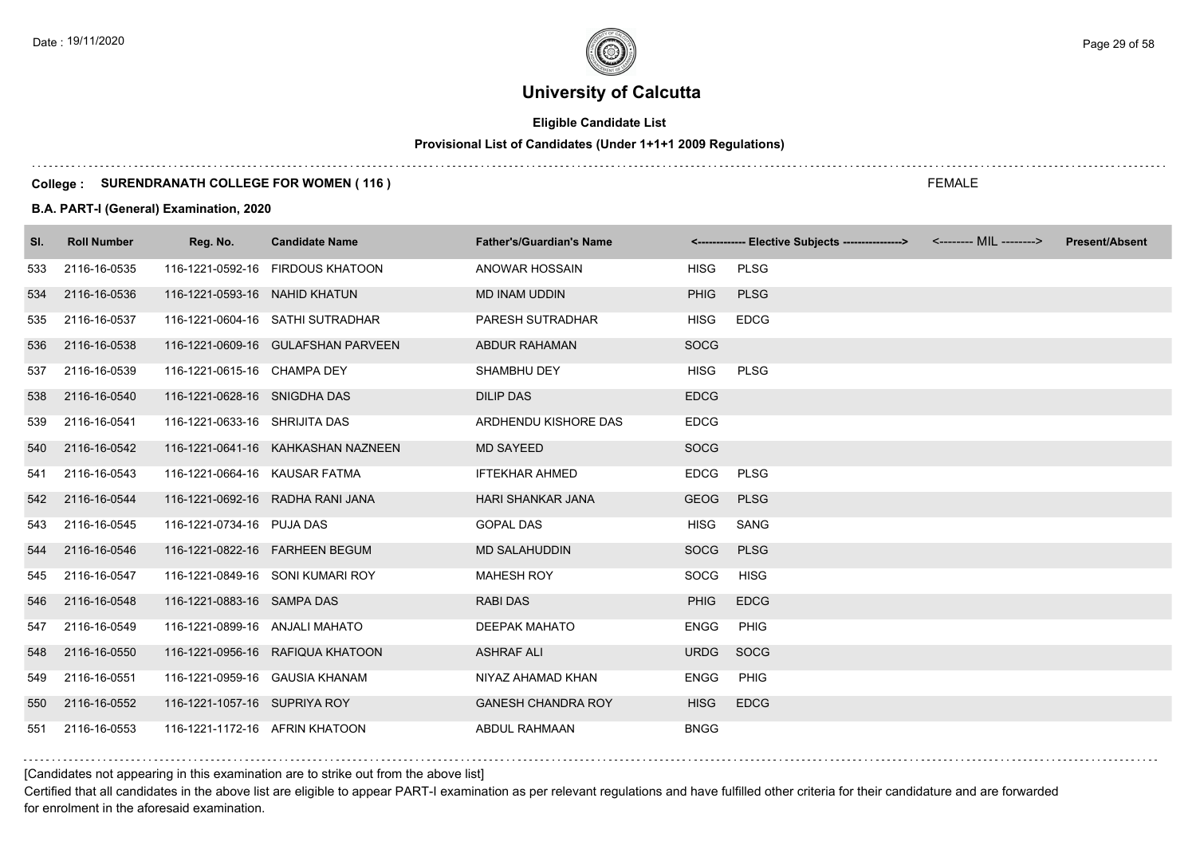# University of Calcutta

**Eligible Candidate List**

**Provisional List of Candidates (Under 1+1+1 2009 Regulations)**

**College : SURENDRANATH COLLEGE FOR WOMEN ( 116 )**

FEMALE

**B.A. PART-I (General) Examination, 2020**

| Sl. | Roll Number | Reg. No. | Candidate Name | Father's/Guardian's Name | <------------- Elective Subjects ----------------> | | <-------- MIL --------> | Present/Absent |
|---|---|---|---|---|---|---|---|---|
| 533 | 2116-16-0535 | 116-1221-0592-16 | FIRDOUS KHATOON | ANOWAR HOSSAIN | HISG | PLSG | | |
| 534 | 2116-16-0536 | 116-1221-0593-16 | NAHID KHATUN | MD INAM UDDIN | PHIG | PLSG | | |
| 535 | 2116-16-0537 | 116-1221-0604-16 | SATHI SUTRADHAR | PARESH SUTRADHAR | HISG | EDCG | | |
| 536 | 2116-16-0538 | 116-1221-0609-16 | GULAFSHAN PARVEEN | ABDUR RAHAMAN | SOCG | | | |
| 537 | 2116-16-0539 | 116-1221-0615-16 | CHAMPA DEY | SHAMBHU DEY | HISG | PLSG | | |
| 538 | 2116-16-0540 | 116-1221-0628-16 | SNIGDHA DAS | DILIP DAS | EDCG | | | |
| 539 | 2116-16-0541 | 116-1221-0633-16 | SHRIJITA DAS | ARDHENDU KISHORE DAS | EDCG | | | |
| 540 | 2116-16-0542 | 116-1221-0641-16 | KAHKASHAN NAZNEEN | MD SAYEED | SOCG | | | |
| 541 | 2116-16-0543 | 116-1221-0664-16 | KAUSAR FATMA | IFTEKHAR AHMED | EDCG | PLSG | | |
| 542 | 2116-16-0544 | 116-1221-0692-16 | RADHA RANI JANA | HARI SHANKAR JANA | GEOG | PLSG | | |
| 543 | 2116-16-0545 | 116-1221-0734-16 | PUJA DAS | GOPAL DAS | HISG | SANG | | |
| 544 | 2116-16-0546 | 116-1221-0822-16 | FARHEEN BEGUM | MD SALAHUDDIN | SOCG | PLSG | | |
| 545 | 2116-16-0547 | 116-1221-0849-16 | SONI KUMARI ROY | MAHESH ROY | SOCG | HISG | | |
| 546 | 2116-16-0548 | 116-1221-0883-16 | SAMPA DAS | RABI DAS | PHIG | EDCG | | |
| 547 | 2116-16-0549 | 116-1221-0899-16 | ANJALI MAHATO | DEEPAK MAHATO | ENGG | PHIG | | |
| 548 | 2116-16-0550 | 116-1221-0956-16 | RAFIQUA KHATOON | ASHRAF ALI | URDG | SOCG | | |
| 549 | 2116-16-0551 | 116-1221-0959-16 | GAUSIA KHANAM | NIYAZ AHAMAD KHAN | ENGG | PHIG | | |
| 550 | 2116-16-0552 | 116-1221-1057-16 | SUPRIYA ROY | GANESH CHANDRA ROY | HISG | EDCG | | |
| 551 | 2116-16-0553 | 116-1221-1172-16 | AFRIN KHATOON | ABDUL RAHMAAN | BNGG | | | |

[Candidates not appearing in this examination are to strike out from the above list]

Certified that all candidates in the above list are eligible to appear PART-I examination as per relevant regulations and have fulfilled other criteria for their candidature and are forwarded for enrolment in the aforesaid examination.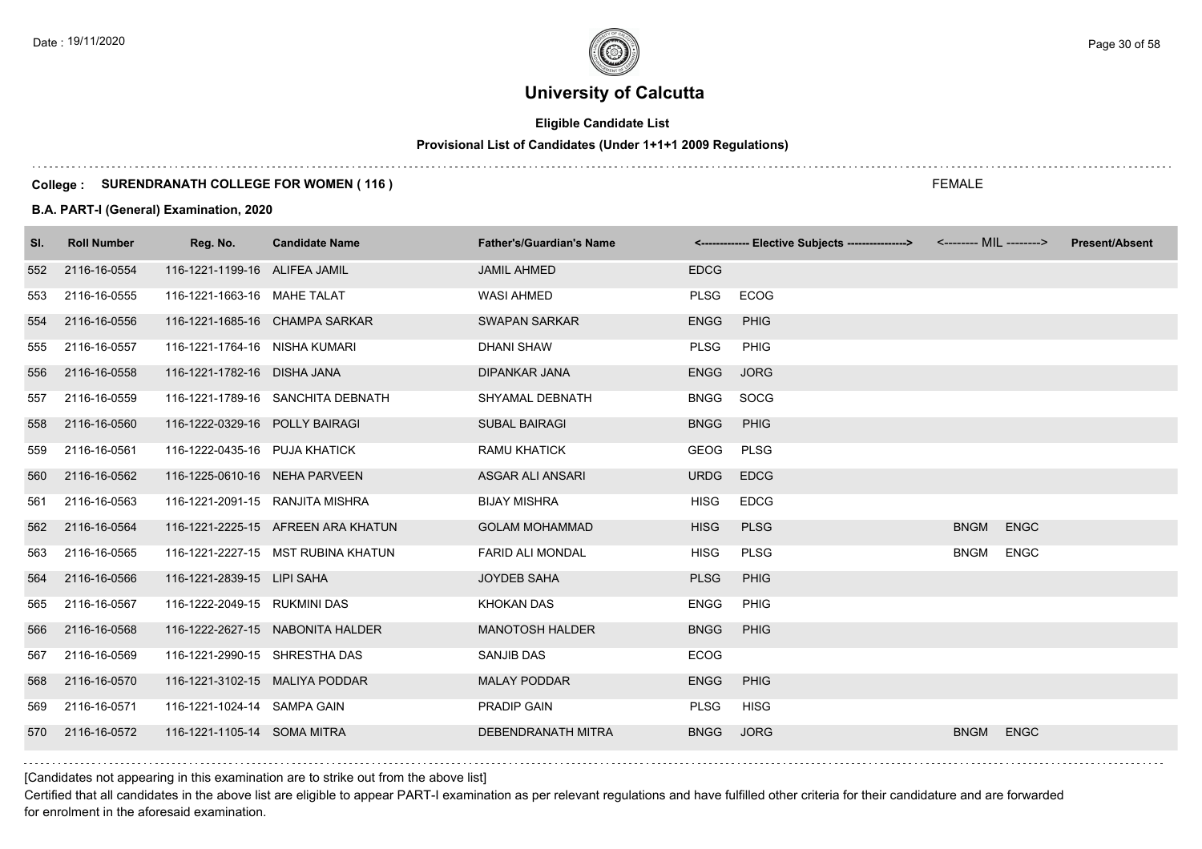# University of Calcutta

**Eligible Candidate List**

**Provisional List of Candidates (Under 1+1+1 2009 Regulations)**

**College : SURENDRANATH COLLEGE FOR WOMEN ( 116 )**

FEMALE

**B.A. PART-I (General) Examination, 2020**

| Sl. | Roll Number | Reg. No. | Candidate Name | Father's/Guardian's Name | <------------- Elective Subjects ----------------> | | <-------- MIL --------> | | Present/Absent |
|---|---|---|---|---|---|---|---|---|---|
| 552 | 2116-16-0554 | 116-1221-1199-16 | ALIFEA JAMIL | JAMIL AHMED | EDCG | | | | |
| 553 | 2116-16-0555 | 116-1221-1663-16 | MAHE TALAT | WASI AHMED | PLSG | ECOG | | | |
| 554 | 2116-16-0556 | 116-1221-1685-16 | CHAMPA SARKAR | SWAPAN SARKAR | ENGG | PHIG | | | |
| 555 | 2116-16-0557 | 116-1221-1764-16 | NISHA KUMARI | DHANI SHAW | PLSG | PHIG | | | |
| 556 | 2116-16-0558 | 116-1221-1782-16 | DISHA JANA | DIPANKAR JANA | ENGG | JORG | | | |
| 557 | 2116-16-0559 | 116-1221-1789-16 | SANCHITA DEBNATH | SHYAMAL DEBNATH | BNGG | SOCG | | | |
| 558 | 2116-16-0560 | 116-1222-0329-16 | POLLY BAIRAGI | SUBAL BAIRAGI | BNGG | PHIG | | | |
| 559 | 2116-16-0561 | 116-1222-0435-16 | PUJA KHATICK | RAMU KHATICK | GEOG | PLSG | | | |
| 560 | 2116-16-0562 | 116-1225-0610-16 | NEHA PARVEEN | ASGAR ALI ANSARI | URDG | EDCG | | | |
| 561 | 2116-16-0563 | 116-1221-2091-15 | RANJITA MISHRA | BIJAY MISHRA | HISG | EDCG | | | |
| 562 | 2116-16-0564 | 116-1221-2225-15 | AFREEN ARA KHATUN | GOLAM MOHAMMAD | HISG | PLSG | BNGM | ENGC | |
| 563 | 2116-16-0565 | 116-1221-2227-15 | MST RUBINA KHATUN | FARID ALI MONDAL | HISG | PLSG | BNGM | ENGC | |
| 564 | 2116-16-0566 | 116-1221-2839-15 | LIPI SAHA | JOYDEB SAHA | PLSG | PHIG | | | |
| 565 | 2116-16-0567 | 116-1222-2049-15 | RUKMINI DAS | KHOKAN DAS | ENGG | PHIG | | | |
| 566 | 2116-16-0568 | 116-1222-2627-15 | NABONITA HALDER | MANOTOSH HALDER | BNGG | PHIG | | | |
| 567 | 2116-16-0569 | 116-1221-2990-15 | SHRESTHA DAS | SANJIB DAS | ECOG | | | | |
| 568 | 2116-16-0570 | 116-1221-3102-15 | MALIYA PODDAR | MALAY PODDAR | ENGG | PHIG | | | |
| 569 | 2116-16-0571 | 116-1221-1024-14 | SAMPA GAIN | PRADIP GAIN | PLSG | HISG | | | |
| 570 | 2116-16-0572 | 116-1221-1105-14 | SOMA MITRA | DEBENDRANATH MITRA | BNGG | JORG | BNGM | ENGC | |

[Candidates not appearing in this examination are to strike out from the above list]

Certified that all candidates in the above list are eligible to appear PART-I examination as per relevant regulations and have fulfilled other criteria for their candidature and are forwarded for enrolment in the aforesaid examination.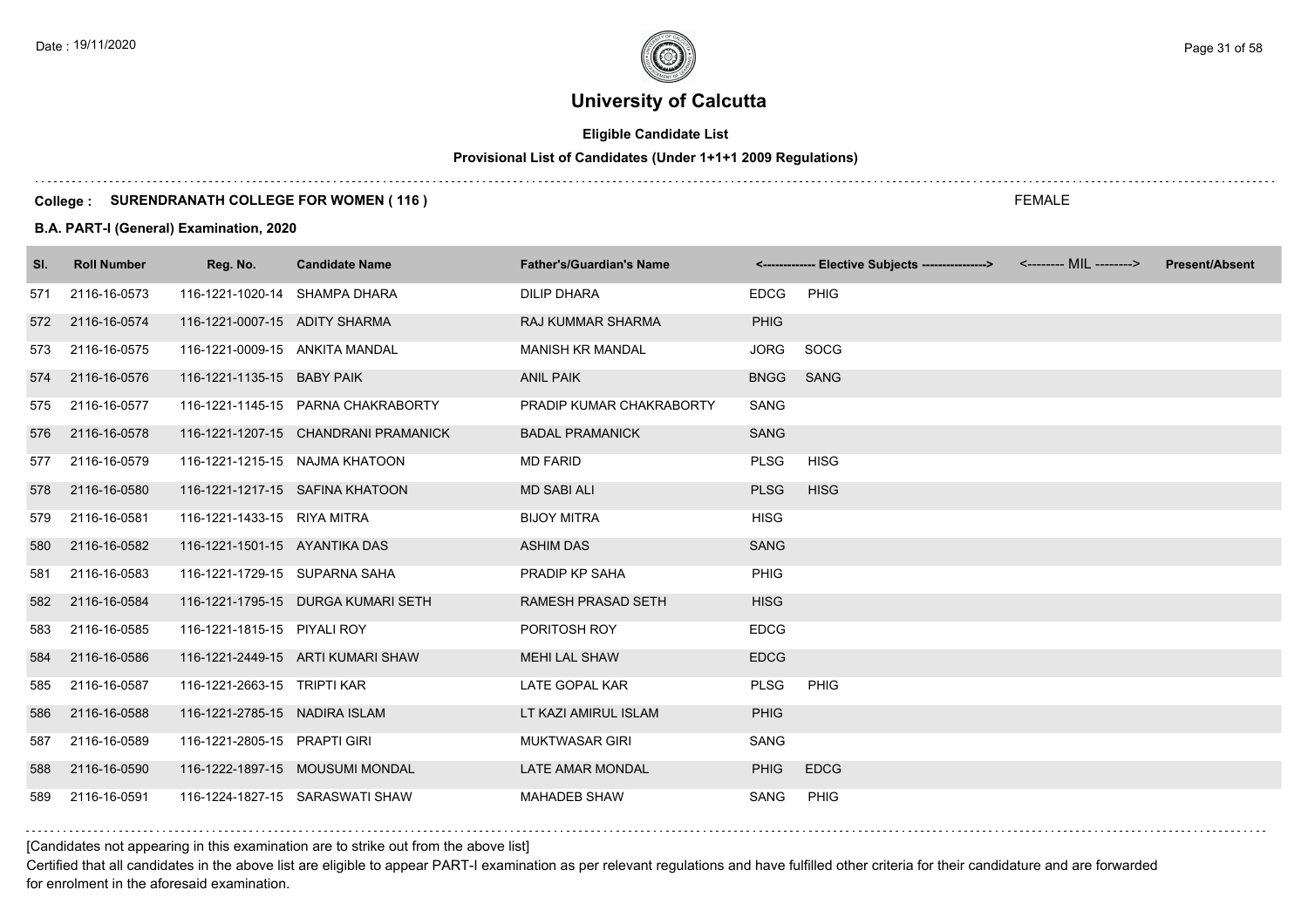# University of Calcutta

## Eligible Candidate List

### Provisional List of Candidates (Under 1+1+1 2009 Regulations)

**College : SURENDRANATH COLLEGE FOR WOMEN ( 116 )**

FEMALE

**B.A. PART-I (General) Examination, 2020**

| Sl. | Roll Number | Reg. No. | Candidate Name | Father's/Guardian's Name | <------------- Elective Subjects ----------------> | | <-------- MIL --------> | Present/Absent |
|---|---|---|---|---|---|---|---|---|
| 571 | 2116-16-0573 | 116-1221-1020-14 | SHAMPA DHARA | DILIP DHARA | EDCG | PHIG | | |
| 572 | 2116-16-0574 | 116-1221-0007-15 | ADITY SHARMA | RAJ KUMMAR SHARMA | PHIG | | | |
| 573 | 2116-16-0575 | 116-1221-0009-15 | ANKITA MANDAL | MANISH KR MANDAL | JORG | SOCG | | |
| 574 | 2116-16-0576 | 116-1221-1135-15 | BABY PAIK | ANIL PAIK | BNGG | SANG | | |
| 575 | 2116-16-0577 | 116-1221-1145-15 | PARNA CHAKRABORTY | PRADIP KUMAR CHAKRABORTY | SANG | | | |
| 576 | 2116-16-0578 | 116-1221-1207-15 | CHANDRANI PRAMANICK | BADAL PRAMANICK | SANG | | | |
| 577 | 2116-16-0579 | 116-1221-1215-15 | NAJMA KHATOON | MD FARID | PLSG | HISG | | |
| 578 | 2116-16-0580 | 116-1221-1217-15 | SAFINA KHATOON | MD SABI ALI | PLSG | HISG | | |
| 579 | 2116-16-0581 | 116-1221-1433-15 | RIYA MITRA | BIJOY MITRA | HISG | | | |
| 580 | 2116-16-0582 | 116-1221-1501-15 | AYANTIKA DAS | ASHIM DAS | SANG | | | |
| 581 | 2116-16-0583 | 116-1221-1729-15 | SUPARNA SAHA | PRADIP KP SAHA | PHIG | | | |
| 582 | 2116-16-0584 | 116-1221-1795-15 | DURGA KUMARI SETH | RAMESH PRASAD SETH | HISG | | | |
| 583 | 2116-16-0585 | 116-1221-1815-15 | PIYALI ROY | PORITOSH ROY | EDCG | | | |
| 584 | 2116-16-0586 | 116-1221-2449-15 | ARTI KUMARI SHAW | MEHI LAL SHAW | EDCG | | | |
| 585 | 2116-16-0587 | 116-1221-2663-15 | TRIPTI KAR | LATE GOPAL KAR | PLSG | PHIG | | |
| 586 | 2116-16-0588 | 116-1221-2785-15 | NADIRA ISLAM | LT KAZI AMIRUL ISLAM | PHIG | | | |
| 587 | 2116-16-0589 | 116-1221-2805-15 | PRAPTI GIRI | MUKTWASAR GIRI | SANG | | | |
| 588 | 2116-16-0590 | 116-1222-1897-15 | MOUSUMI MONDAL | LATE AMAR MONDAL | PHIG | EDCG | | |
| 589 | 2116-16-0591 | 116-1224-1827-15 | SARASWATI SHAW | MAHADEB SHAW | SANG | PHIG | | |

[Candidates not appearing in this examination are to strike out from the above list]

Certified that all candidates in the above list are eligible to appear PART-I examination as per relevant regulations and have fulfilled other criteria for their candidature and are forwarded for enrolment in the aforesaid examination.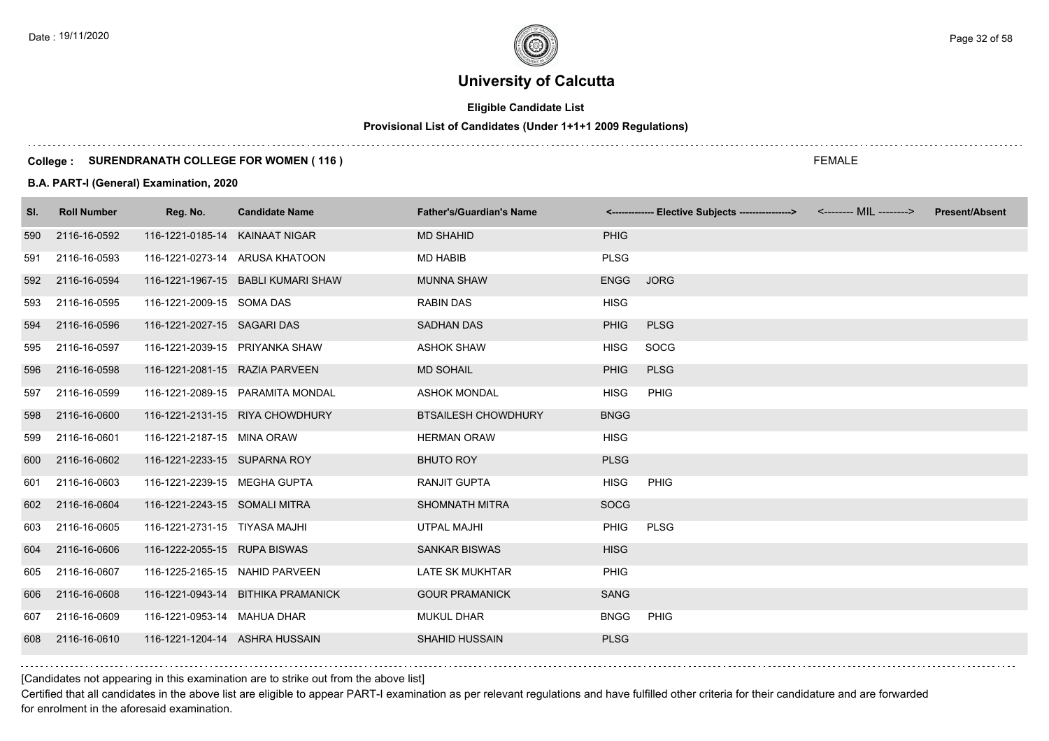# University of Calcutta

**Eligible Candidate List**

**Provisional List of Candidates (Under 1+1+1 2009 Regulations)**

**College : SURENDRANATH COLLEGE FOR WOMEN ( 116 )**

FEMALE

**B.A. PART-I (General) Examination, 2020**

| Sl. | Roll Number | Reg. No. | Candidate Name | Father's/Guardian's Name | <------------- Elective Subjects ----------------> | | <-------- MIL --------> | Present/Absent |
|---|---|---|---|---|---|---|---|---|
| 590 | 2116-16-0592 | 116-1221-0185-14 | KAINAAT NIGAR | MD SHAHID | PHIG | | | |
| 591 | 2116-16-0593 | 116-1221-0273-14 | ARUSA KHATOON | MD HABIB | PLSG | | | |
| 592 | 2116-16-0594 | 116-1221-1967-15 | BABLI KUMARI SHAW | MUNNA SHAW | ENGG | JORG | | |
| 593 | 2116-16-0595 | 116-1221-2009-15 | SOMA DAS | RABIN DAS | HISG | | | |
| 594 | 2116-16-0596 | 116-1221-2027-15 | SAGARI DAS | SADHAN DAS | PHIG | PLSG | | |
| 595 | 2116-16-0597 | 116-1221-2039-15 | PRIYANKA SHAW | ASHOK SHAW | HISG | SOCG | | |
| 596 | 2116-16-0598 | 116-1221-2081-15 | RAZIA PARVEEN | MD SOHAIL | PHIG | PLSG | | |
| 597 | 2116-16-0599 | 116-1221-2089-15 | PARAMITA MONDAL | ASHOK MONDAL | HISG | PHIG | | |
| 598 | 2116-16-0600 | 116-1221-2131-15 | RIYA CHOWDHURY | BTSAILESH CHOWDHURY | BNGG | | | |
| 599 | 2116-16-0601 | 116-1221-2187-15 | MINA ORAW | HERMAN ORAW | HISG | | | |
| 600 | 2116-16-0602 | 116-1221-2233-15 | SUPARNA ROY | BHUTO ROY | PLSG | | | |
| 601 | 2116-16-0603 | 116-1221-2239-15 | MEGHA GUPTA | RANJIT GUPTA | HISG | PHIG | | |
| 602 | 2116-16-0604 | 116-1221-2243-15 | SOMALI MITRA | SHOMNATH MITRA | SOCG | | | |
| 603 | 2116-16-0605 | 116-1221-2731-15 | TIYASA MAJHI | UTPAL MAJHI | PHIG | PLSG | | |
| 604 | 2116-16-0606 | 116-1222-2055-15 | RUPA BISWAS | SANKAR BISWAS | HISG | | | |
| 605 | 2116-16-0607 | 116-1225-2165-15 | NAHID PARVEEN | LATE SK MUKHTAR | PHIG | | | |
| 606 | 2116-16-0608 | 116-1221-0943-14 | BITHIKA PRAMANICK | GOUR PRAMANICK | SANG | | | |
| 607 | 2116-16-0609 | 116-1221-0953-14 | MAHUA DHAR | MUKUL DHAR | BNGG | PHIG | | |
| 608 | 2116-16-0610 | 116-1221-1204-14 | ASHRA HUSSAIN | SHAHID HUSSAIN | PLSG | | | |

[Candidates not appearing in this examination are to strike out from the above list]

Certified that all candidates in the above list are eligible to appear PART-I examination as per relevant regulations and have fulfilled other criteria for their candidature and are forwarded for enrolment in the aforesaid examination.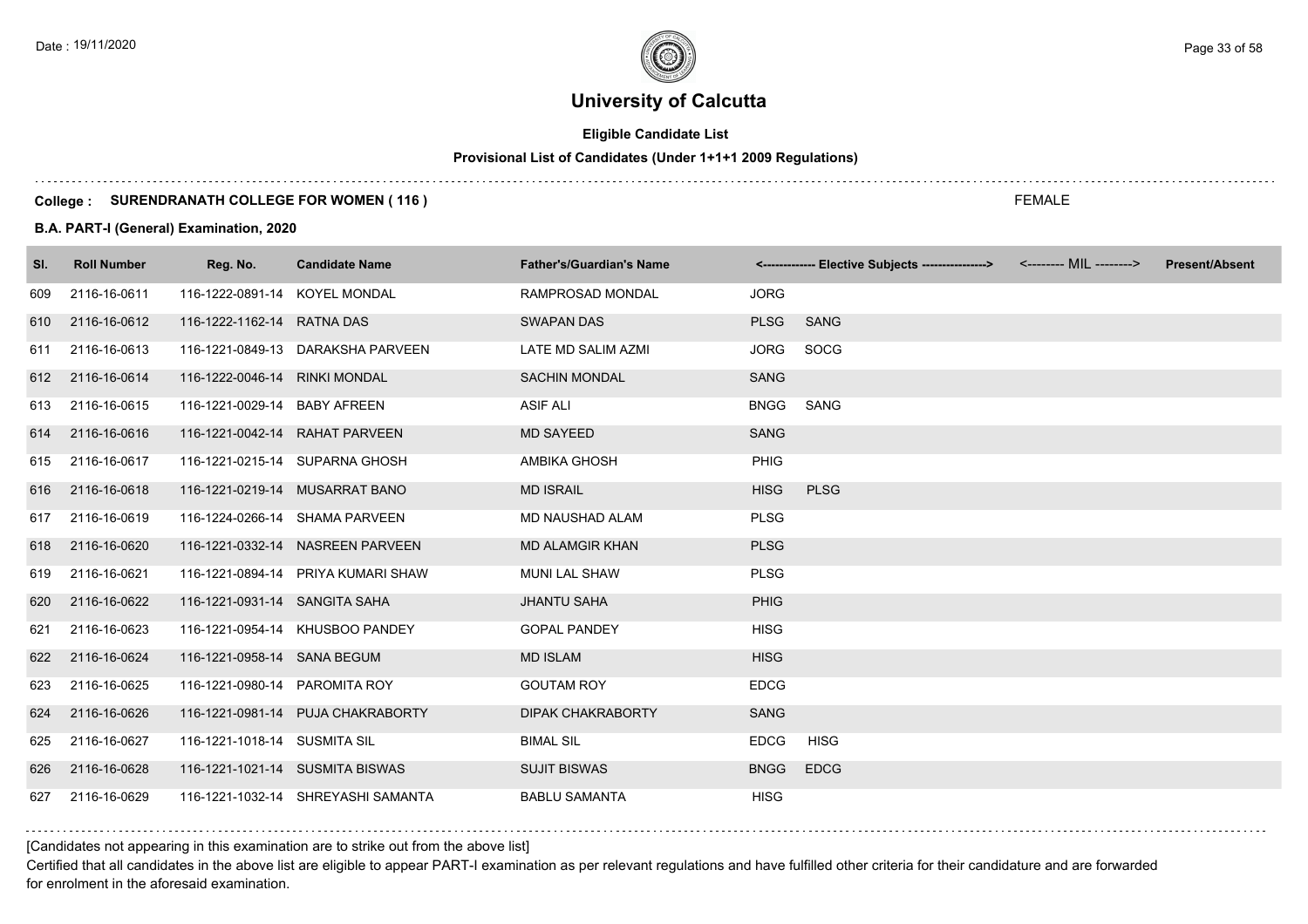# University of Calcutta

## Eligible Candidate List

### Provisional List of Candidates (Under 1+1+1 2009 Regulations)

**College : SURENDRANATH COLLEGE FOR WOMEN ( 116 )**

FEMALE

**B.A. PART-I (General) Examination, 2020**

| Sl. | Roll Number | Reg. No. | Candidate Name | Father's/Guardian's Name | <------------- Elective Subjects ----------------> | | <-------- MIL --------> | Present/Absent |
|---|---|---|---|---|---|---|---|---|
| 609 | 2116-16-0611 | 116-1222-0891-14 | KOYEL MONDAL | RAMPROSAD MONDAL | JORG | | | |
| 610 | 2116-16-0612 | 116-1222-1162-14 | RATNA DAS | SWAPAN DAS | PLSG | SANG | | |
| 611 | 2116-16-0613 | 116-1221-0849-13 | DARAKSHA PARVEEN | LATE MD SALIM AZMI | JORG | SOCG | | |
| 612 | 2116-16-0614 | 116-1222-0046-14 | RINKI MONDAL | SACHIN MONDAL | SANG | | | |
| 613 | 2116-16-0615 | 116-1221-0029-14 | BABY AFREEN | ASIF ALI | BNGG | SANG | | |
| 614 | 2116-16-0616 | 116-1221-0042-14 | RAHAT PARVEEN | MD SAYEED | SANG | | | |
| 615 | 2116-16-0617 | 116-1221-0215-14 | SUPARNA GHOSH | AMBIKA GHOSH | PHIG | | | |
| 616 | 2116-16-0618 | 116-1221-0219-14 | MUSARRAT BANO | MD ISRAIL | HISG | PLSG | | |
| 617 | 2116-16-0619 | 116-1224-0266-14 | SHAMA PARVEEN | MD NAUSHAD ALAM | PLSG | | | |
| 618 | 2116-16-0620 | 116-1221-0332-14 | NASREEN PARVEEN | MD ALAMGIR KHAN | PLSG | | | |
| 619 | 2116-16-0621 | 116-1221-0894-14 | PRIYA KUMARI SHAW | MUNI LAL SHAW | PLSG | | | |
| 620 | 2116-16-0622 | 116-1221-0931-14 | SANGITA SAHA | JHANTU SAHA | PHIG | | | |
| 621 | 2116-16-0623 | 116-1221-0954-14 | KHUSBOO PANDEY | GOPAL PANDEY | HISG | | | |
| 622 | 2116-16-0624 | 116-1221-0958-14 | SANA BEGUM | MD ISLAM | HISG | | | |
| 623 | 2116-16-0625 | 116-1221-0980-14 | PAROMITA ROY | GOUTAM ROY | EDCG | | | |
| 624 | 2116-16-0626 | 116-1221-0981-14 | PUJA CHAKRABORTY | DIPAK CHAKRABORTY | SANG | | | |
| 625 | 2116-16-0627 | 116-1221-1018-14 | SUSMITA SIL | BIMAL SIL | EDCG | HISG | | |
| 626 | 2116-16-0628 | 116-1221-1021-14 | SUSMITA BISWAS | SUJIT BISWAS | BNGG | EDCG | | |
| 627 | 2116-16-0629 | 116-1221-1032-14 | SHREYASHI SAMANTA | BABLU SAMANTA | HISG | | | |

[Candidates not appearing in this examination are to strike out from the above list]

Certified that all candidates in the above list are eligible to appear PART-I examination as per relevant regulations and have fulfilled other criteria for their candidature and are forwarded for enrolment in the aforesaid examination.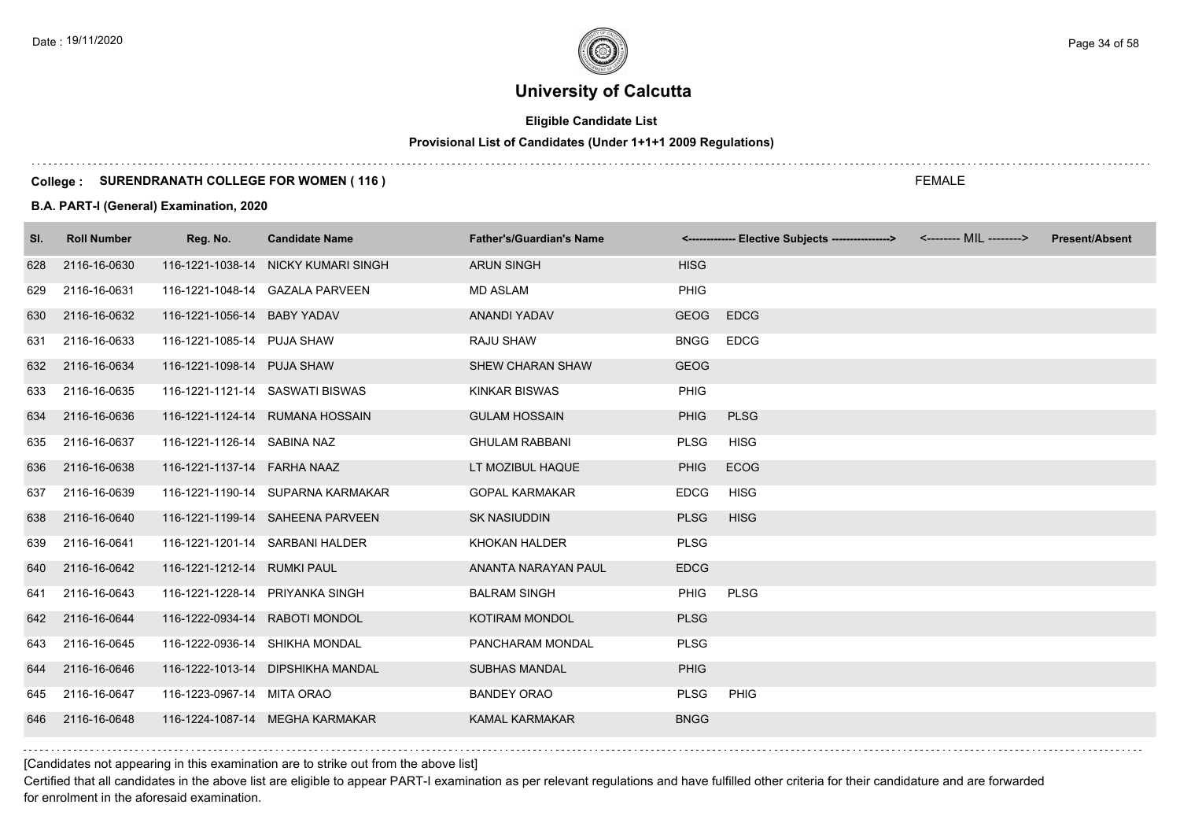# University of Calcutta

**Eligible Candidate List**

**Provisional List of Candidates (Under 1+1+1 2009 Regulations)**

**College : SURENDRANATH COLLEGE FOR WOMEN ( 116 )**

FEMALE

**B.A. PART-I (General) Examination, 2020**

| Sl. | Roll Number | Reg. No. | Candidate Name | Father's/Guardian's Name | <------------- Elective Subjects ----------------> | | <-------- MIL --------> | Present/Absent |
|---|---|---|---|---|---|---|---|---|
| 628 | 2116-16-0630 | 116-1221-1038-14 | NICKY KUMARI SINGH | ARUN SINGH | HISG | | | |
| 629 | 2116-16-0631 | 116-1221-1048-14 | GAZALA PARVEEN | MD ASLAM | PHIG | | | |
| 630 | 2116-16-0632 | 116-1221-1056-14 | BABY YADAV | ANANDI YADAV | GEOG | EDCG | | |
| 631 | 2116-16-0633 | 116-1221-1085-14 | PUJA SHAW | RAJU SHAW | BNGG | EDCG | | |
| 632 | 2116-16-0634 | 116-1221-1098-14 | PUJA SHAW | SHEW CHARAN SHAW | GEOG | | | |
| 633 | 2116-16-0635 | 116-1221-1121-14 | SASWATI BISWAS | KINKAR BISWAS | PHIG | | | |
| 634 | 2116-16-0636 | 116-1221-1124-14 | RUMANA HOSSAIN | GULAM HOSSAIN | PHIG | PLSG | | |
| 635 | 2116-16-0637 | 116-1221-1126-14 | SABINA NAZ | GHULAM RABBANI | PLSG | HISG | | |
| 636 | 2116-16-0638 | 116-1221-1137-14 | FARHA NAAZ | LT MOZIBUL HAQUE | PHIG | ECOG | | |
| 637 | 2116-16-0639 | 116-1221-1190-14 | SUPARNA KARMAKAR | GOPAL KARMAKAR | EDCG | HISG | | |
| 638 | 2116-16-0640 | 116-1221-1199-14 | SAHEENA PARVEEN | SK NASIUDDIN | PLSG | HISG | | |
| 639 | 2116-16-0641 | 116-1221-1201-14 | SARBANI HALDER | KHOKAN HALDER | PLSG | | | |
| 640 | 2116-16-0642 | 116-1221-1212-14 | RUMKI PAUL | ANANTA NARAYAN PAUL | EDCG | | | |
| 641 | 2116-16-0643 | 116-1221-1228-14 | PRIYANKA SINGH | BALRAM SINGH | PHIG | PLSG | | |
| 642 | 2116-16-0644 | 116-1222-0934-14 | RABOTI MONDOL | KOTIRAM MONDOL | PLSG | | | |
| 643 | 2116-16-0645 | 116-1222-0936-14 | SHIKHA MONDAL | PANCHARAM MONDAL | PLSG | | | |
| 644 | 2116-16-0646 | 116-1222-1013-14 | DIPSHIKHA MANDAL | SUBHAS MANDAL | PHIG | | | |
| 645 | 2116-16-0647 | 116-1223-0967-14 | MITA ORAO | BANDEY ORAO | PLSG | PHIG | | |
| 646 | 2116-16-0648 | 116-1224-1087-14 | MEGHA KARMAKAR | KAMAL KARMAKAR | BNGG | | | |

[Candidates not appearing in this examination are to strike out from the above list]

Certified that all candidates in the above list are eligible to appear PART-I examination as per relevant regulations and have fulfilled other criteria for their candidature and are forwarded for enrolment in the aforesaid examination.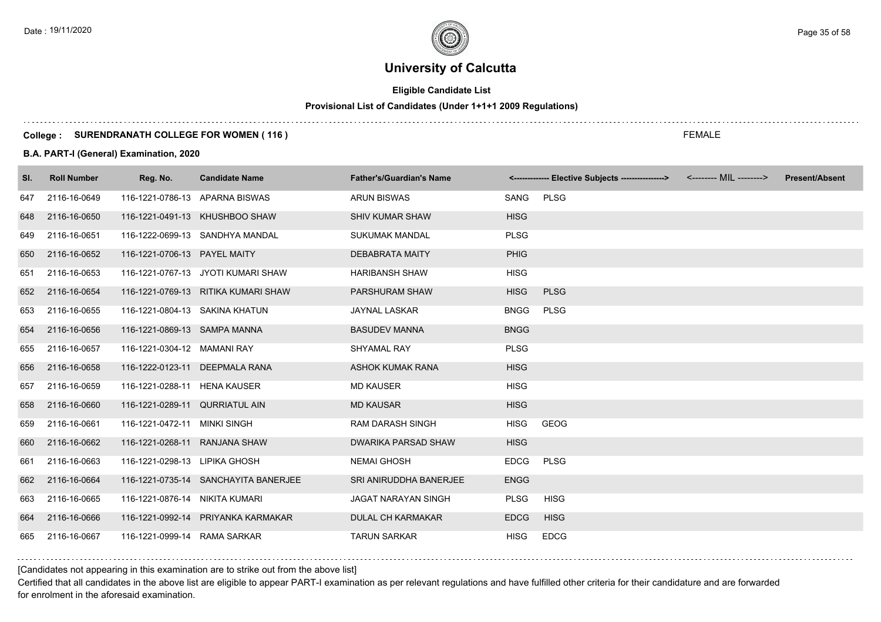# University of Calcutta

**Eligible Candidate List**

**Provisional List of Candidates (Under 1+1+1 2009 Regulations)**

**College : SURENDRANATH COLLEGE FOR WOMEN ( 116 )**

FEMALE

**B.A. PART-I (General) Examination, 2020**

| Sl. | Roll Number | Reg. No. | Candidate Name | Father's/Guardian's Name | <------------- Elective Subjects ----------------> | | <-------- MIL --------> | Present/Absent |
|---|---|---|---|---|---|---|---|---|
| 647 | 2116-16-0649 | 116-1221-0786-13 | APARNA BISWAS | ARUN BISWAS | SANG | PLSG | | |
| 648 | 2116-16-0650 | 116-1221-0491-13 | KHUSHBOO SHAW | SHIV KUMAR SHAW | HISG | | | |
| 649 | 2116-16-0651 | 116-1222-0699-13 | SANDHYA MANDAL | SUKUMAK MANDAL | PLSG | | | |
| 650 | 2116-16-0652 | 116-1221-0706-13 | PAYEL MAITY | DEBABRATA MAITY | PHIG | | | |
| 651 | 2116-16-0653 | 116-1221-0767-13 | JYOTI KUMARI SHAW | HARIBANSH SHAW | HISG | | | |
| 652 | 2116-16-0654 | 116-1221-0769-13 | RITIKA KUMARI SHAW | PARSHURAM SHAW | HISG | PLSG | | |
| 653 | 2116-16-0655 | 116-1221-0804-13 | SAKINA KHATUN | JAYNAL LASKAR | BNGG | PLSG | | |
| 654 | 2116-16-0656 | 116-1221-0869-13 | SAMPA MANNA | BASUDEV MANNA | BNGG | | | |
| 655 | 2116-16-0657 | 116-1221-0304-12 | MAMANI RAY | SHYAMAL RAY | PLSG | | | |
| 656 | 2116-16-0658 | 116-1222-0123-11 | DEEPMALA RANA | ASHOK KUMAK RANA | HISG | | | |
| 657 | 2116-16-0659 | 116-1221-0288-11 | HENA KAUSER | MD KAUSER | HISG | | | |
| 658 | 2116-16-0660 | 116-1221-0289-11 | QURRIATUL AIN | MD KAUSAR | HISG | | | |
| 659 | 2116-16-0661 | 116-1221-0472-11 | MINKI SINGH | RAM DARASH SINGH | HISG | GEOG | | |
| 660 | 2116-16-0662 | 116-1221-0268-11 | RANJANA SHAW | DWARIKA PARSAD SHAW | HISG | | | |
| 661 | 2116-16-0663 | 116-1221-0298-13 | LIPIKA GHOSH | NEMAI GHOSH | EDCG | PLSG | | |
| 662 | 2116-16-0664 | 116-1221-0735-14 | SANCHAYITA BANERJEE | SRI ANIRUDDHA BANERJEE | ENGG | | | |
| 663 | 2116-16-0665 | 116-1221-0876-14 | NIKITA KUMARI | JAGAT NARAYAN SINGH | PLSG | HISG | | |
| 664 | 2116-16-0666 | 116-1221-0992-14 | PRIYANKA KARMAKAR | DULAL CH KARMAKAR | EDCG | HISG | | |
| 665 | 2116-16-0667 | 116-1221-0999-14 | RAMA SARKAR | TARUN SARKAR | HISG | EDCG | | |

[Candidates not appearing in this examination are to strike out from the above list]

Certified that all candidates in the above list are eligible to appear PART-I examination as per relevant regulations and have fulfilled other criteria for their candidature and are forwarded for enrolment in the aforesaid examination.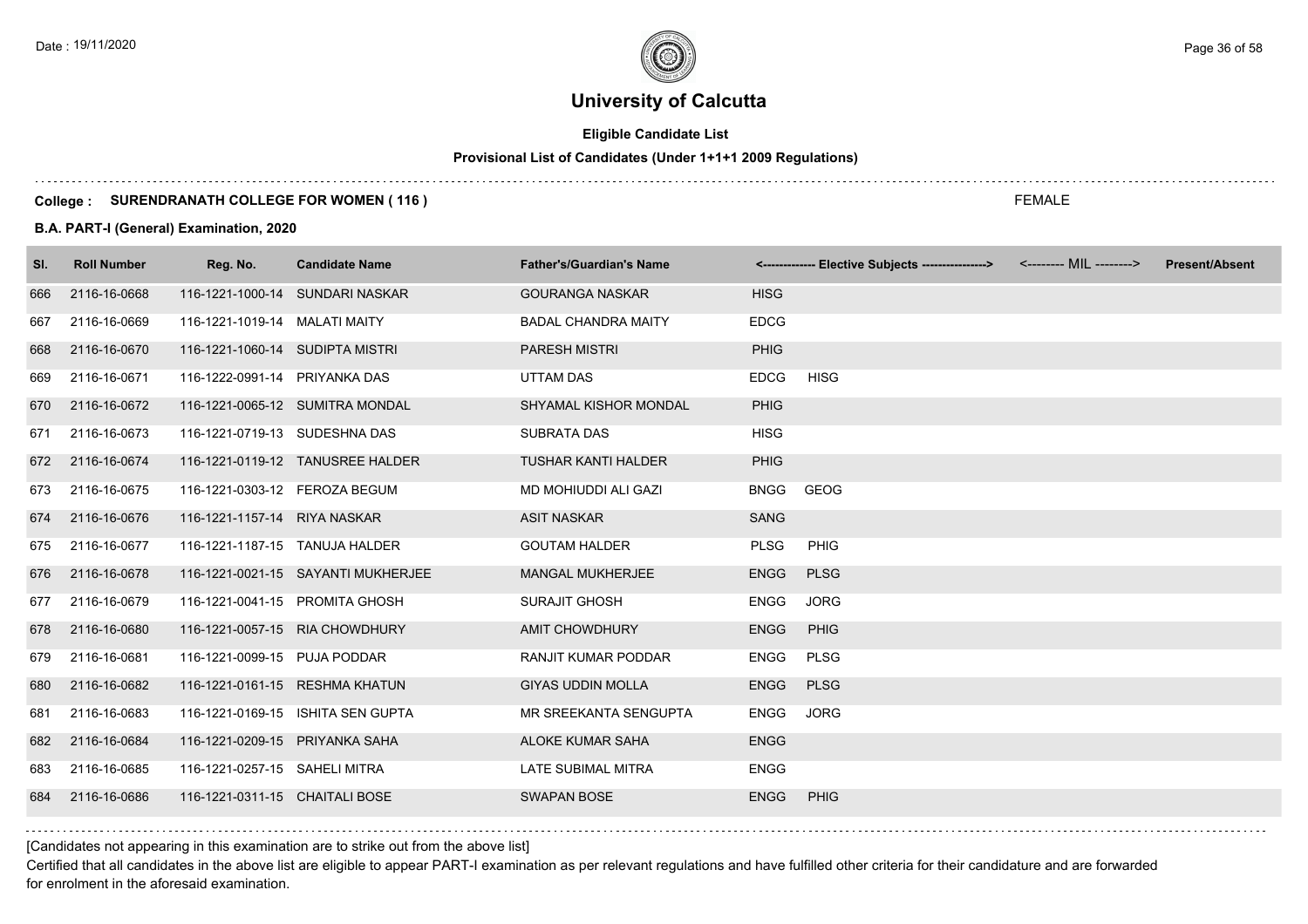# University of Calcutta

**Eligible Candidate List**

**Provisional List of Candidates (Under 1+1+1 2009 Regulations)**

**College : SURENDRANATH COLLEGE FOR WOMEN ( 116 )**

FEMALE

**B.A. PART-I (General) Examination, 2020**

| Sl. | Roll Number | Reg. No. | Candidate Name | Father's/Guardian's Name | <------------- Elective Subjects ----------------> | | <-------- MIL --------> | Present/Absent |
|---|---|---|---|---|---|---|---|---|
| 666 | 2116-16-0668 | 116-1221-1000-14 | SUNDARI NASKAR | GOURANGA NASKAR | HISG | | | |
| 667 | 2116-16-0669 | 116-1221-1019-14 | MALATI MAITY | BADAL CHANDRA MAITY | EDCG | | | |
| 668 | 2116-16-0670 | 116-1221-1060-14 | SUDIPTA MISTRI | PARESH MISTRI | PHIG | | | |
| 669 | 2116-16-0671 | 116-1222-0991-14 | PRIYANKA DAS | UTTAM DAS | EDCG | HISG | | |
| 670 | 2116-16-0672 | 116-1221-0065-12 | SUMITRA MONDAL | SHYAMAL KISHOR MONDAL | PHIG | | | |
| 671 | 2116-16-0673 | 116-1221-0719-13 | SUDESHNA DAS | SUBRATA DAS | HISG | | | |
| 672 | 2116-16-0674 | 116-1221-0119-12 | TANUSREE HALDER | TUSHAR KANTI HALDER | PHIG | | | |
| 673 | 2116-16-0675 | 116-1221-0303-12 | FEROZA BEGUM | MD MOHIUDDI ALI GAZI | BNGG | GEOG | | |
| 674 | 2116-16-0676 | 116-1221-1157-14 | RIYA NASKAR | ASIT NASKAR | SANG | | | |
| 675 | 2116-16-0677 | 116-1221-1187-15 | TANUJA HALDER | GOUTAM HALDER | PLSG | PHIG | | |
| 676 | 2116-16-0678 | 116-1221-0021-15 | SAYANTI MUKHERJEE | MANGAL MUKHERJEE | ENGG | PLSG | | |
| 677 | 2116-16-0679 | 116-1221-0041-15 | PROMITA GHOSH | SURAJIT GHOSH | ENGG | JORG | | |
| 678 | 2116-16-0680 | 116-1221-0057-15 | RIA CHOWDHURY | AMIT CHOWDHURY | ENGG | PHIG | | |
| 679 | 2116-16-0681 | 116-1221-0099-15 | PUJA PODDAR | RANJIT KUMAR PODDAR | ENGG | PLSG | | |
| 680 | 2116-16-0682 | 116-1221-0161-15 | RESHMA KHATUN | GIYAS UDDIN MOLLA | ENGG | PLSG | | |
| 681 | 2116-16-0683 | 116-1221-0169-15 | ISHITA SEN GUPTA | MR SREEKANTA SENGUPTA | ENGG | JORG | | |
| 682 | 2116-16-0684 | 116-1221-0209-15 | PRIYANKA SAHA | ALOKE KUMAR SAHA | ENGG | | | |
| 683 | 2116-16-0685 | 116-1221-0257-15 | SAHELI MITRA | LATE SUBIMAL MITRA | ENGG | | | |
| 684 | 2116-16-0686 | 116-1221-0311-15 | CHAITALI BOSE | SWAPAN BOSE | ENGG | PHIG | | |

[Candidates not appearing in this examination are to strike out from the above list]

Certified that all candidates in the above list are eligible to appear PART-I examination as per relevant regulations and have fulfilled other criteria for their candidature and are forwarded for enrolment in the aforesaid examination.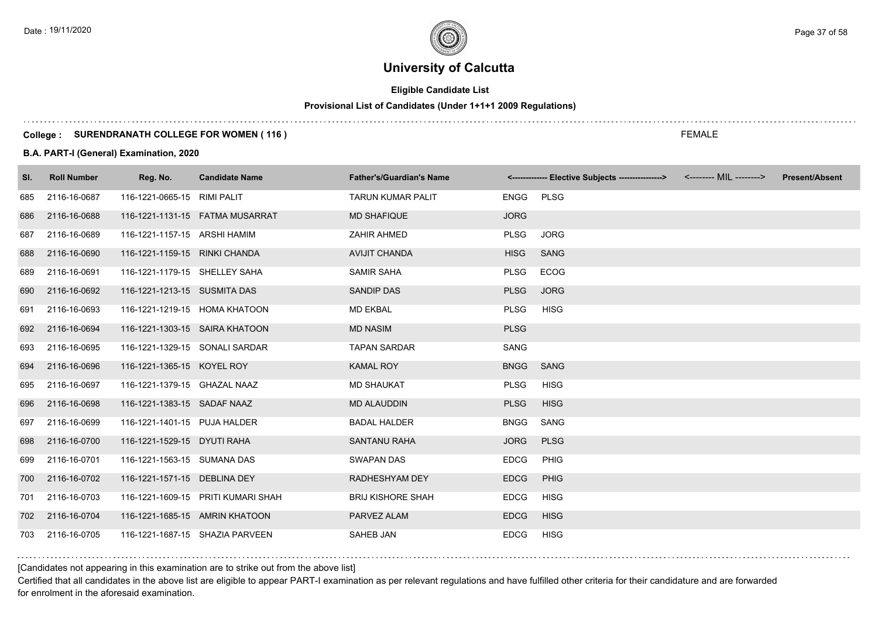# University of Calcutta

**Eligible Candidate List**

**Provisional List of Candidates (Under 1+1+1 2009 Regulations)**

**College : SURENDRANATH COLLEGE FOR WOMEN ( 116 )**

FEMALE

**B.A. PART-I (General) Examination, 2020**

| Sl. | Roll Number | Reg. No. | Candidate Name | Father's/Guardian's Name | <------------- Elective Subjects ----------------> | | <-------- MIL --------> | Present/Absent |
|---|---|---|---|---|---|---|---|---|
| 685 | 2116-16-0687 | 116-1221-0665-15 | RIMI PALIT | TARUN KUMAR PALIT | ENGG | PLSG | | |
| 686 | 2116-16-0688 | 116-1221-1131-15 | FATMA MUSARRAT | MD SHAFIQUE | JORG | | | |
| 687 | 2116-16-0689 | 116-1221-1157-15 | ARSHI HAMIM | ZAHIR AHMED | PLSG | JORG | | |
| 688 | 2116-16-0690 | 116-1221-1159-15 | RINKI CHANDA | AVIJIT CHANDA | HISG | SANG | | |
| 689 | 2116-16-0691 | 116-1221-1179-15 | SHELLEY SAHA | SAMIR SAHA | PLSG | ECOG | | |
| 690 | 2116-16-0692 | 116-1221-1213-15 | SUSMITA DAS | SANDIP DAS | PLSG | JORG | | |
| 691 | 2116-16-0693 | 116-1221-1219-15 | HOMA KHATOON | MD EKBAL | PLSG | HISG | | |
| 692 | 2116-16-0694 | 116-1221-1303-15 | SAIRA KHATOON | MD NASIM | PLSG | | | |
| 693 | 2116-16-0695 | 116-1221-1329-15 | SONALI SARDAR | TAPAN SARDAR | SANG | | | |
| 694 | 2116-16-0696 | 116-1221-1365-15 | KOYEL ROY | KAMAL ROY | BNGG | SANG | | |
| 695 | 2116-16-0697 | 116-1221-1379-15 | GHAZAL NAAZ | MD SHAUKAT | PLSG | HISG | | |
| 696 | 2116-16-0698 | 116-1221-1383-15 | SADAF NAAZ | MD ALAUDDIN | PLSG | HISG | | |
| 697 | 2116-16-0699 | 116-1221-1401-15 | PUJA HALDER | BADAL HALDER | BNGG | SANG | | |
| 698 | 2116-16-0700 | 116-1221-1529-15 | DYUTI RAHA | SANTANU RAHA | JORG | PLSG | | |
| 699 | 2116-16-0701 | 116-1221-1563-15 | SUMANA DAS | SWAPAN DAS | EDCG | PHIG | | |
| 700 | 2116-16-0702 | 116-1221-1571-15 | DEBLINA DEY | RADHESHYAM DEY | EDCG | PHIG | | |
| 701 | 2116-16-0703 | 116-1221-1609-15 | PRITI KUMARI SHAH | BRIJ KISHORE SHAH | EDCG | HISG | | |
| 702 | 2116-16-0704 | 116-1221-1685-15 | AMRIN KHATOON | PARVEZ ALAM | EDCG | HISG | | |
| 703 | 2116-16-0705 | 116-1221-1687-15 | SHAZIA PARVEEN | SAHEB JAN | EDCG | HISG | | |

[Candidates not appearing in this examination are to strike out from the above list]

Certified that all candidates in the above list are eligible to appear PART-I examination as per relevant regulations and have fulfilled other criteria for their candidature and are forwarded for enrolment in the aforesaid examination.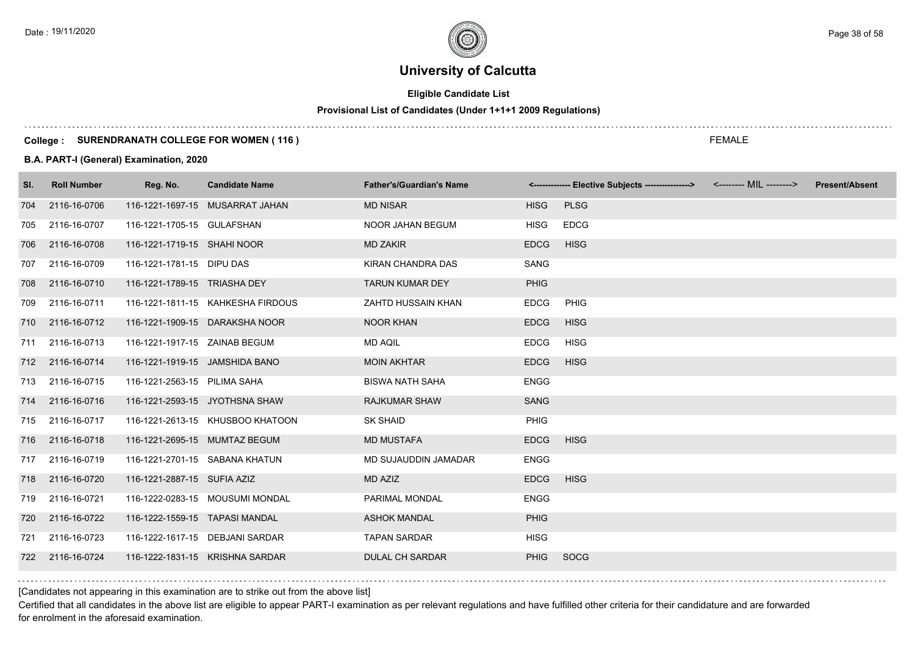# University of Calcutta

**Eligible Candidate List**

**Provisional List of Candidates (Under 1+1+1 2009 Regulations)**

**College : SURENDRANATH COLLEGE FOR WOMEN ( 116 )**

FEMALE

**B.A. PART-I (General) Examination, 2020**

| Sl. | Roll Number | Reg. No. | Candidate Name | Father's/Guardian's Name | <------------- Elective Subjects ----------------> | | <-------- MIL --------> | Present/Absent |
|---|---|---|---|---|---|---|---|---|
| 704 | 2116-16-0706 | 116-1221-1697-15 | MUSARRAT JAHAN | MD NISAR | HISG | PLSG | | |
| 705 | 2116-16-0707 | 116-1221-1705-15 | GULAFSHAN | NOOR JAHAN BEGUM | HISG | EDCG | | |
| 706 | 2116-16-0708 | 116-1221-1719-15 | SHAHI NOOR | MD ZAKIR | EDCG | HISG | | |
| 707 | 2116-16-0709 | 116-1221-1781-15 | DIPU DAS | KIRAN CHANDRA DAS | SANG | | | |
| 708 | 2116-16-0710 | 116-1221-1789-15 | TRIASHA DEY | TARUN KUMAR DEY | PHIG | | | |
| 709 | 2116-16-0711 | 116-1221-1811-15 | KAHKESHA FIRDOUS | ZAHTD HUSSAIN KHAN | EDCG | PHIG | | |
| 710 | 2116-16-0712 | 116-1221-1909-15 | DARAKSHA NOOR | NOOR KHAN | EDCG | HISG | | |
| 711 | 2116-16-0713 | 116-1221-1917-15 | ZAINAB BEGUM | MD AQIL | EDCG | HISG | | |
| 712 | 2116-16-0714 | 116-1221-1919-15 | JAMSHIDA BANO | MOIN AKHTAR | EDCG | HISG | | |
| 713 | 2116-16-0715 | 116-1221-2563-15 | PILIMA SAHA | BISWA NATH SAHA | ENGG | | | |
| 714 | 2116-16-0716 | 116-1221-2593-15 | JYOTHSNA SHAW | RAJKUMAR SHAW | SANG | | | |
| 715 | 2116-16-0717 | 116-1221-2613-15 | KHUSBOO KHATOON | SK SHAID | PHIG | | | |
| 716 | 2116-16-0718 | 116-1221-2695-15 | MUMTAZ BEGUM | MD MUSTAFA | EDCG | HISG | | |
| 717 | 2116-16-0719 | 116-1221-2701-15 | SABANA KHATUN | MD SUJAUDDIN JAMADAR | ENGG | | | |
| 718 | 2116-16-0720 | 116-1221-2887-15 | SUFIA AZIZ | MD AZIZ | EDCG | HISG | | |
| 719 | 2116-16-0721 | 116-1222-0283-15 | MOUSUMI MONDAL | PARIMAL MONDAL | ENGG | | | |
| 720 | 2116-16-0722 | 116-1222-1559-15 | TAPASI MANDAL | ASHOK MANDAL | PHIG | | | |
| 721 | 2116-16-0723 | 116-1222-1617-15 | DEBJANI SARDAR | TAPAN SARDAR | HISG | | | |
| 722 | 2116-16-0724 | 116-1222-1831-15 | KRISHNA SARDAR | DULAL CH SARDAR | PHIG | SOCG | | |

[Candidates not appearing in this examination are to strike out from the above list]

Certified that all candidates in the above list are eligible to appear PART-I examination as per relevant regulations and have fulfilled other criteria for their candidature and are forwarded for enrolment in the aforesaid examination.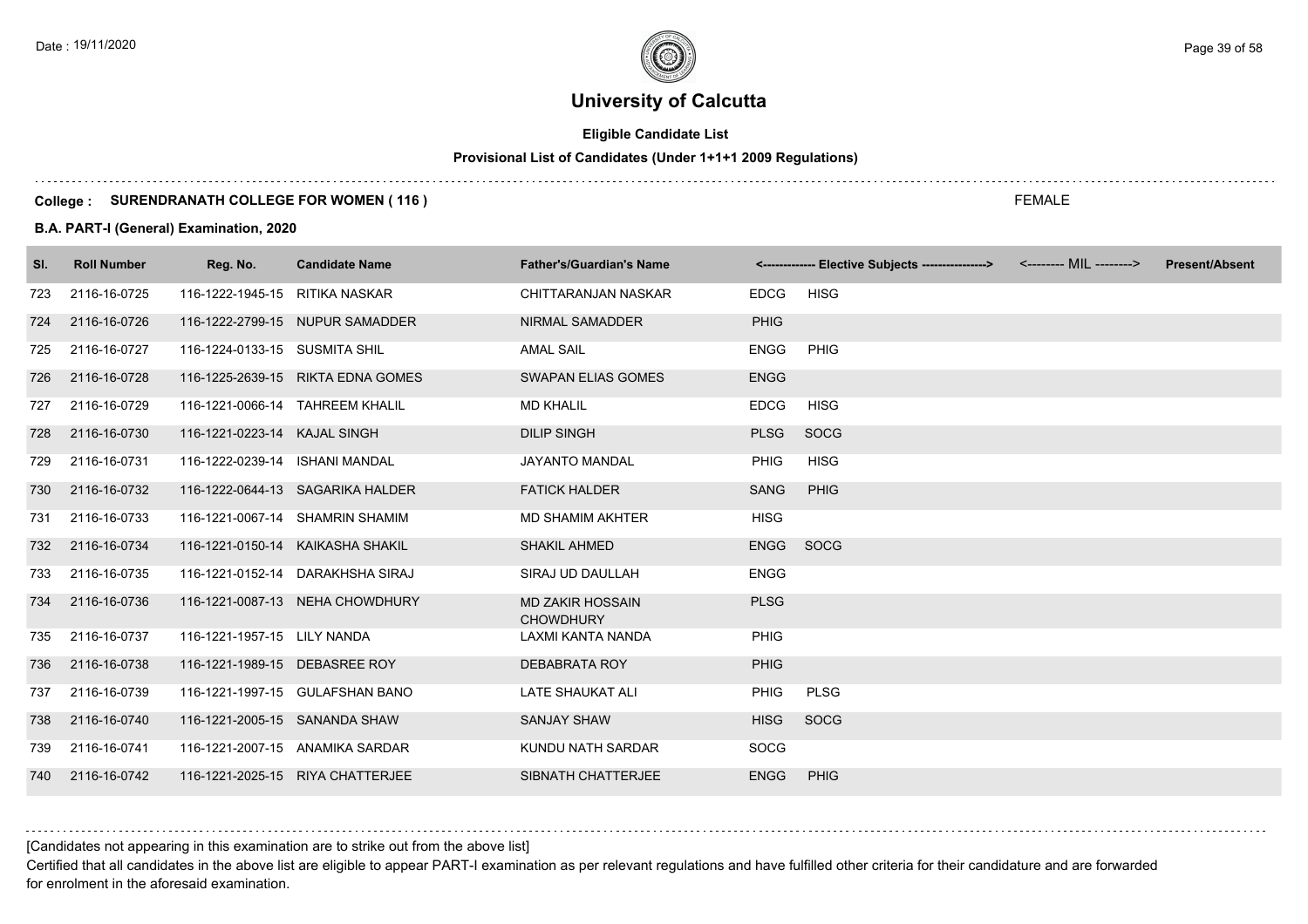# University of Calcutta

**Eligible Candidate List**

**Provisional List of Candidates (Under 1+1+1 2009 Regulations)**

**College : SURENDRANATH COLLEGE FOR WOMEN ( 116 )**

FEMALE

**B.A. PART-I (General) Examination, 2020**

| Sl. | Roll Number | Reg. No. | Candidate Name | Father's/Guardian's Name | <------------- Elective Subjects ----------------> | | <-------- MIL --------> | Present/Absent |
|---|---|---|---|---|---|---|---|---|
| 723 | 2116-16-0725 | 116-1222-1945-15 | RITIKA NASKAR | CHITTARANJAN NASKAR | EDCG | HISG | | |
| 724 | 2116-16-0726 | 116-1222-2799-15 | NUPUR SAMADDER | NIRMAL SAMADDER | PHIG | | | |
| 725 | 2116-16-0727 | 116-1224-0133-15 | SUSMITA SHIL | AMAL SAIL | ENGG | PHIG | | |
| 726 | 2116-16-0728 | 116-1225-2639-15 | RIKTA EDNA GOMES | SWAPAN ELIAS GOMES | ENGG | | | |
| 727 | 2116-16-0729 | 116-1221-0066-14 | TAHREEM KHALIL | MD KHALIL | EDCG | HISG | | |
| 728 | 2116-16-0730 | 116-1221-0223-14 | KAJAL SINGH | DILIP SINGH | PLSG | SOCG | | |
| 729 | 2116-16-0731 | 116-1222-0239-14 | ISHANI MANDAL | JAYANTO MANDAL | PHIG | HISG | | |
| 730 | 2116-16-0732 | 116-1222-0644-13 | SAGARIKA HALDER | FATICK HALDER | SANG | PHIG | | |
| 731 | 2116-16-0733 | 116-1221-0067-14 | SHAMRIN SHAMIM | MD SHAMIM AKHTER | HISG | | | |
| 732 | 2116-16-0734 | 116-1221-0150-14 | KAIKASHA SHAKIL | SHAKIL AHMED | ENGG | SOCG | | |
| 733 | 2116-16-0735 | 116-1221-0152-14 | DARAKHSHA SIRAJ | SIRAJ UD DAULLAH | ENGG | | | |
| 734 | 2116-16-0736 | 116-1221-0087-13 | NEHA CHOWDHURY | MD ZAKIR HOSSAIN CHOWDHURY | PLSG | | | |
| 735 | 2116-16-0737 | 116-1221-1957-15 | LILY NANDA | LAXMI KANTA NANDA | PHIG | | | |
| 736 | 2116-16-0738 | 116-1221-1989-15 | DEBASREE ROY | DEBABRATA ROY | PHIG | | | |
| 737 | 2116-16-0739 | 116-1221-1997-15 | GULAFSHAN BANO | LATE SHAUKAT ALI | PHIG | PLSG | | |
| 738 | 2116-16-0740 | 116-1221-2005-15 | SANANDA SHAW | SANJAY SHAW | HISG | SOCG | | |
| 739 | 2116-16-0741 | 116-1221-2007-15 | ANAMIKA SARDAR | KUNDU NATH SARDAR | SOCG | | | |
| 740 | 2116-16-0742 | 116-1221-2025-15 | RIYA CHATTERJEE | SIBNATH CHATTERJEE | ENGG | PHIG | | |

[Candidates not appearing in this examination are to strike out from the above list]

Certified that all candidates in the above list are eligible to appear PART-I examination as per relevant regulations and have fulfilled other criteria for their candidature and are forwarded for enrolment in the aforesaid examination.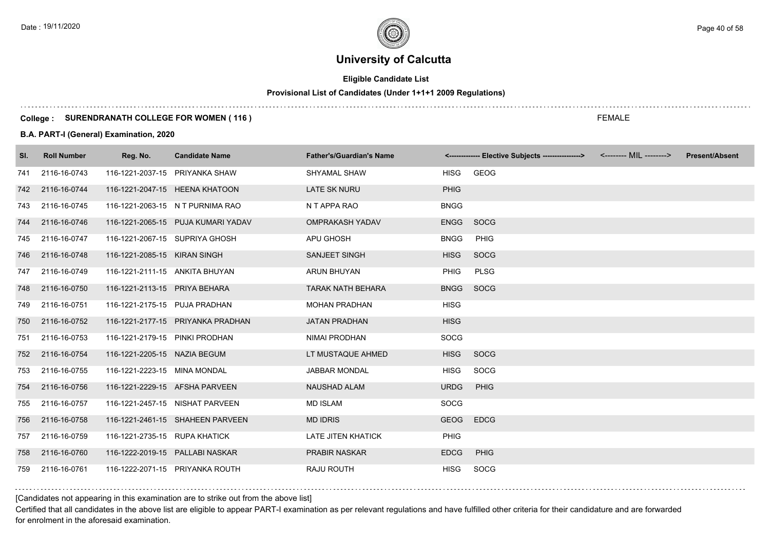# University of Calcutta

**Eligible Candidate List**

**Provisional List of Candidates (Under 1+1+1 2009 Regulations)**

**College : SURENDRANATH COLLEGE FOR WOMEN ( 116 )**

FEMALE

**B.A. PART-I (General) Examination, 2020**

| Sl. | Roll Number | Reg. No. | Candidate Name | Father's/Guardian's Name | <------------- Elective Subjects ----------------> | | <-------- MIL --------> | Present/Absent |
|---|---|---|---|---|---|---|---|---|
| 741 | 2116-16-0743 | 116-1221-2037-15 | PRIYANKA SHAW | SHYAMAL SHAW | HISG | GEOG | | |
| 742 | 2116-16-0744 | 116-1221-2047-15 | HEENA KHATOON | LATE SK NURU | PHIG | | | |
| 743 | 2116-16-0745 | 116-1221-2063-15 | N T PURNIMA RAO | N T APPA RAO | BNGG | | | |
| 744 | 2116-16-0746 | 116-1221-2065-15 | PUJA KUMARI YADAV | OMPRAKASH YADAV | ENGG | SOCG | | |
| 745 | 2116-16-0747 | 116-1221-2067-15 | SUPRIYA GHOSH | APU GHOSH | BNGG | PHIG | | |
| 746 | 2116-16-0748 | 116-1221-2085-15 | KIRAN SINGH | SANJEET SINGH | HISG | SOCG | | |
| 747 | 2116-16-0749 | 116-1221-2111-15 | ANKITA BHUYAN | ARUN BHUYAN | PHIG | PLSG | | |
| 748 | 2116-16-0750 | 116-1221-2113-15 | PRIYA BEHARA | TARAK NATH BEHARA | BNGG | SOCG | | |
| 749 | 2116-16-0751 | 116-1221-2175-15 | PUJA PRADHAN | MOHAN PRADHAN | HISG | | | |
| 750 | 2116-16-0752 | 116-1221-2177-15 | PRIYANKA PRADHAN | JATAN PRADHAN | HISG | | | |
| 751 | 2116-16-0753 | 116-1221-2179-15 | PINKI PRODHAN | NIMAI PRODHAN | SOCG | | | |
| 752 | 2116-16-0754 | 116-1221-2205-15 | NAZIA BEGUM | LT MUSTAQUE AHMED | HISG | SOCG | | |
| 753 | 2116-16-0755 | 116-1221-2223-15 | MINA MONDAL | JABBAR MONDAL | HISG | SOCG | | |
| 754 | 2116-16-0756 | 116-1221-2229-15 | AFSHA PARVEEN | NAUSHAD ALAM | URDG | PHIG | | |
| 755 | 2116-16-0757 | 116-1221-2457-15 | NISHAT PARVEEN | MD ISLAM | SOCG | | | |
| 756 | 2116-16-0758 | 116-1221-2461-15 | SHAHEEN PARVEEN | MD IDRIS | GEOG | EDCG | | |
| 757 | 2116-16-0759 | 116-1221-2735-15 | RUPA KHATICK | LATE JITEN KHATICK | PHIG | | | |
| 758 | 2116-16-0760 | 116-1222-2019-15 | PALLABI NASKAR | PRABIR NASKAR | EDCG | PHIG | | |
| 759 | 2116-16-0761 | 116-1222-2071-15 | PRIYANKA ROUTH | RAJU ROUTH | HISG | SOCG | | |

[Candidates not appearing in this examination are to strike out from the above list]

Certified that all candidates in the above list are eligible to appear PART-I examination as per relevant regulations and have fulfilled other criteria for their candidature and are forwarded for enrolment in the aforesaid examination.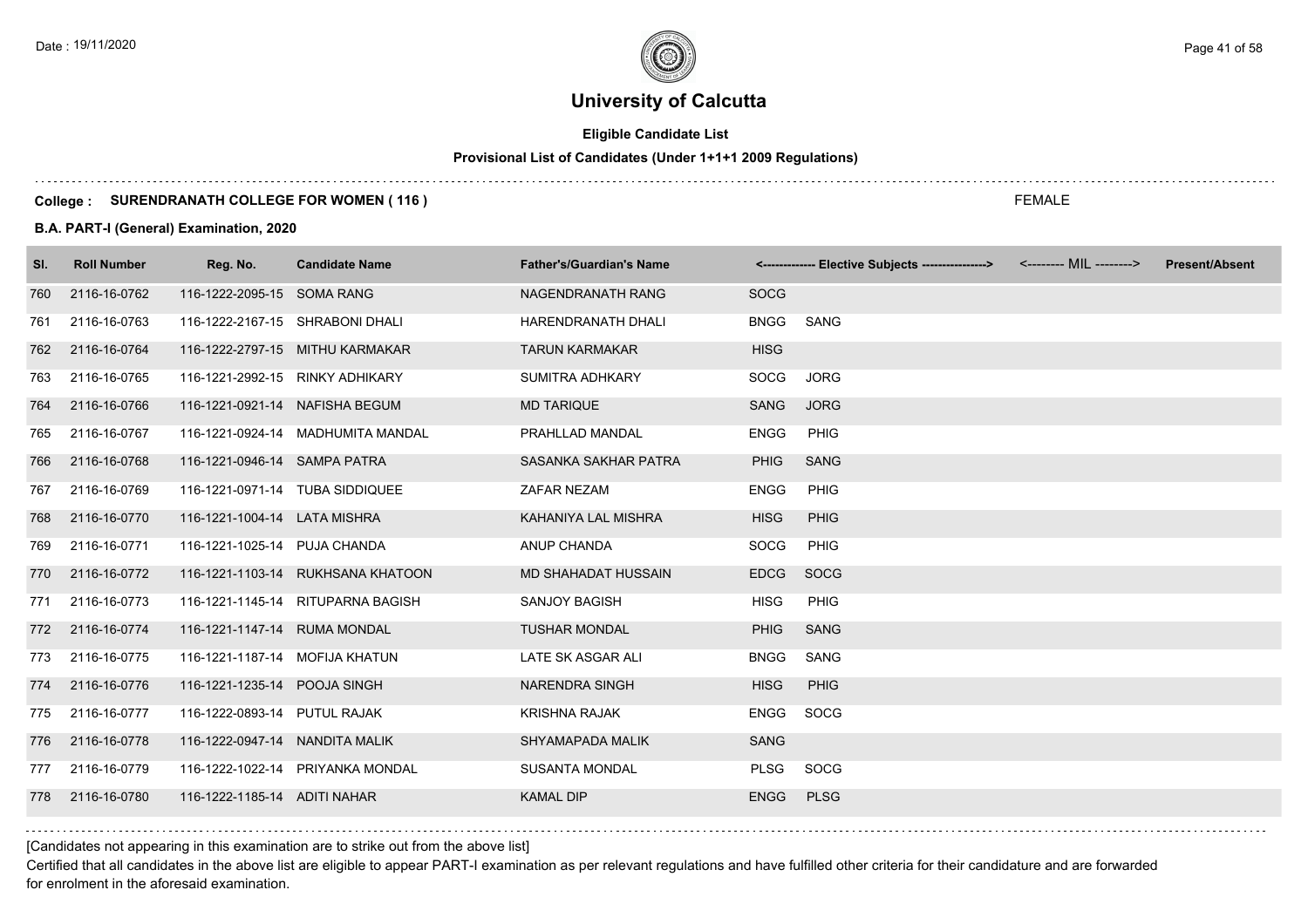# University of Calcutta

## Eligible Candidate List

### Provisional List of Candidates (Under 1+1+1 2009 Regulations)

**College : SURENDRANATH COLLEGE FOR WOMEN ( 116 )**

FEMALE

**B.A. PART-I (General) Examination, 2020**

| Sl. | Roll Number | Reg. No. | Candidate Name | Father's/Guardian's Name | <------------- Elective Subjects ----------------> | | <-------- MIL --------> | Present/Absent |
|---|---|---|---|---|---|---|---|---|
| 760 | 2116-16-0762 | 116-1222-2095-15 | SOMA RANG | NAGENDRANATH RANG | SOCG | | | |
| 761 | 2116-16-0763 | 116-1222-2167-15 | SHRABONI DHALI | HARENDRANATH DHALI | BNGG | SANG | | |
| 762 | 2116-16-0764 | 116-1222-2797-15 | MITHU KARMAKAR | TARUN KARMAKAR | HISG | | | |
| 763 | 2116-16-0765 | 116-1221-2992-15 | RINKY ADHIKARY | SUMITRA ADHKARY | SOCG | JORG | | |
| 764 | 2116-16-0766 | 116-1221-0921-14 | NAFISHA BEGUM | MD TARIQUE | SANG | JORG | | |
| 765 | 2116-16-0767 | 116-1221-0924-14 | MADHUMITA MANDAL | PRAHLLAD MANDAL | ENGG | PHIG | | |
| 766 | 2116-16-0768 | 116-1221-0946-14 | SAMPA PATRA | SASANKA SAKHAR PATRA | PHIG | SANG | | |
| 767 | 2116-16-0769 | 116-1221-0971-14 | TUBA SIDDIQUEE | ZAFAR NEZAM | ENGG | PHIG | | |
| 768 | 2116-16-0770 | 116-1221-1004-14 | LATA MISHRA | KAHANIYA LAL MISHRA | HISG | PHIG | | |
| 769 | 2116-16-0771 | 116-1221-1025-14 | PUJA CHANDA | ANUP CHANDA | SOCG | PHIG | | |
| 770 | 2116-16-0772 | 116-1221-1103-14 | RUKHSANA KHATOON | MD SHAHADAT HUSSAIN | EDCG | SOCG | | |
| 771 | 2116-16-0773 | 116-1221-1145-14 | RITUPARNA BAGISH | SANJOY BAGISH | HISG | PHIG | | |
| 772 | 2116-16-0774 | 116-1221-1147-14 | RUMA MONDAL | TUSHAR MONDAL | PHIG | SANG | | |
| 773 | 2116-16-0775 | 116-1221-1187-14 | MOFIJA KHATUN | LATE SK ASGAR ALI | BNGG | SANG | | |
| 774 | 2116-16-0776 | 116-1221-1235-14 | POOJA SINGH | NARENDRA SINGH | HISG | PHIG | | |
| 775 | 2116-16-0777 | 116-1222-0893-14 | PUTUL RAJAK | KRISHNA RAJAK | ENGG | SOCG | | |
| 776 | 2116-16-0778 | 116-1222-0947-14 | NANDITA MALIK | SHYAMAPADA MALIK | SANG | | | |
| 777 | 2116-16-0779 | 116-1222-1022-14 | PRIYANKA MONDAL | SUSANTA MONDAL | PLSG | SOCG | | |
| 778 | 2116-16-0780 | 116-1222-1185-14 | ADITI NAHAR | KAMAL DIP | ENGG | PLSG | | |

[Candidates not appearing in this examination are to strike out from the above list]

Certified that all candidates in the above list are eligible to appear PART-I examination as per relevant regulations and have fulfilled other criteria for their candidature and are forwarded for enrolment in the aforesaid examination.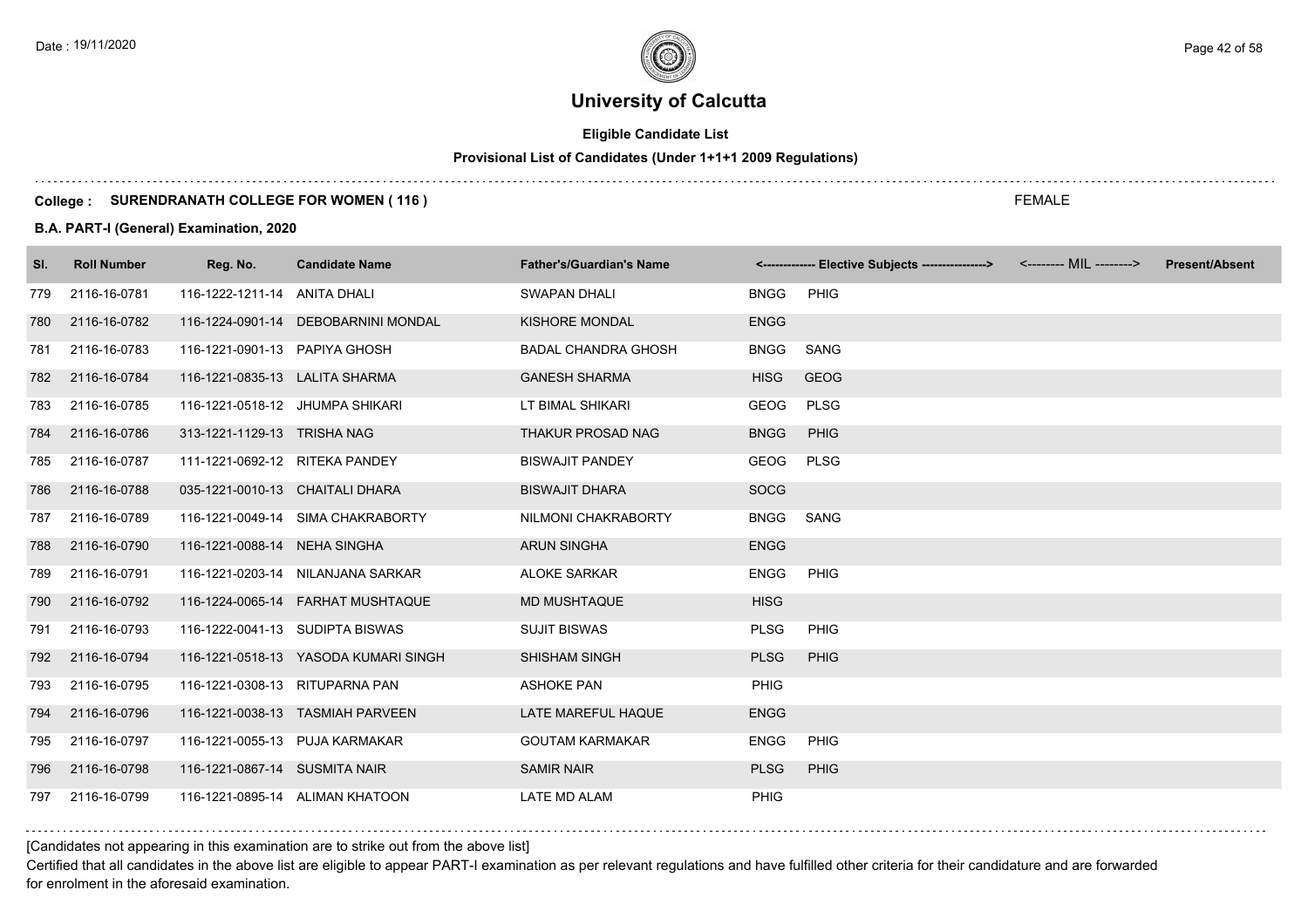# University of Calcutta

**Eligible Candidate List**

**Provisional List of Candidates (Under 1+1+1 2009 Regulations)**

**College : SURENDRANATH COLLEGE FOR WOMEN ( 116 )**

FEMALE

**B.A. PART-I (General) Examination, 2020**

| Sl. | Roll Number | Reg. No. | Candidate Name | Father's/Guardian's Name | <------------- Elective Subjects ----------------> | | <-------- MIL --------> | Present/Absent |
|---|---|---|---|---|---|---|---|---|
| 779 | 2116-16-0781 | 116-1222-1211-14 | ANITA DHALI | SWAPAN DHALI | BNGG | PHIG | | |
| 780 | 2116-16-0782 | 116-1224-0901-14 | DEBOBARNINI MONDAL | KISHORE MONDAL | ENGG | | | |
| 781 | 2116-16-0783 | 116-1221-0901-13 | PAPIYA GHOSH | BADAL CHANDRA GHOSH | BNGG | SANG | | |
| 782 | 2116-16-0784 | 116-1221-0835-13 | LALITA SHARMA | GANESH SHARMA | HISG | GEOG | | |
| 783 | 2116-16-0785 | 116-1221-0518-12 | JHUMPA SHIKARI | LT BIMAL SHIKARI | GEOG | PLSG | | |
| 784 | 2116-16-0786 | 313-1221-1129-13 | TRISHA NAG | THAKUR PROSAD NAG | BNGG | PHIG | | |
| 785 | 2116-16-0787 | 111-1221-0692-12 | RITEKA PANDEY | BISWAJIT PANDEY | GEOG | PLSG | | |
| 786 | 2116-16-0788 | 035-1221-0010-13 | CHAITALI DHARA | BISWAJIT DHARA | SOCG | | | |
| 787 | 2116-16-0789 | 116-1221-0049-14 | SIMA CHAKRABORTY | NILMONI CHAKRABORTY | BNGG | SANG | | |
| 788 | 2116-16-0790 | 116-1221-0088-14 | NEHA SINGHA | ARUN SINGHA | ENGG | | | |
| 789 | 2116-16-0791 | 116-1221-0203-14 | NILANJANA SARKAR | ALOKE SARKAR | ENGG | PHIG | | |
| 790 | 2116-16-0792 | 116-1224-0065-14 | FARHAT MUSHTAQUE | MD MUSHTAQUE | HISG | | | |
| 791 | 2116-16-0793 | 116-1222-0041-13 | SUDIPTA BISWAS | SUJIT BISWAS | PLSG | PHIG | | |
| 792 | 2116-16-0794 | 116-1221-0518-13 | YASODA KUMARI SINGH | SHISHAM SINGH | PLSG | PHIG | | |
| 793 | 2116-16-0795 | 116-1221-0308-13 | RITUPARNA PAN | ASHOKE PAN | PHIG | | | |
| 794 | 2116-16-0796 | 116-1221-0038-13 | TASMIAH PARVEEN | LATE MAREFUL HAQUE | ENGG | | | |
| 795 | 2116-16-0797 | 116-1221-0055-13 | PUJA KARMAKAR | GOUTAM KARMAKAR | ENGG | PHIG | | |
| 796 | 2116-16-0798 | 116-1221-0867-14 | SUSMITA NAIR | SAMIR NAIR | PLSG | PHIG | | |
| 797 | 2116-16-0799 | 116-1221-0895-14 | ALIMAN KHATOON | LATE MD ALAM | PHIG | | | |

[Candidates not appearing in this examination are to strike out from the above list]

Certified that all candidates in the above list are eligible to appear PART-I examination as per relevant regulations and have fulfilled other criteria for their candidature and are forwarded for enrolment in the aforesaid examination.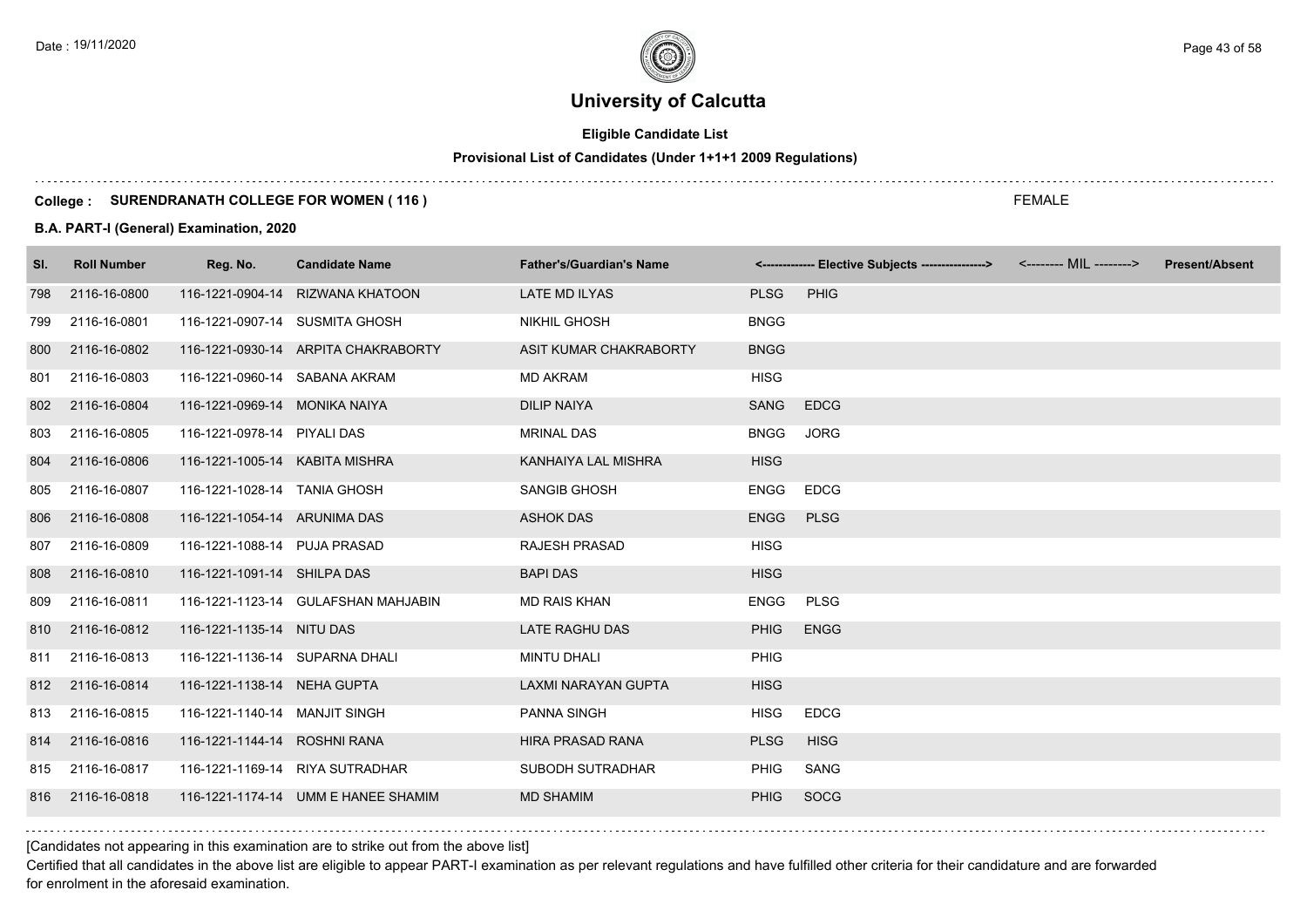# University of Calcutta

**Eligible Candidate List**

**Provisional List of Candidates (Under 1+1+1 2009 Regulations)**

**College : SURENDRANATH COLLEGE FOR WOMEN ( 116 )**

FEMALE

**B.A. PART-I (General) Examination, 2020**

| Sl. | Roll Number | Reg. No. | Candidate Name | Father's/Guardian's Name | <------------- Elective Subjects ----------------> | | <-------- MIL --------> | Present/Absent |
|---|---|---|---|---|---|---|---|---|
| 798 | 2116-16-0800 | 116-1221-0904-14 | RIZWANA KHATOON | LATE MD ILYAS | PLSG | PHIG | | |
| 799 | 2116-16-0801 | 116-1221-0907-14 | SUSMITA GHOSH | NIKHIL GHOSH | BNGG | | | |
| 800 | 2116-16-0802 | 116-1221-0930-14 | ARPITA CHAKRABORTY | ASIT KUMAR CHAKRABORTY | BNGG | | | |
| 801 | 2116-16-0803 | 116-1221-0960-14 | SABANA AKRAM | MD AKRAM | HISG | | | |
| 802 | 2116-16-0804 | 116-1221-0969-14 | MONIKA NAIYA | DILIP NAIYA | SANG | EDCG | | |
| 803 | 2116-16-0805 | 116-1221-0978-14 | PIYALI DAS | MRINAL DAS | BNGG | JORG | | |
| 804 | 2116-16-0806 | 116-1221-1005-14 | KABITA MISHRA | KANHAIYA LAL MISHRA | HISG | | | |
| 805 | 2116-16-0807 | 116-1221-1028-14 | TANIA GHOSH | SANGIB GHOSH | ENGG | EDCG | | |
| 806 | 2116-16-0808 | 116-1221-1054-14 | ARUNIMA DAS | ASHOK DAS | ENGG | PLSG | | |
| 807 | 2116-16-0809 | 116-1221-1088-14 | PUJA PRASAD | RAJESH PRASAD | HISG | | | |
| 808 | 2116-16-0810 | 116-1221-1091-14 | SHILPA DAS | BAPI DAS | HISG | | | |
| 809 | 2116-16-0811 | 116-1221-1123-14 | GULFASHAN MAHJABIN | MD RAIS KHAN | ENGG | PLSG | | |
| 810 | 2116-16-0812 | 116-1221-1135-14 | NITU DAS | LATE RAGHU DAS | PHIG | ENGG | | |
| 811 | 2116-16-0813 | 116-1221-1136-14 | SUPARNA DHALI | MINTU DHALI | PHIG | | | |
| 812 | 2116-16-0814 | 116-1221-1138-14 | NEHA GUPTA | LAXMI NARAYAN GUPTA | HISG | | | |
| 813 | 2116-16-0815 | 116-1221-1140-14 | MANJIT SINGH | PANNA SINGH | HISG | EDCG | | |
| 814 | 2116-16-0816 | 116-1221-1144-14 | ROSHNI RANA | HIRA PRASAD RANA | PLSG | HISG | | |
| 815 | 2116-16-0817 | 116-1221-1169-14 | RIYA SUTRADHAR | SUBODH SUTRADHAR | PHIG | SANG | | |
| 816 | 2116-16-0818 | 116-1221-1174-14 | UMM E HANEE SHAMIM | MD SHAMIM | PHIG | SOCG | | |

[Candidates not appearing in this examination are to strike out from the above list]

Certified that all candidates in the above list are eligible to appear PART-I examination as per relevant regulations and have fulfilled other criteria for their candidature and are forwarded for enrolment in the aforesaid examination.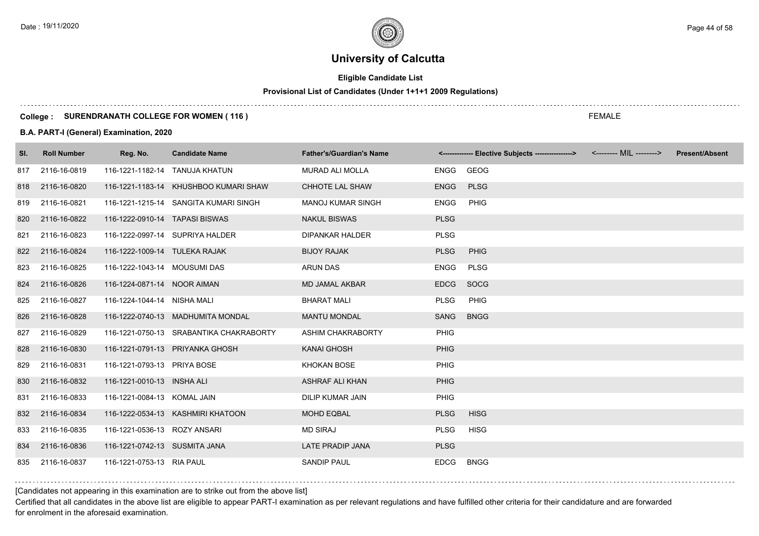# University of Calcutta

**Eligible Candidate List**

**Provisional List of Candidates (Under 1+1+1 2009 Regulations)**

**College : SURENDRANATH COLLEGE FOR WOMEN ( 116 )**

FEMALE

**B.A. PART-I (General) Examination, 2020**

| Sl. | Roll Number | Reg. No. | Candidate Name | Father's/Guardian's Name | <------------- Elective Subjects ----------------> | | <-------- MIL --------> | Present/Absent |
|---|---|---|---|---|---|---|---|---|
| 817 | 2116-16-0819 | 116-1221-1182-14 | TANUJA KHATUN | MURAD ALI MOLLA | ENGG | GEOG | | |
| 818 | 2116-16-0820 | 116-1221-1183-14 | KHUSHBOO KUMARI SHAW | CHHOTE LAL SHAW | ENGG | PLSG | | |
| 819 | 2116-16-0821 | 116-1221-1215-14 | SANGITA KUMARI SINGH | MANOJ KUMAR SINGH | ENGG | PHIG | | |
| 820 | 2116-16-0822 | 116-1222-0910-14 | TAPASI BISWAS | NAKUL BISWAS | PLSG | | | |
| 821 | 2116-16-0823 | 116-1222-0997-14 | SUPRIYA HALDER | DIPANKAR HALDER | PLSG | | | |
| 822 | 2116-16-0824 | 116-1222-1009-14 | TULEKA RAJAK | BIJOY RAJAK | PLSG | PHIG | | |
| 823 | 2116-16-0825 | 116-1222-1043-14 | MOUSUMI DAS | ARUN DAS | ENGG | PLSG | | |
| 824 | 2116-16-0826 | 116-1224-0871-14 | NOOR AIMAN | MD JAMAL AKBAR | EDCG | SOCG | | |
| 825 | 2116-16-0827 | 116-1224-1044-14 | NISHA MALI | BHARAT MALI | PLSG | PHIG | | |
| 826 | 2116-16-0828 | 116-1222-0740-13 | MADHUMITA MONDAL | MANTU MONDAL | SANG | BNGG | | |
| 827 | 2116-16-0829 | 116-1221-0750-13 | SRABANTIKA CHAKRABORTY | ASHIM CHAKRABORTY | PHIG | | | |
| 828 | 2116-16-0830 | 116-1221-0791-13 | PRIYANKA GHOSH | KANAI GHOSH | PHIG | | | |
| 829 | 2116-16-0831 | 116-1221-0793-13 | PRIYA BOSE | KHOKAN BOSE | PHIG | | | |
| 830 | 2116-16-0832 | 116-1221-0010-13 | INSHA ALI | ASHRAF ALI KHAN | PHIG | | | |
| 831 | 2116-16-0833 | 116-1221-0084-13 | KOMAL JAIN | DILIP KUMAR JAIN | PHIG | | | |
| 832 | 2116-16-0834 | 116-1222-0534-13 | KASHMIRI KHATOON | MOHD EQBAL | PLSG | HISG | | |
| 833 | 2116-16-0835 | 116-1221-0536-13 | ROZY ANSARI | MD SIRAJ | PLSG | HISG | | |
| 834 | 2116-16-0836 | 116-1221-0742-13 | SUSMITA JANA | LATE PRADIP JANA | PLSG | | | |
| 835 | 2116-16-0837 | 116-1221-0753-13 | RIA PAUL | SANDIP PAUL | EDCG | BNGG | | |

[Candidates not appearing in this examination are to strike out from the above list]

Certified that all candidates in the above list are eligible to appear PART-I examination as per relevant regulations and have fulfilled other criteria for their candidature and are forwarded for enrolment in the aforesaid examination.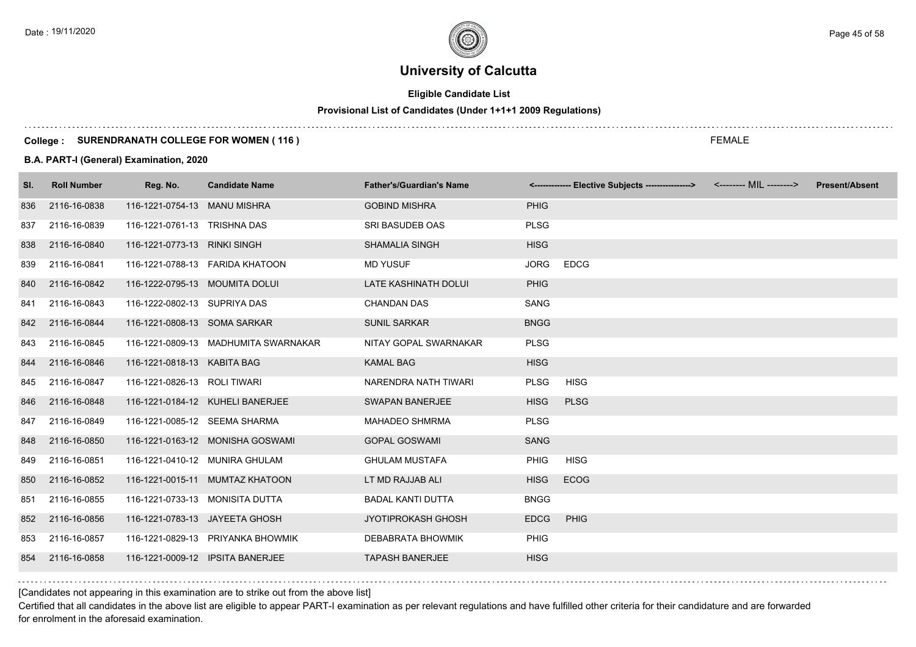# University of Calcutta

**Eligible Candidate List**

**Provisional List of Candidates (Under 1+1+1 2009 Regulations)**

**College : SURENDRANATH COLLEGE FOR WOMEN ( 116 )**

FEMALE

**B.A. PART-I (General) Examination, 2020**

| Sl. | Roll Number | Reg. No. | Candidate Name | Father's/Guardian's Name | <------------- Elective Subjects ----------------> | | <-------- MIL --------> | Present/Absent |
|---|---|---|---|---|---|---|---|---|
| 836 | 2116-16-0838 | 116-1221-0754-13 | MANU MISHRA | GOBIND MISHRA | PHIG | | | |
| 837 | 2116-16-0839 | 116-1221-0761-13 | TRISHNA DAS | SRI BASUDEB OAS | PLSG | | | |
| 838 | 2116-16-0840 | 116-1221-0773-13 | RINKI SINGH | SHAMALIA SINGH | HISG | | | |
| 839 | 2116-16-0841 | 116-1221-0788-13 | FARIDA KHATOON | MD YUSUF | JORG | EDCG | | |
| 840 | 2116-16-0842 | 116-1222-0795-13 | MOUMITA DOLUI | LATE KASHINATH DOLUI | PHIG | | | |
| 841 | 2116-16-0843 | 116-1222-0802-13 | SUPRIYA DAS | CHANDAN DAS | SANG | | | |
| 842 | 2116-16-0844 | 116-1221-0808-13 | SOMA SARKAR | SUNIL SARKAR | BNGG | | | |
| 843 | 2116-16-0845 | 116-1221-0809-13 | MADHUMITA SWARNAKAR | NITAY GOPAL SWARNAKAR | PLSG | | | |
| 844 | 2116-16-0846 | 116-1221-0818-13 | KABITA BAG | KAMAL BAG | HISG | | | |
| 845 | 2116-16-0847 | 116-1221-0826-13 | ROLI TIWARI | NARENDRA NATH TIWARI | PLSG | HISG | | |
| 846 | 2116-16-0848 | 116-1221-0184-12 | KUHELI BANERJEE | SWAPAN BANERJEE | HISG | PLSG | | |
| 847 | 2116-16-0849 | 116-1221-0085-12 | SEEMA SHARMA | MAHADEO SHMRMA | PLSG | | | |
| 848 | 2116-16-0850 | 116-1221-0163-12 | MONISHA GOSWAMI | GOPAL GOSWAMI | SANG | | | |
| 849 | 2116-16-0851 | 116-1221-0410-12 | MUNIRA GHULAM | GHULAM MUSTAFA | PHIG | HISG | | |
| 850 | 2116-16-0852 | 116-1221-0015-11 | MUMTAZ KHATOON | LT MD RAJJAB ALI | HISG | ECOG | | |
| 851 | 2116-16-0855 | 116-1221-0733-13 | MONISITA DUTTA | BADAL KANTI DUTTA | BNGG | | | |
| 852 | 2116-16-0856 | 116-1221-0783-13 | JAYEETA GHOSH | JYOTIPROKASH GHOSH | EDCG | PHIG | | |
| 853 | 2116-16-0857 | 116-1221-0829-13 | PRIYANKA BHOWMIK | DEBABRATA BHOWMIK | PHIG | | | |
| 854 | 2116-16-0858 | 116-1221-0009-12 | IPSITA BANERJEE | TAPASH BANERJEE | HISG | | | |

[Candidates not appearing in this examination are to strike out from the above list]

Certified that all candidates in the above list are eligible to appear PART-I examination as per relevant regulations and have fulfilled other criteria for their candidature and are forwarded for enrolment in the aforesaid examination.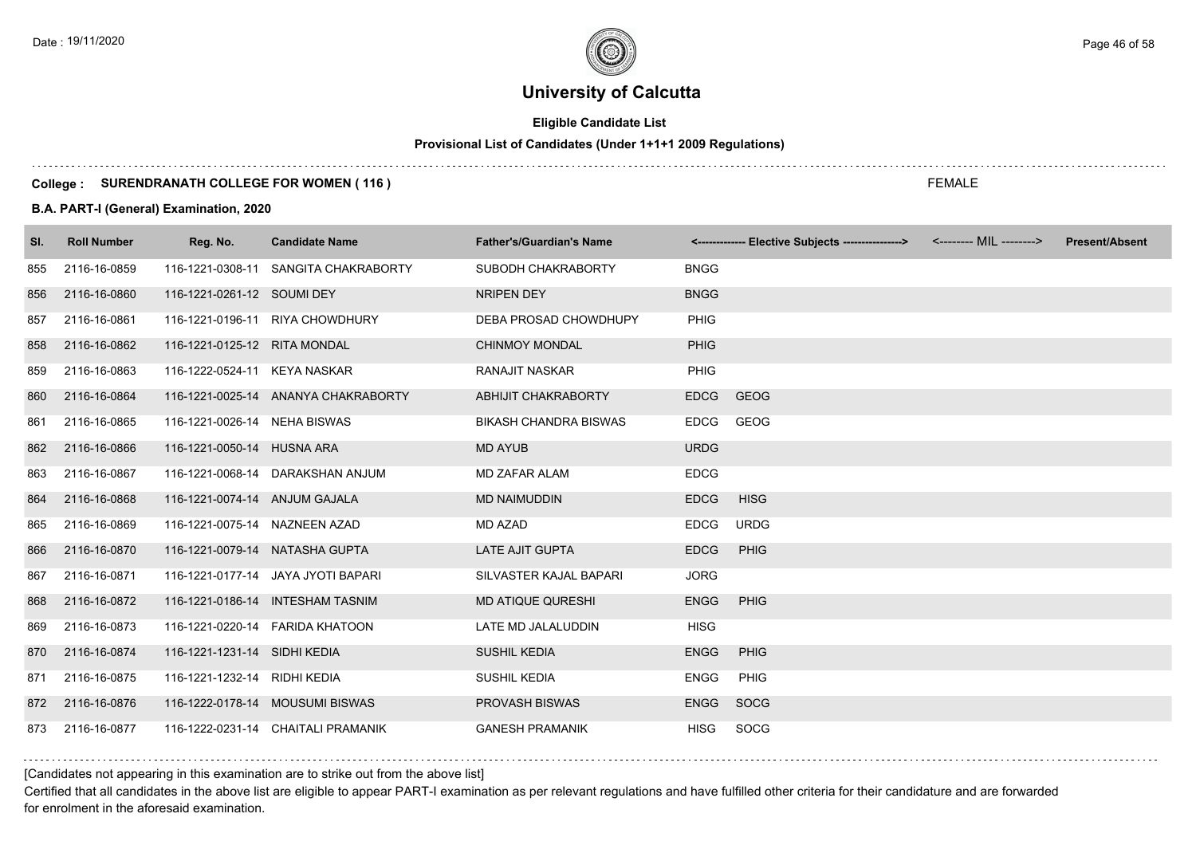# University of Calcutta

## Eligible Candidate List

### Provisional List of Candidates (Under 1+1+1 2009 Regulations)

**College : SURENDRANATH COLLEGE FOR WOMEN ( 116 )**

FEMALE

**B.A. PART-I (General) Examination, 2020**

| Sl. | Roll Number | Reg. No. | Candidate Name | Father's/Guardian's Name | <------------- Elective Subjects ----------------> | <-------- MIL --------> | Present/Absent |
|---|---|---|---|---|---|---|---|
| 855 | 2116-16-0859 | 116-1221-0308-11 | SANGITA CHAKRABORTY | SUBODH CHAKRABORTY | BNGG | | |
| 856 | 2116-16-0860 | 116-1221-0261-12 | SOUMI DEY | NRIPEN DEY | BNGG | | |
| 857 | 2116-16-0861 | 116-1221-0196-11 | RIYA CHOWDHURY | DEBA PROSAD CHOWDHUPY | PHIG | | |
| 858 | 2116-16-0862 | 116-1221-0125-12 | RITA MONDAL | CHINMOY MONDAL | PHIG | | |
| 859 | 2116-16-0863 | 116-1222-0524-11 | KEYA NASKAR | RANAJIT NASKAR | PHIG | | |
| 860 | 2116-16-0864 | 116-1221-0025-14 | ANANYA CHAKRABORTY | ABHIJIT CHAKRABORTY | EDCG GEOG | | |
| 861 | 2116-16-0865 | 116-1221-0026-14 | NEHA BISWAS | BIKASH CHANDRA BISWAS | EDCG GEOG | | |
| 862 | 2116-16-0866 | 116-1221-0050-14 | HUSNA ARA | MD AYUB | URDG | | |
| 863 | 2116-16-0867 | 116-1221-0068-14 | DARAKSHAN ANJUM | MD ZAFAR ALAM | EDCG | | |
| 864 | 2116-16-0868 | 116-1221-0074-14 | ANJUM GAJALA | MD NAIMUDDIN | EDCG HISG | | |
| 865 | 2116-16-0869 | 116-1221-0075-14 | NAZNEEN AZAD | MD AZAD | EDCG URDG | | |
| 866 | 2116-16-0870 | 116-1221-0079-14 | NATASHA GUPTA | LATE AJIT GUPTA | EDCG PHIG | | |
| 867 | 2116-16-0871 | 116-1221-0177-14 | JAYA JYOTI BAPARI | SILVASTER KAJAL BAPARI | JORG | | |
| 868 | 2116-16-0872 | 116-1221-0186-14 | INTESHAM TASNIM | MD ATIQUE QURESHI | ENGG PHIG | | |
| 869 | 2116-16-0873 | 116-1221-0220-14 | FARIDA KHATOON | LATE MD JALALUDDIN | HISG | | |
| 870 | 2116-16-0874 | 116-1221-1231-14 | SIDHI KEDIA | SUSHIL KEDIA | ENGG PHIG | | |
| 871 | 2116-16-0875 | 116-1221-1232-14 | RIDHI KEDIA | SUSHIL KEDIA | ENGG PHIG | | |
| 872 | 2116-16-0876 | 116-1222-0178-14 | MOUSUMI BISWAS | PROVASH BISWAS | ENGG SOCG | | |
| 873 | 2116-16-0877 | 116-1222-0231-14 | CHAITALI PRAMANIK | GANESH PRAMANIK | HISG SOCG | | |

[Candidates not appearing in this examination are to strike out from the above list]

Certified that all candidates in the above list are eligible to appear PART-I examination as per relevant regulations and have fulfilled other criteria for their candidature and are forwarded for enrolment in the aforesaid examination.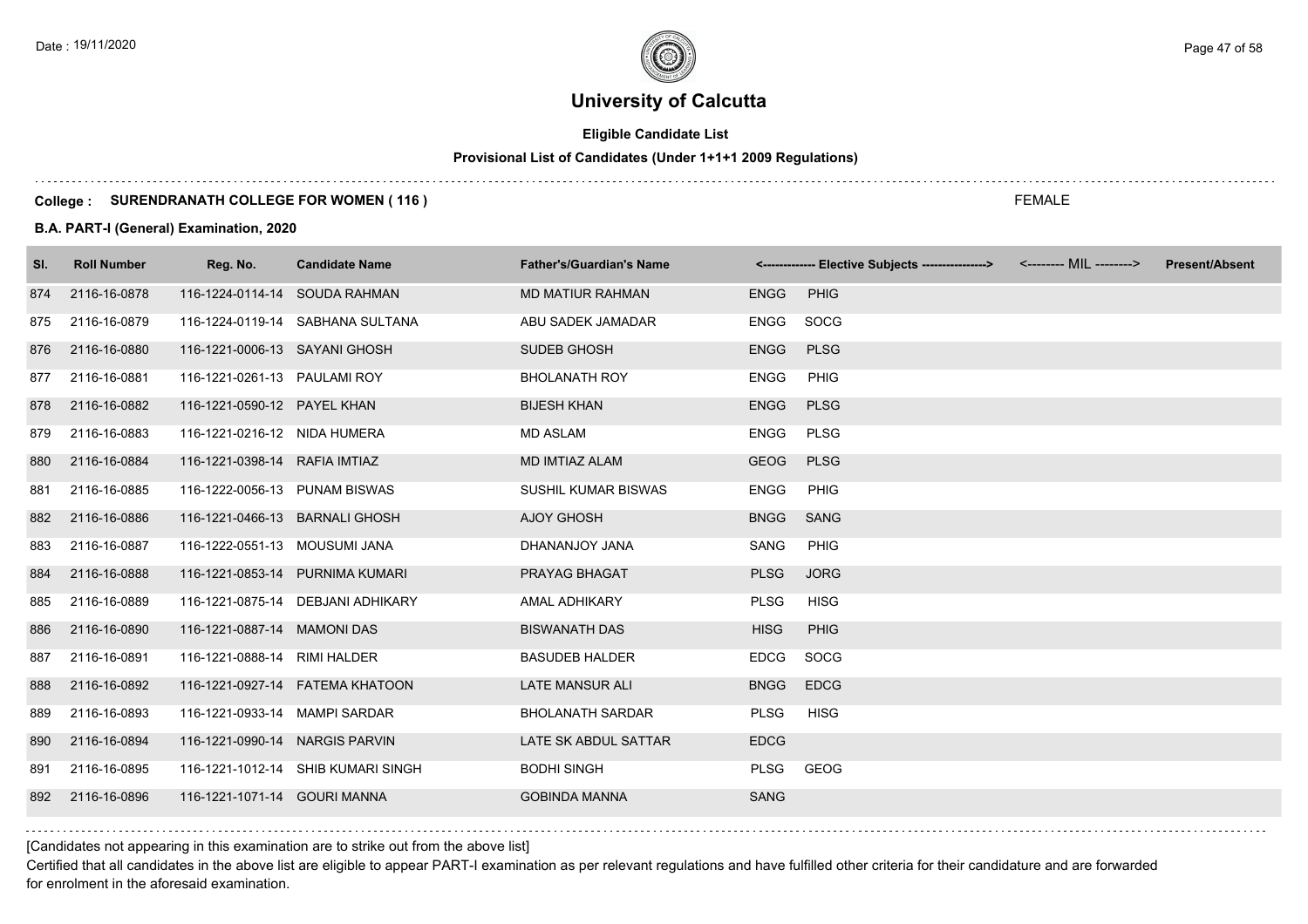# University of Calcutta

**Eligible Candidate List**

**Provisional List of Candidates (Under 1+1+1 2009 Regulations)**

**College : SURENDRANATH COLLEGE FOR WOMEN ( 116 )**

FEMALE

**B.A. PART-I (General) Examination, 2020**

| Sl. | Roll Number | Reg. No. | Candidate Name | Father's/Guardian's Name | <------------- Elective Subjects ----------------> | | <-------- MIL --------> | Present/Absent |
|---|---|---|---|---|---|---|---|---|
| 874 | 2116-16-0878 | 116-1224-0114-14 | SOUDA RAHMAN | MD MATIUR RAHMAN | ENGG | PHIG | | |
| 875 | 2116-16-0879 | 116-1224-0119-14 | SABHANA SULTANA | ABU SADEK JAMADAR | ENGG | SOCG | | |
| 876 | 2116-16-0880 | 116-1221-0006-13 | SAYANI GHOSH | SUDEB GHOSH | ENGG | PLSG | | |
| 877 | 2116-16-0881 | 116-1221-0261-13 | PAULAMI ROY | BHOLANATH ROY | ENGG | PHIG | | |
| 878 | 2116-16-0882 | 116-1221-0590-12 | PAYEL KHAN | BIJESH KHAN | ENGG | PLSG | | |
| 879 | 2116-16-0883 | 116-1221-0216-12 | NIDA HUMERA | MD ASLAM | ENGG | PLSG | | |
| 880 | 2116-16-0884 | 116-1221-0398-14 | RAFIA IMTIAZ | MD IMTIAZ ALAM | GEOG | PLSG | | |
| 881 | 2116-16-0885 | 116-1222-0056-13 | PUNAM BISWAS | SUSHIL KUMAR BISWAS | ENGG | PHIG | | |
| 882 | 2116-16-0886 | 116-1221-0466-13 | BARNALI GHOSH | AJOY GHOSH | BNGG | SANG | | |
| 883 | 2116-16-0887 | 116-1222-0551-13 | MOUSUMI JANA | DHANANJOY JANA | SANG | PHIG | | |
| 884 | 2116-16-0888 | 116-1221-0853-14 | PURNIMA KUMARI | PRAYAG BHAGAT | PLSG | JORG | | |
| 885 | 2116-16-0889 | 116-1221-0875-14 | DEBJANI ADHIKARY | AMAL ADHIKARY | PLSG | HISG | | |
| 886 | 2116-16-0890 | 116-1221-0887-14 | MAMONI DAS | BISWANATH DAS | HISG | PHIG | | |
| 887 | 2116-16-0891 | 116-1221-0888-14 | RIMI HALDER | BASUDEB HALDER | EDCG | SOCG | | |
| 888 | 2116-16-0892 | 116-1221-0927-14 | FATEMA KHATOON | LATE MANSUR ALI | BNGG | EDCG | | |
| 889 | 2116-16-0893 | 116-1221-0933-14 | MAMPI SARDAR | BHOLANATH SARDAR | PLSG | HISG | | |
| 890 | 2116-16-0894 | 116-1221-0990-14 | NARGIS PARVIN | LATE SK ABDUL SATTAR | EDCG | | | |
| 891 | 2116-16-0895 | 116-1221-1012-14 | SHIB KUMARI SINGH | BODHI SINGH | PLSG | GEOG | | |
| 892 | 2116-16-0896 | 116-1221-1071-14 | GOURI MANNA | GOBINDA MANNA | SANG | | | |

[Candidates not appearing in this examination are to strike out from the above list]

Certified that all candidates in the above list are eligible to appear PART-I examination as per relevant regulations and have fulfilled other criteria for their candidature and are forwarded for enrolment in the aforesaid examination.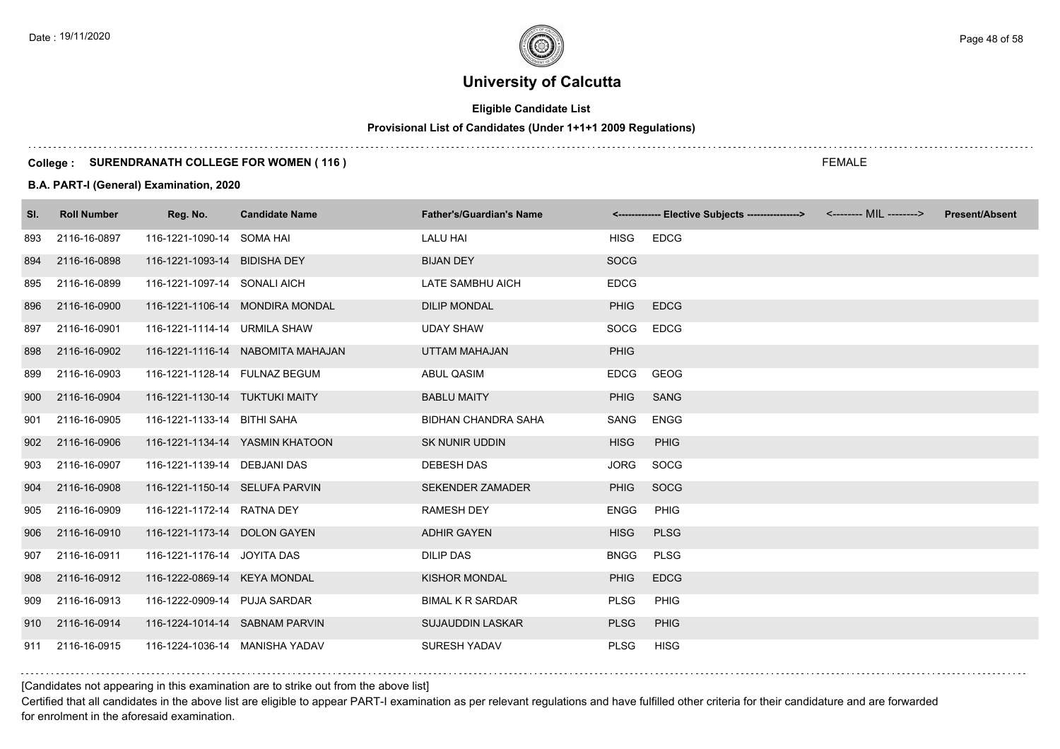# University of Calcutta

## Eligible Candidate List

### Provisional List of Candidates (Under 1+1+1 2009 Regulations)

**College : SURENDRANATH COLLEGE FOR WOMEN ( 116 )**

FEMALE

**B.A. PART-I (General) Examination, 2020**

| Sl. | Roll Number | Reg. No. | Candidate Name | Father's/Guardian's Name | <------------- Elective Subjects ----------------> | | <-------- MIL --------> | Present/Absent |
|---|---|---|---|---|---|---|---|---|
| 893 | 2116-16-0897 | 116-1221-1090-14 | SOMA HAI | LALU HAI | HISG | EDCG | | |
| 894 | 2116-16-0898 | 116-1221-1093-14 | BIDISHA DEY | BIJAN DEY | SOCG | | | |
| 895 | 2116-16-0899 | 116-1221-1097-14 | SONALI AICH | LATE SAMBHU AICH | EDCG | | | |
| 896 | 2116-16-0900 | 116-1221-1106-14 | MONDIRA MONDAL | DILIP MONDAL | PHIG | EDCG | | |
| 897 | 2116-16-0901 | 116-1221-1114-14 | URMILA SHAW | UDAY SHAW | SOCG | EDCG | | |
| 898 | 2116-16-0902 | 116-1221-1116-14 | NABOMITA MAHAJAN | UTTAM MAHAJAN | PHIG | | | |
| 899 | 2116-16-0903 | 116-1221-1128-14 | FULNAZ BEGUM | ABUL QASIM | EDCG | GEOG | | |
| 900 | 2116-16-0904 | 116-1221-1130-14 | TUKTUKI MAITY | BABLU MAITY | PHIG | SANG | | |
| 901 | 2116-16-0905 | 116-1221-1133-14 | BITHI SAHA | BIDHAN CHANDRA SAHA | SANG | ENGG | | |
| 902 | 2116-16-0906 | 116-1221-1134-14 | YASMIN KHATOON | SK NUNIR UDDIN | HISG | PHIG | | |
| 903 | 2116-16-0907 | 116-1221-1139-14 | DEBJANI DAS | DEBESH DAS | JORG | SOCG | | |
| 904 | 2116-16-0908 | 116-1221-1150-14 | SELUFA PARVIN | SEKENDER ZAMADER | PHIG | SOCG | | |
| 905 | 2116-16-0909 | 116-1221-1172-14 | RATNA DEY | RAMESH DEY | ENGG | PHIG | | |
| 906 | 2116-16-0910 | 116-1221-1173-14 | DOLON GAYEN | ADHIR GAYEN | HISG | PLSG | | |
| 907 | 2116-16-0911 | 116-1221-1176-14 | JOYITA DAS | DILIP DAS | BNGG | PLSG | | |
| 908 | 2116-16-0912 | 116-1222-0869-14 | KEYA MONDAL | KISHOR MONDAL | PHIG | EDCG | | |
| 909 | 2116-16-0913 | 116-1222-0909-14 | PUJA SARDAR | BIMAL K R SARDAR | PLSG | PHIG | | |
| 910 | 2116-16-0914 | 116-1224-1014-14 | SABNAM PARVIN | SUJAUDDIN LASKAR | PLSG | PHIG | | |
| 911 | 2116-16-0915 | 116-1224-1036-14 | MANISHA YADAV | SURESH YADAV | PLSG | HISG | | |

[Candidates not appearing in this examination are to strike out from the above list]

Certified that all candidates in the above list are eligible to appear PART-I examination as per relevant regulations and have fulfilled other criteria for their candidature and are forwarded for enrolment in the aforesaid examination.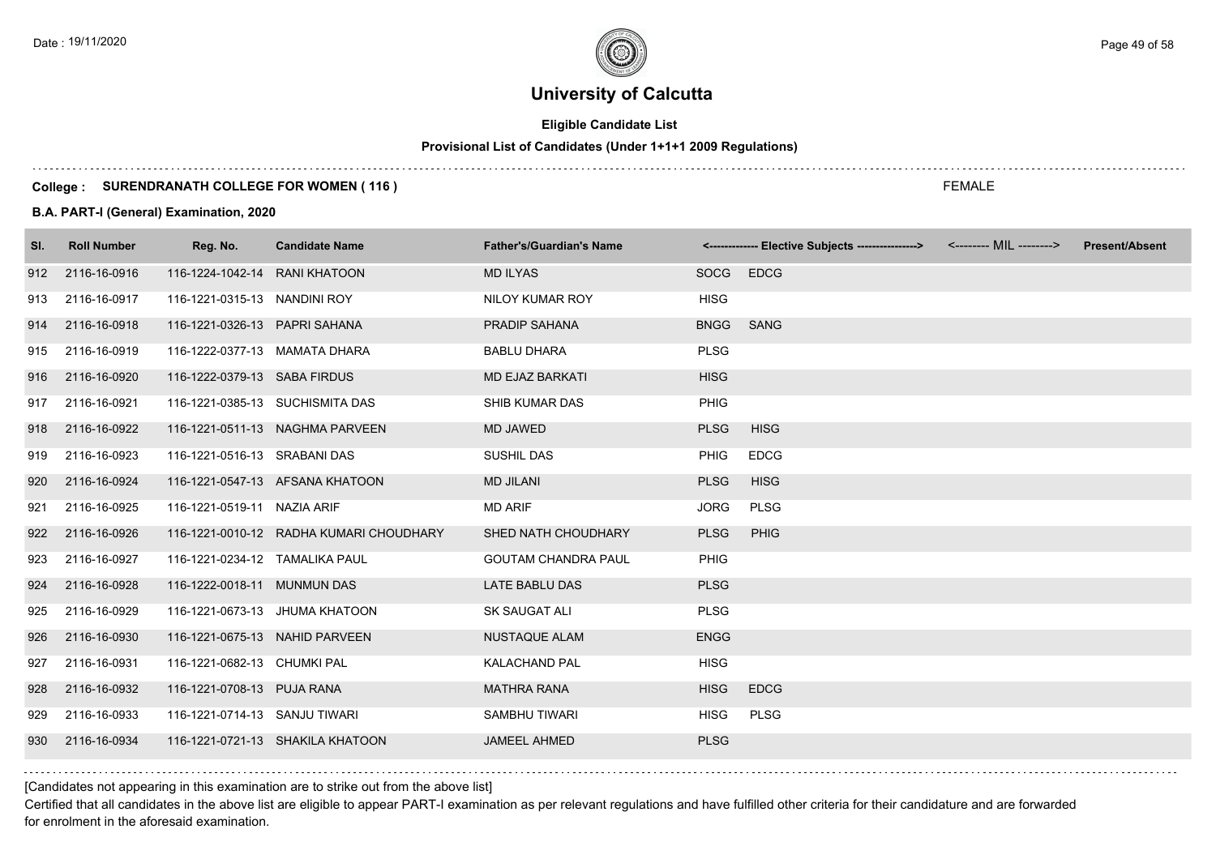# University of Calcutta

## Eligible Candidate List

### Provisional List of Candidates (Under 1+1+1 2009 Regulations)

**College : SURENDRANATH COLLEGE FOR WOMEN ( 116 )**

FEMALE

**B.A. PART-I (General) Examination, 2020**

| Sl. | Roll Number | Reg. No. | Candidate Name | Father's/Guardian's Name | <------------- Elective Subjects ----------------> | | <-------- MIL --------> | Present/Absent |
|---|---|---|---|---|---|---|---|---|
| 912 | 2116-16-0916 | 116-1224-1042-14 | RANI KHATOON | MD ILYAS | SOCG | EDCG | | |
| 913 | 2116-16-0917 | 116-1221-0315-13 | NANDINI ROY | NILOY KUMAR ROY | HISG | | | |
| 914 | 2116-16-0918 | 116-1221-0326-13 | PAPRI SAHANA | PRADIP SAHANA | BNGG | SANG | | |
| 915 | 2116-16-0919 | 116-1222-0377-13 | MAMATA DHARA | BABLU DHARA | PLSG | | | |
| 916 | 2116-16-0920 | 116-1222-0379-13 | SABA FIRDUS | MD EJAZ BARKATI | HISG | | | |
| 917 | 2116-16-0921 | 116-1221-0385-13 | SUCHISMITA DAS | SHIB KUMAR DAS | PHIG | | | |
| 918 | 2116-16-0922 | 116-1221-0511-13 | NAGHMA PARVEEN | MD JAWED | PLSG | HISG | | |
| 919 | 2116-16-0923 | 116-1221-0516-13 | SRABANI DAS | SUSHIL DAS | PHIG | EDCG | | |
| 920 | 2116-16-0924 | 116-1221-0547-13 | AFSANA KHATOON | MD JILANI | PLSG | HISG | | |
| 921 | 2116-16-0925 | 116-1221-0519-11 | NAZIA ARIF | MD ARIF | JORG | PLSG | | |
| 922 | 2116-16-0926 | 116-1221-0010-12 | RADHA KUMARI CHOUDHARY | SHED NATH CHOUDHARY | PLSG | PHIG | | |
| 923 | 2116-16-0927 | 116-1221-0234-12 | TAMALIKA PAUL | GOUTAM CHANDRA PAUL | PHIG | | | |
| 924 | 2116-16-0928 | 116-1222-0018-11 | MUNMUN DAS | LATE BABLU DAS | PLSG | | | |
| 925 | 2116-16-0929 | 116-1221-0673-13 | JHUMA KHATOON | SK SAUGAT ALI | PLSG | | | |
| 926 | 2116-16-0930 | 116-1221-0675-13 | NAHID PARVEEN | NUSTAQUE ALAM | ENGG | | | |
| 927 | 2116-16-0931 | 116-1221-0682-13 | CHUMKI PAL | KALACHAND PAL | HISG | | | |
| 928 | 2116-16-0932 | 116-1221-0708-13 | PUJA RANA | MATHRA RANA | HISG | EDCG | | |
| 929 | 2116-16-0933 | 116-1221-0714-13 | SANJU TIWARI | SAMBHU TIWARI | HISG | PLSG | | |
| 930 | 2116-16-0934 | 116-1221-0721-13 | SHAKILA KHATOON | JAMEEL AHMED | PLSG | | | |

[Candidates not appearing in this examination are to strike out from the above list]

Certified that all candidates in the above list are eligible to appear PART-I examination as per relevant regulations and have fulfilled other criteria for their candidature and are forwarded for enrolment in the aforesaid examination.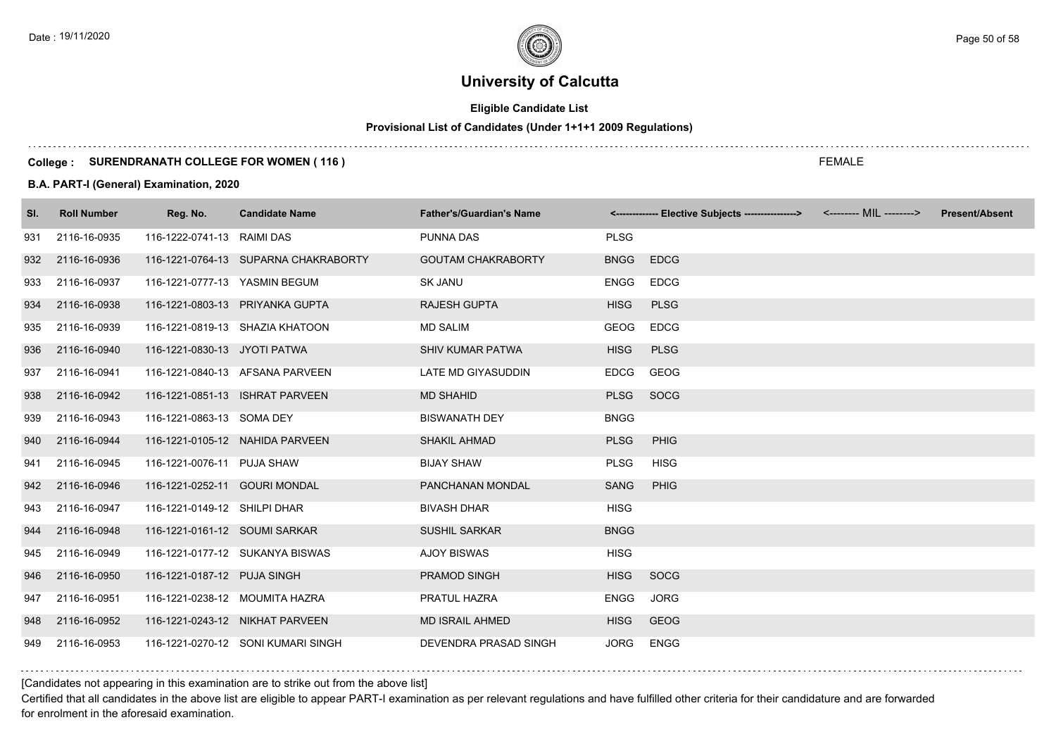# University of Calcutta

**Eligible Candidate List**

**Provisional List of Candidates (Under 1+1+1 2009 Regulations)**

**College : SURENDRANATH COLLEGE FOR WOMEN ( 116 )** FEMALE

**B.A. PART-I (General) Examination, 2020**

| Sl. | Roll Number | Reg. No. | Candidate Name | Father's/Guardian's Name | <------------- Elective Subjects ----------------> | | <-------- MIL --------> | Present/Absent |
|---|---|---|---|---|---|---|---|---|
| 931 | 2116-16-0935 | 116-1222-0741-13 | RAIMI DAS | PUNNA DAS | PLSG | | | |
| 932 | 2116-16-0936 | 116-1221-0764-13 | SUPARNA CHAKRABORTY | GOUTAM CHAKRABORTY | BNGG | EDCG | | |
| 933 | 2116-16-0937 | 116-1221-0777-13 | YASMIN BEGUM | SK JANU | ENGG | EDCG | | |
| 934 | 2116-16-0938 | 116-1221-0803-13 | PRIYANKA GUPTA | RAJESH GUPTA | HISG | PLSG | | |
| 935 | 2116-16-0939 | 116-1221-0819-13 | SHAZIA KHATOON | MD SALIM | GEOG | EDCG | | |
| 936 | 2116-16-0940 | 116-1221-0830-13 | JYOTI PATWA | SHIV KUMAR PATWA | HISG | PLSG | | |
| 937 | 2116-16-0941 | 116-1221-0840-13 | AFSANA PARVEEN | LATE MD GIYASUDDIN | EDCG | GEOG | | |
| 938 | 2116-16-0942 | 116-1221-0851-13 | ISHRAT PARVEEN | MD SHAHID | PLSG | SOCG | | |
| 939 | 2116-16-0943 | 116-1221-0863-13 | SOMA DEY | BISWANATH DEY | BNGG | | | |
| 940 | 2116-16-0944 | 116-1221-0105-12 | NAHIDA PARVEEN | SHAKIL AHMAD | PLSG | PHIG | | |
| 941 | 2116-16-0945 | 116-1221-0076-11 | PUJA SHAW | BIJAY SHAW | PLSG | HISG | | |
| 942 | 2116-16-0946 | 116-1221-0252-11 | GOURI MONDAL | PANCHANAN MONDAL | SANG | PHIG | | |
| 943 | 2116-16-0947 | 116-1221-0149-12 | SHILPI DHAR | BIVASH DHAR | HISG | | | |
| 944 | 2116-16-0948 | 116-1221-0161-12 | SOUMI SARKAR | SUSHIL SARKAR | BNGG | | | |
| 945 | 2116-16-0949 | 116-1221-0177-12 | SUKANYA BISWAS | AJOY BISWAS | HISG | | | |
| 946 | 2116-16-0950 | 116-1221-0187-12 | PUJA SINGH | PRAMOD SINGH | HISG | SOCG | | |
| 947 | 2116-16-0951 | 116-1221-0238-12 | MOUMITA HAZRA | PRATUL HAZRA | ENGG | JORG | | |
| 948 | 2116-16-0952 | 116-1221-0243-12 | NIKHAT PARVEEN | MD ISRAIL AHMED | HISG | GEOG | | |
| 949 | 2116-16-0953 | 116-1221-0270-12 | SONI KUMARI SINGH | DEVENDRA PRASAD SINGH | JORG | ENGG | | |

[Candidates not appearing in this examination are to strike out from the above list]

Certified that all candidates in the above list are eligible to appear PART-I examination as per relevant regulations and have fulfilled other criteria for their candidature and are forwarded for enrolment in the aforesaid examination.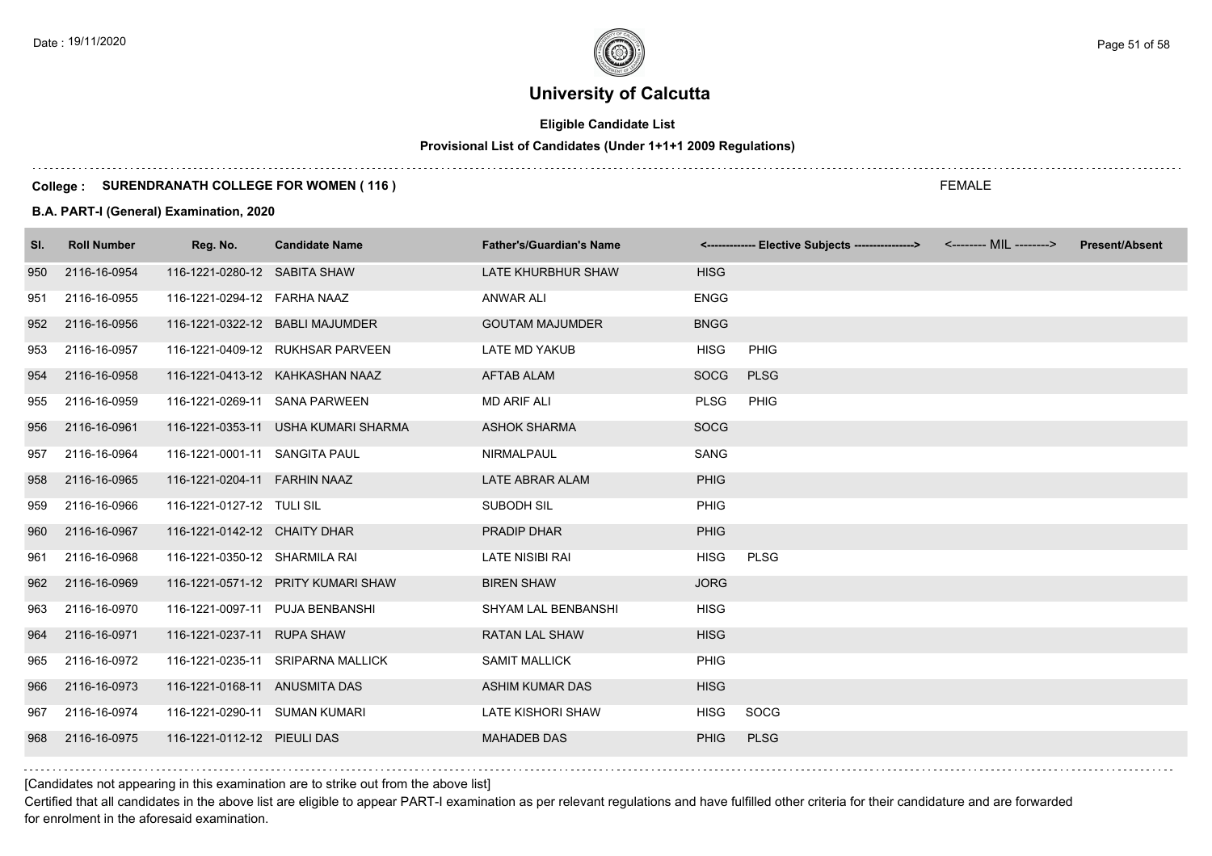# University of Calcutta

**Eligible Candidate List**

**Provisional List of Candidates (Under 1+1+1 2009 Regulations)**

**College : SURENDRANATH COLLEGE FOR WOMEN ( 116 )**

FEMALE

**B.A. PART-I (General) Examination, 2020**

| Sl. | Roll Number | Reg. No. | Candidate Name | Father's/Guardian's Name | <------------- Elective Subjects ----------------> | | <-------- MIL --------> | Present/Absent |
|---|---|---|---|---|---|---|---|---|
| 950 | 2116-16-0954 | 116-1221-0280-12 | SABITA SHAW | LATE KHURBHUR SHAW | HISG | | | |
| 951 | 2116-16-0955 | 116-1221-0294-12 | FARHA NAAZ | ANWAR ALI | ENGG | | | |
| 952 | 2116-16-0956 | 116-1221-0322-12 | BABLI MAJUMDER | GOUTAM MAJUMDER | BNGG | | | |
| 953 | 2116-16-0957 | 116-1221-0409-12 | RUKHSAR PARVEEN | LATE MD YAKUB | HISG | PHIG | | |
| 954 | 2116-16-0958 | 116-1221-0413-12 | KAHKASHAN NAAZ | AFTAB ALAM | SOCG | PLSG | | |
| 955 | 2116-16-0959 | 116-1221-0269-11 | SANA PARWEEN | MD ARIF ALI | PLSG | PHIG | | |
| 956 | 2116-16-0961 | 116-1221-0353-11 | USHA KUMARI SHARMA | ASHOK SHARMA | SOCG | | | |
| 957 | 2116-16-0964 | 116-1221-0001-11 | SANGITA PAUL | NIRMALPAUL | SANG | | | |
| 958 | 2116-16-0965 | 116-1221-0204-11 | FARHIN NAAZ | LATE ABRAR ALAM | PHIG | | | |
| 959 | 2116-16-0966 | 116-1221-0127-12 | TULI SIL | SUBODH SIL | PHIG | | | |
| 960 | 2116-16-0967 | 116-1221-0142-12 | CHAITY DHAR | PRADIP DHAR | PHIG | | | |
| 961 | 2116-16-0968 | 116-1221-0350-12 | SHARMILA RAI | LATE NISIBI RAI | HISG | PLSG | | |
| 962 | 2116-16-0969 | 116-1221-0571-12 | PRITY KUMARI SHAW | BIREN SHAW | JORG | | | |
| 963 | 2116-16-0970 | 116-1221-0097-11 | PUJA BENBANSHI | SHYAM LAL BENBANSHI | HISG | | | |
| 964 | 2116-16-0971 | 116-1221-0237-11 | RUPA SHAW | RATAN LAL SHAW | HISG | | | |
| 965 | 2116-16-0972 | 116-1221-0235-11 | SRIPARNA MALLICK | SAMIT MALLICK | PHIG | | | |
| 966 | 2116-16-0973 | 116-1221-0168-11 | ANUSMITA DAS | ASHIM KUMAR DAS | HISG | | | |
| 967 | 2116-16-0974 | 116-1221-0290-11 | SUMAN KUMARI | LATE KISHORI SHAW | HISG | SOCG | | |
| 968 | 2116-16-0975 | 116-1221-0112-12 | PIEULI DAS | MAHADEB DAS | PHIG | PLSG | | |

[Candidates not appearing in this examination are to strike out from the above list]

Certified that all candidates in the above list are eligible to appear PART-I examination as per relevant regulations and have fulfilled other criteria for their candidature and are forwarded for enrolment in the aforesaid examination.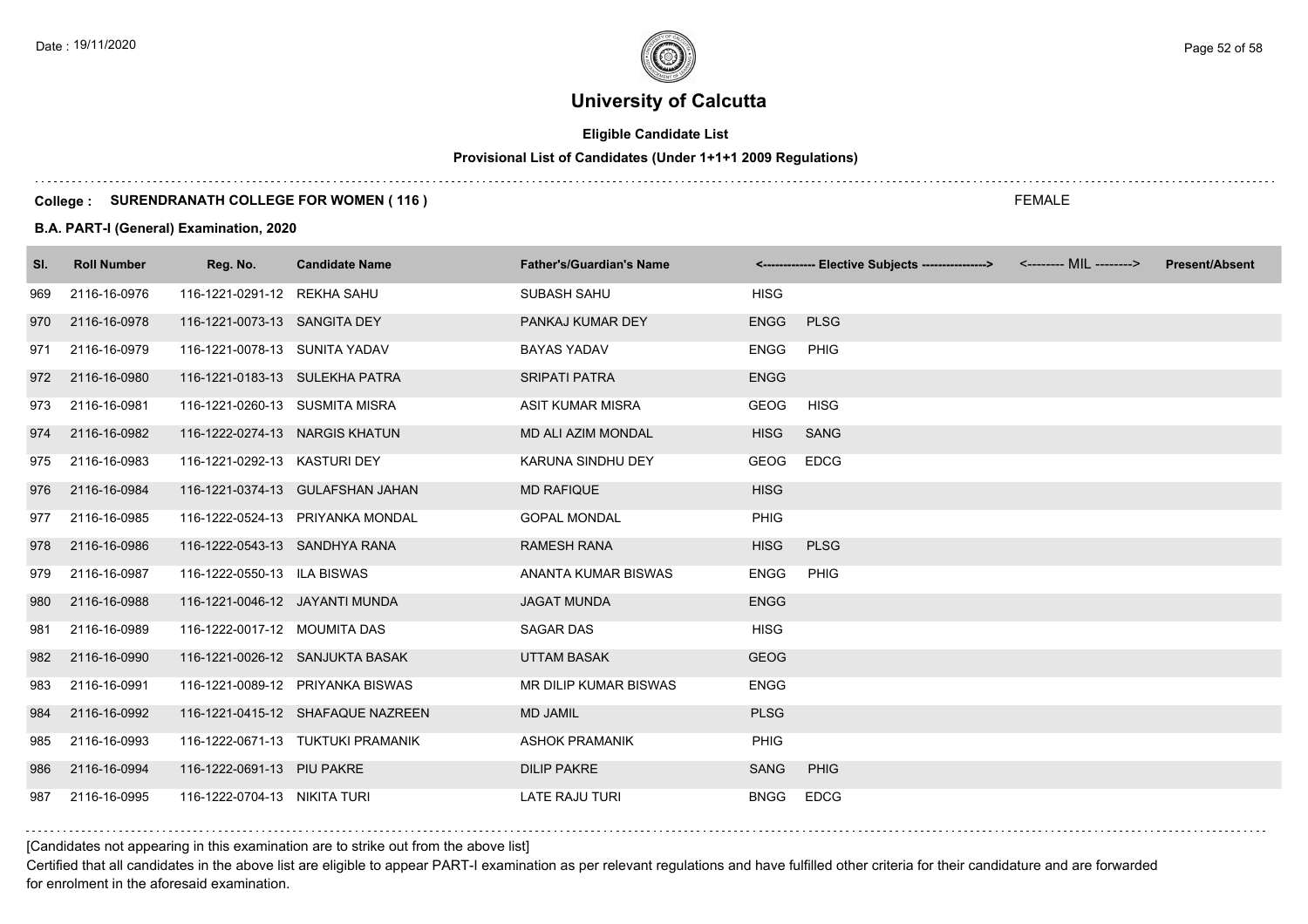# University of Calcutta

**Eligible Candidate List**

**Provisional List of Candidates (Under 1+1+1 2009 Regulations)**

**College : SURENDRANATH COLLEGE FOR WOMEN ( 116 )**

FEMALE

**B.A. PART-I (General) Examination, 2020**

| Sl. | Roll Number | Reg. No. | Candidate Name | Father's/Guardian's Name | <------------- Elective Subjects ----------------> | | <-------- MIL --------> | Present/Absent |
|---|---|---|---|---|---|---|---|---|
| 969 | 2116-16-0976 | 116-1221-0291-12 | REKHA SAHU | SUBASH SAHU | HISG | | | |
| 970 | 2116-16-0978 | 116-1221-0073-13 | SANGITA DEY | PANKAJ KUMAR DEY | ENGG | PLSG | | |
| 971 | 2116-16-0979 | 116-1221-0078-13 | SUNITA YADAV | BAYAS YADAV | ENGG | PHIG | | |
| 972 | 2116-16-0980 | 116-1221-0183-13 | SULEKHA PATRA | SRIPATI PATRA | ENGG | | | |
| 973 | 2116-16-0981 | 116-1221-0260-13 | SUSMITA MISRA | ASIT KUMAR MISRA | GEOG | HISG | | |
| 974 | 2116-16-0982 | 116-1222-0274-13 | NARGIS KHATUN | MD ALI AZIM MONDAL | HISG | SANG | | |
| 975 | 2116-16-0983 | 116-1221-0292-13 | KASTURI DEY | KARUNA SINDHU DEY | GEOG | EDCG | | |
| 976 | 2116-16-0984 | 116-1221-0374-13 | GULAFSHAN JAHAN | MD RAFIQUE | HISG | | | |
| 977 | 2116-16-0985 | 116-1222-0524-13 | PRIYANKA MONDAL | GOPAL MONDAL | PHIG | | | |
| 978 | 2116-16-0986 | 116-1222-0543-13 | SANDHYA RANA | RAMESH RANA | HISG | PLSG | | |
| 979 | 2116-16-0987 | 116-1222-0550-13 | ILA BISWAS | ANANTA KUMAR BISWAS | ENGG | PHIG | | |
| 980 | 2116-16-0988 | 116-1221-0046-12 | JAYANTI MUNDA | JAGAT MUNDA | ENGG | | | |
| 981 | 2116-16-0989 | 116-1222-0017-12 | MOUMITA DAS | SAGAR DAS | HISG | | | |
| 982 | 2116-16-0990 | 116-1221-0026-12 | SANJUKTA BASAK | UTTAM BASAK | GEOG | | | |
| 983 | 2116-16-0991 | 116-1221-0089-12 | PRIYANKA BISWAS | MR DILIP KUMAR BISWAS | ENGG | | | |
| 984 | 2116-16-0992 | 116-1221-0415-12 | SHAFAQUE NAZREEN | MD JAMIL | PLSG | | | |
| 985 | 2116-16-0993 | 116-1222-0671-13 | TUKTUKI PRAMANIK | ASHOK PRAMANIK | PHIG | | | |
| 986 | 2116-16-0994 | 116-1222-0691-13 | PIU PAKRE | DILIP PAKRE | SANG | PHIG | | |
| 987 | 2116-16-0995 | 116-1222-0704-13 | NIKITA TURI | LATE RAJU TURI | BNGG | EDCG | | |

[Candidates not appearing in this examination are to strike out from the above list]

Certified that all candidates in the above list are eligible to appear PART-I examination as per relevant regulations and have fulfilled other criteria for their candidature and are forwarded for enrolment in the aforesaid examination.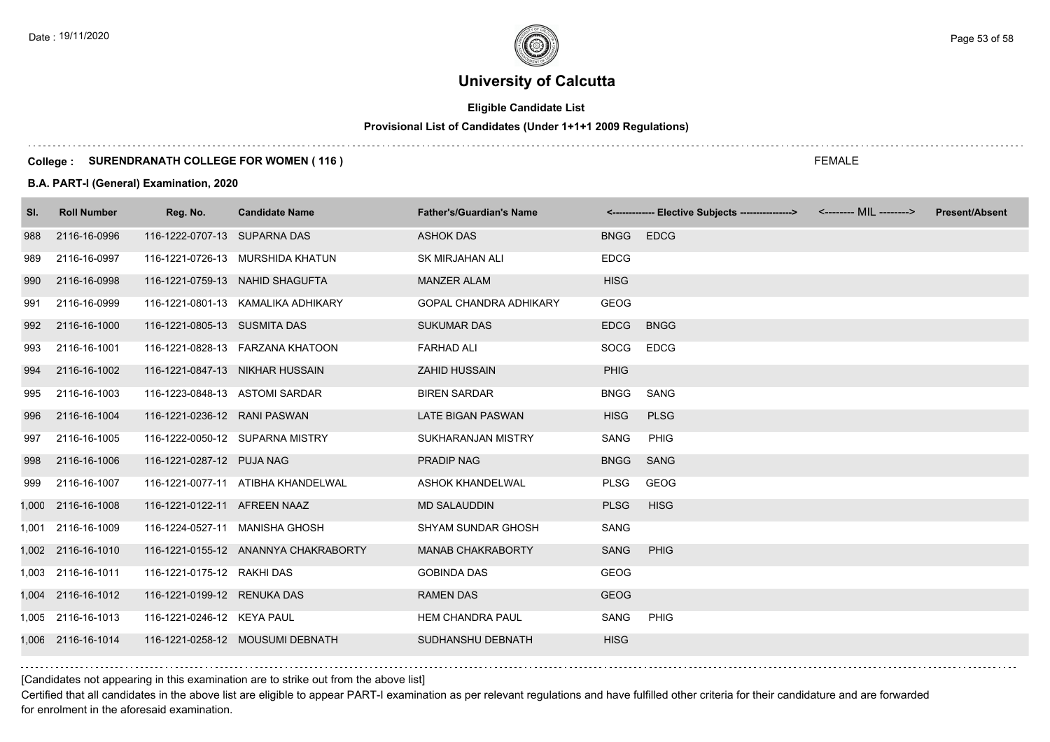# University of Calcutta

**Eligible Candidate List**

**Provisional List of Candidates (Under 1+1+1 2009 Regulations)**

**College : SURENDRANATH COLLEGE FOR WOMEN ( 116 )**

FEMALE

**B.A. PART-I (General) Examination, 2020**

| Sl. | Roll Number | Reg. No. | Candidate Name | Father's/Guardian's Name | <------------- Elective Subjects ----------------> | | <-------- MIL --------> | Present/Absent |
|---|---|---|---|---|---|---|---|---|
| 988 | 2116-16-0996 | 116-1222-0707-13 | SUPARNA DAS | ASHOK DAS | BNGG | EDCG | | |
| 989 | 2116-16-0997 | 116-1221-0726-13 | MURSHIDA KHATUN | SK MIRJAHAN ALI | EDCG | | | |
| 990 | 2116-16-0998 | 116-1221-0759-13 | NAHID SHAGUFTA | MANZER ALAM | HISG | | | |
| 991 | 2116-16-0999 | 116-1221-0801-13 | KAMALIKA ADHIKARY | GOPAL CHANDRA ADHIKARY | GEOG | | | |
| 992 | 2116-16-1000 | 116-1221-0805-13 | SUSMITA DAS | SUKUMAR DAS | EDCG | BNGG | | |
| 993 | 2116-16-1001 | 116-1221-0828-13 | FARZANA KHATOON | FARHAD ALI | SOCG | EDCG | | |
| 994 | 2116-16-1002 | 116-1221-0847-13 | NIKHAR HUSSAIN | ZAHID HUSSAIN | PHIG | | | |
| 995 | 2116-16-1003 | 116-1223-0848-13 | ASTOMI SARDAR | BIREN SARDAR | BNGG | SANG | | |
| 996 | 2116-16-1004 | 116-1221-0236-12 | RANI PASWAN | LATE BIGAN PASWAN | HISG | PLSG | | |
| 997 | 2116-16-1005 | 116-1222-0050-12 | SUPARNA MISTRY | SUKHARANJAN MISTRY | SANG | PHIG | | |
| 998 | 2116-16-1006 | 116-1221-0287-12 | PUJA NAG | PRADIP NAG | BNGG | SANG | | |
| 999 | 2116-16-1007 | 116-1221-0077-11 | ATIBHA KHANDELWAL | ASHOK KHANDELWAL | PLSG | GEOG | | |
| 1,000 | 2116-16-1008 | 116-1221-0122-11 | AFREEN NAAZ | MD SALAUDDIN | PLSG | HISG | | |
| 1,001 | 2116-16-1009 | 116-1224-0527-11 | MANISHA GHOSH | SHYAM SUNDAR GHOSH | SANG | | | |
| 1,002 | 2116-16-1010 | 116-1221-0155-12 | ANANNYA CHAKRABORTY | MANAB CHAKRABORTY | SANG | PHIG | | |
| 1,003 | 2116-16-1011 | 116-1221-0175-12 | RAKHI DAS | GOBINDA DAS | GEOG | | | |
| 1,004 | 2116-16-1012 | 116-1221-0199-12 | RENUKA DAS | RAMEN DAS | GEOG | | | |
| 1,005 | 2116-16-1013 | 116-1221-0246-12 | KEYA PAUL | HEM CHANDRA PAUL | SANG | PHIG | | |
| 1,006 | 2116-16-1014 | 116-1221-0258-12 | MOUSUMI DEBNATH | SUDHANSHU DEBNATH | HISG | | | |

[Candidates not appearing in this examination are to strike out from the above list]

Certified that all candidates in the above list are eligible to appear PART-I examination as per relevant regulations and have fulfilled other criteria for their candidature and are forwarded for enrolment in the aforesaid examination.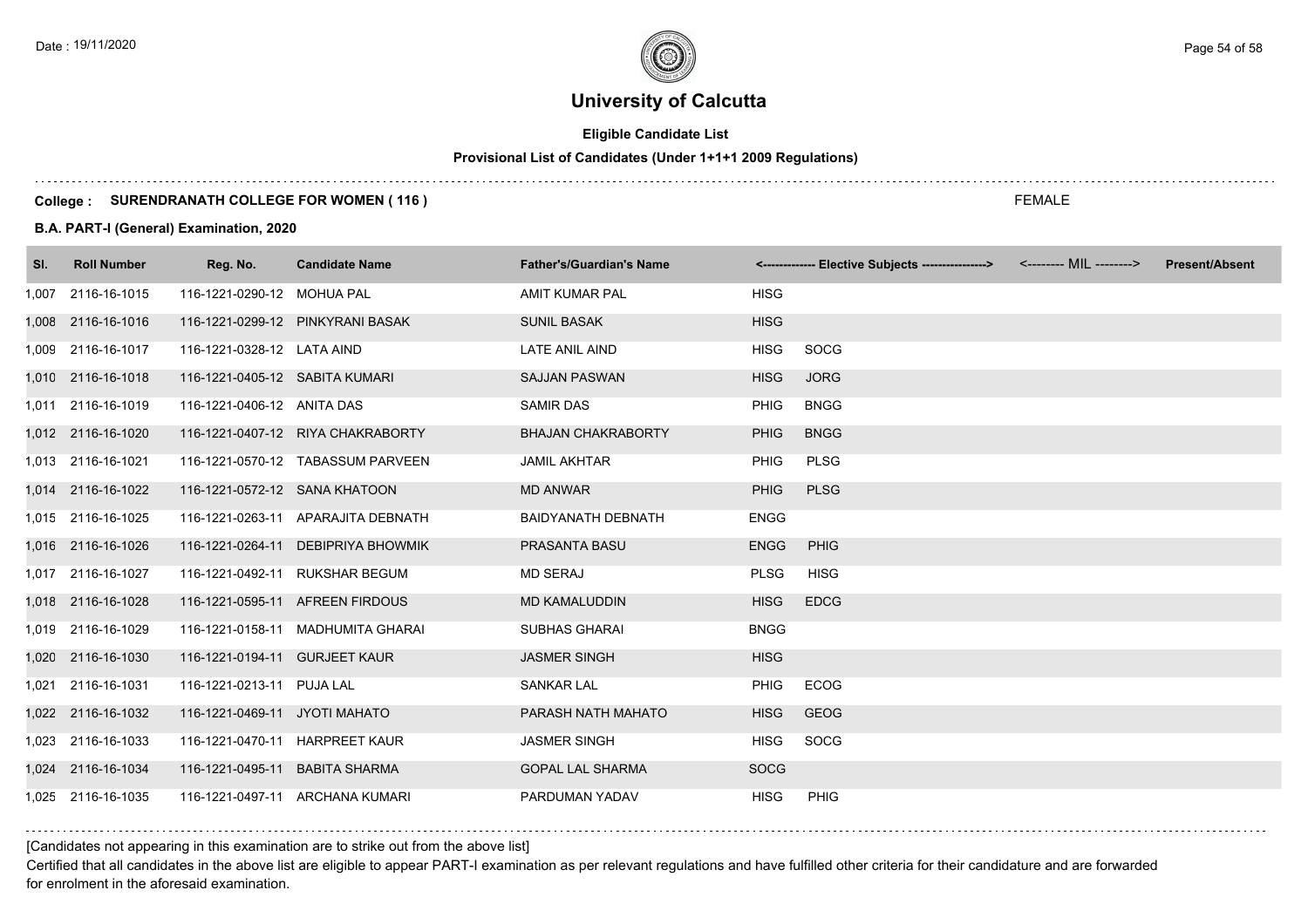# University of Calcutta

**Eligible Candidate List**

**Provisional List of Candidates (Under 1+1+1 2009 Regulations)**

**College : SURENDRANATH COLLEGE FOR WOMEN ( 116 )**

FEMALE

**B.A. PART-I (General) Examination, 2020**

| Sl. | Roll Number | Reg. No. | Candidate Name | Father's/Guardian's Name | <------------- Elective Subjects ----------------> | | <-------- MIL --------> | Present/Absent |
|---|---|---|---|---|---|---|---|---|
| 1,007 | 2116-16-1015 | 116-1221-0290-12 | MOHUA PAL | AMIT KUMAR PAL | HISG | | | |
| 1,008 | 2116-16-1016 | 116-1221-0299-12 | PINKYRANI BASAK | SUNIL BASAK | HISG | | | |
| 1,009 | 2116-16-1017 | 116-1221-0328-12 | LATA AIND | LATE ANIL AIND | HISG | SOCG | | |
| 1,010 | 2116-16-1018 | 116-1221-0405-12 | SABITA KUMARI | SAJJAN PASWAN | HISG | JORG | | |
| 1,011 | 2116-16-1019 | 116-1221-0406-12 | ANITA DAS | SAMIR DAS | PHIG | BNGG | | |
| 1,012 | 2116-16-1020 | 116-1221-0407-12 | RIYA CHAKRABORTY | BHAJAN CHAKRABORTY | PHIG | BNGG | | |
| 1,013 | 2116-16-1021 | 116-1221-0570-12 | TABASSUM PARVEEN | JAMIL AKHTAR | PHIG | PLSG | | |
| 1,014 | 2116-16-1022 | 116-1221-0572-12 | SANA KHATOON | MD ANWAR | PHIG | PLSG | | |
| 1,015 | 2116-16-1025 | 116-1221-0263-11 | APARAJITA DEBNATH | BAIDYANATH DEBNATH | ENGG | | | |
| 1,016 | 2116-16-1026 | 116-1221-0264-11 | DEBIPRIYA BHOWMIK | PRASANTA BASU | ENGG | PHIG | | |
| 1,017 | 2116-16-1027 | 116-1221-0492-11 | RUKSHAR BEGUM | MD SERAJ | PLSG | HISG | | |
| 1,018 | 2116-16-1028 | 116-1221-0595-11 | AFREEN FIRDOUS | MD KAMALUDDIN | HISG | EDCG | | |
| 1,019 | 2116-16-1029 | 116-1221-0158-11 | MADHUMITA GHARAI | SUBHAS GHARAI | BNGG | | | |
| 1,020 | 2116-16-1030 | 116-1221-0194-11 | GURJEET KAUR | JASMER SINGH | HISG | | | |
| 1,021 | 2116-16-1031 | 116-1221-0213-11 | PUJA LAL | SANKAR LAL | PHIG | ECOG | | |
| 1,022 | 2116-16-1032 | 116-1221-0469-11 | JYOTI MAHATO | PARASH NATH MAHATO | HISG | GEOG | | |
| 1,023 | 2116-16-1033 | 116-1221-0470-11 | HARPREET KAUR | JASMER SINGH | HISG | SOCG | | |
| 1,024 | 2116-16-1034 | 116-1221-0495-11 | BABITA SHARMA | GOPAL LAL SHARMA | SOCG | | | |
| 1,025 | 2116-16-1035 | 116-1221-0497-11 | ARCHANA KUMARI | PARDUMAN YADAV | HISG | PHIG | | |

[Candidates not appearing in this examination are to strike out from the above list]

Certified that all candidates in the above list are eligible to appear PART-I examination as per relevant regulations and have fulfilled other criteria for their candidature and are forwarded for enrolment in the aforesaid examination.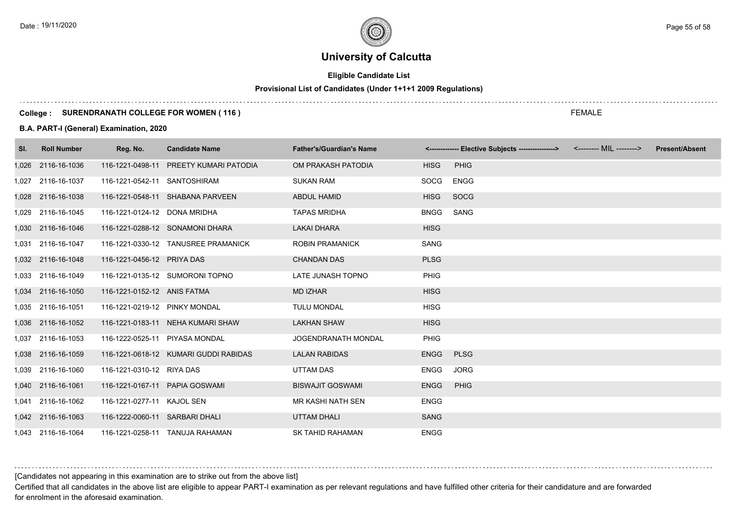# University of Calcutta

**Eligible Candidate List**

**Provisional List of Candidates (Under 1+1+1 2009 Regulations)**

**College : SURENDRANATH COLLEGE FOR WOMEN ( 116 )**

FEMALE

**B.A. PART-I (General) Examination, 2020**

| Sl. | Roll Number | Reg. No. | Candidate Name | Father's/Guardian's Name | <------------- Elective Subjects ----------------> | | <-------- MIL --------> | Present/Absent |
|---|---|---|---|---|---|---|---|---|
| 1,026 | 2116-16-1036 | 116-1221-0498-11 | PREETY KUMARI PATODIA | OM PRAKASH PATODIA | HISG | PHIG | | |
| 1,027 | 2116-16-1037 | 116-1221-0542-11 | SANTOSHIRAM | SUKAN RAM | SOCG | ENGG | | |
| 1,028 | 2116-16-1038 | 116-1221-0548-11 | SHABANA PARVEEN | ABDUL HAMID | HISG | SOCG | | |
| 1,029 | 2116-16-1045 | 116-1221-0124-12 | DONA MRIDHA | TAPAS MRIDHA | BNGG | SANG | | |
| 1,030 | 2116-16-1046 | 116-1221-0288-12 | SONAMONI DHARA | LAKAI DHARA | HISG | | | |
| 1,031 | 2116-16-1047 | 116-1221-0330-12 | TANUSREE PRAMANICK | ROBIN PRAMANICK | SANG | | | |
| 1,032 | 2116-16-1048 | 116-1221-0456-12 | PRIYA DAS | CHANDAN DAS | PLSG | | | |
| 1,033 | 2116-16-1049 | 116-1221-0135-12 | SUMORONI TOPNO | LATE JUNASH TOPNO | PHIG | | | |
| 1,034 | 2116-16-1050 | 116-1221-0152-12 | ANIS FATMA | MD IZHAR | HISG | | | |
| 1,035 | 2116-16-1051 | 116-1221-0219-12 | PINKY MONDAL | TULU MONDAL | HISG | | | |
| 1,036 | 2116-16-1052 | 116-1221-0183-11 | NEHA KUMARI SHAW | LAKHAN SHAW | HISG | | | |
| 1,037 | 2116-16-1053 | 116-1222-0525-11 | PIYASA MONDAL | JOGENDRANATH MONDAL | PHIG | | | |
| 1,038 | 2116-16-1059 | 116-1221-0618-12 | KUMARI GUDDI RABIDAS | LALAN RABIDAS | ENGG | PLSG | | |
| 1,039 | 2116-16-1060 | 116-1221-0310-12 | RIYA DAS | UTTAM DAS | ENGG | JORG | | |
| 1,040 | 2116-16-1061 | 116-1221-0167-11 | PAPIA GOSWAMI | BISWAJIT GOSWAMI | ENGG | PHIG | | |
| 1,041 | 2116-16-1062 | 116-1221-0277-11 | KAJOL SEN | MR KASHI NATH SEN | ENGG | | | |
| 1,042 | 2116-16-1063 | 116-1222-0060-11 | SARBARI DHALI | UTTAM DHALI | SANG | | | |
| 1,043 | 2116-16-1064 | 116-1221-0258-11 | TANUJA RAHAMAN | SK TAHID RAHAMAN | ENGG | | | |

[Candidates not appearing in this examination are to strike out from the above list]

Certified that all candidates in the above list are eligible to appear PART-I examination as per relevant regulations and have fulfilled other criteria for their candidature and are forwarded for enrolment in the aforesaid examination.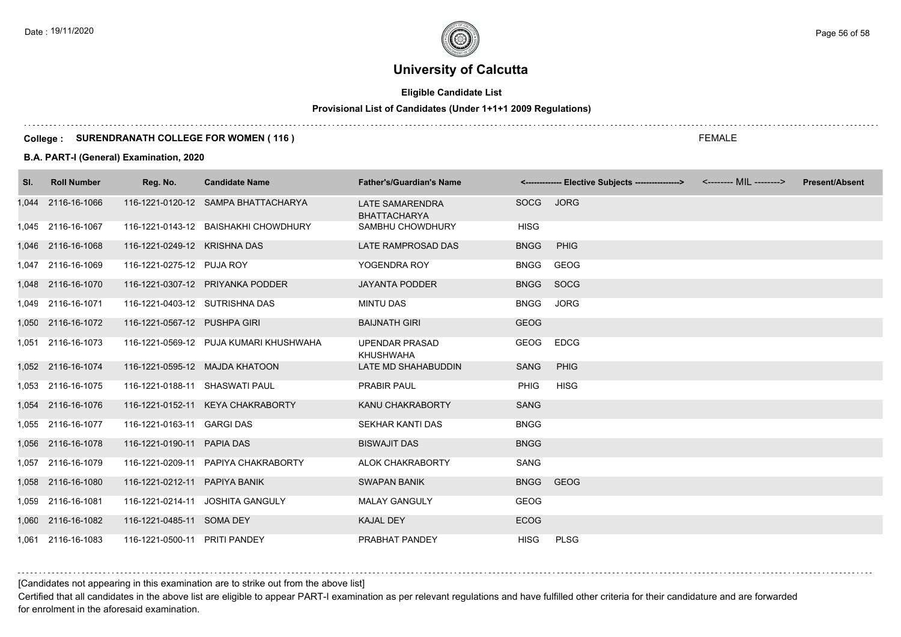# University of Calcutta

**Eligible Candidate List**

**Provisional List of Candidates (Under 1+1+1 2009 Regulations)**

**College : SURENDRANATH COLLEGE FOR WOMEN ( 116 )**

FEMALE

**B.A. PART-I (General) Examination, 2020**

| Sl. | Roll Number | Reg. No. | Candidate Name | Father's/Guardian's Name | <------------- Elective Subjects ----------------> | | <-------- MIL --------> | Present/Absent |
|---|---|---|---|---|---|---|---|---|
| 1,044 | 2116-16-1066 | 116-1221-0120-12 | SAMPA BHATTACHARYA | LATE SAMARENDRA BHATTACHARYA | SOCG | JORG | | |
| 1,045 | 2116-16-1067 | 116-1221-0143-12 | BAISHAKHI CHOWDHURY | SAMBHU CHOWDHURY | HISG | | | |
| 1,046 | 2116-16-1068 | 116-1221-0249-12 | KRISHNA DAS | LATE RAMPROSAD DAS | BNGG | PHIG | | |
| 1,047 | 2116-16-1069 | 116-1221-0275-12 | PUJA ROY | YOGENDRA ROY | BNGG | GEOG | | |
| 1,048 | 2116-16-1070 | 116-1221-0307-12 | PRIYANKA PODDER | JAYANTA PODDER | BNGG | SOCG | | |
| 1,049 | 2116-16-1071 | 116-1221-0403-12 | SUTRISHNA DAS | MINTU DAS | BNGG | JORG | | |
| 1,050 | 2116-16-1072 | 116-1221-0567-12 | PUSHPA GIRI | BAIJNATH GIRI | GEOG | | | |
| 1,051 | 2116-16-1073 | 116-1221-0569-12 | PUJA KUMARI KHUSHWAHA | UPENDAR PRASAD KHUSHWAHA | GEOG | EDCG | | |
| 1,052 | 2116-16-1074 | 116-1221-0595-12 | MAJDA KHATOON | LATE MD SHAHABUDDIN | SANG | PHIG | | |
| 1,053 | 2116-16-1075 | 116-1221-0188-11 | SHASWATI PAUL | PRABIR PAUL | PHIG | HISG | | |
| 1,054 | 2116-16-1076 | 116-1221-0152-11 | KEYA CHAKRABORTY | KANU CHAKRABORTY | SANG | | | |
| 1,055 | 2116-16-1077 | 116-1221-0163-11 | GARGI DAS | SEKHAR KANTI DAS | BNGG | | | |
| 1,056 | 2116-16-1078 | 116-1221-0190-11 | PAPIA DAS | BISWAJIT DAS | BNGG | | | |
| 1,057 | 2116-16-1079 | 116-1221-0209-11 | PAPIYA CHAKRABORTY | ALOK CHAKRABORTY | SANG | | | |
| 1,058 | 2116-16-1080 | 116-1221-0212-11 | PAPIYA BANIK | SWAPAN BANIK | BNGG | GEOG | | |
| 1,059 | 2116-16-1081 | 116-1221-0214-11 | JOSHITA GANGULY | MALAY GANGULY | GEOG | | | |
| 1,060 | 2116-16-1082 | 116-1221-0485-11 | SOMA DEY | KAJAL DEY | ECOG | | | |
| 1,061 | 2116-16-1083 | 116-1221-0500-11 | PRITI PANDEY | PRABHAT PANDEY | HISG | PLSG | | |

[Candidates not appearing in this examination are to strike out from the above list]

Certified that all candidates in the above list are eligible to appear PART-I examination as per relevant regulations and have fulfilled other criteria for their candidature and are forwarded for enrolment in the aforesaid examination.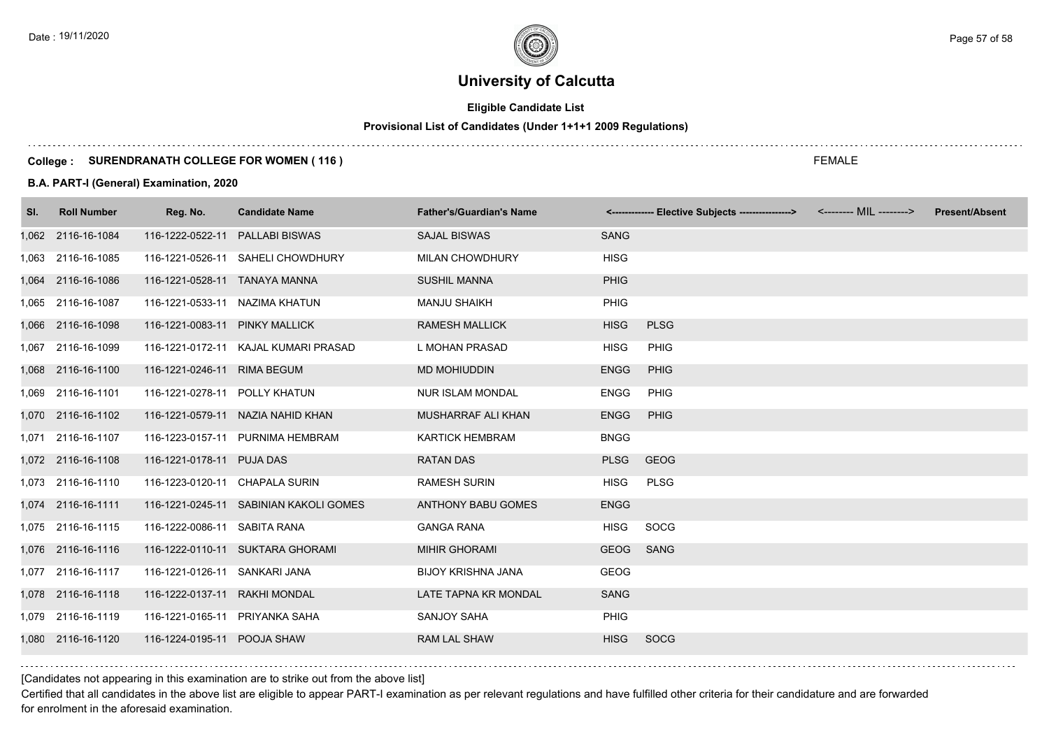# University of Calcutta

**Eligible Candidate List**

**Provisional List of Candidates (Under 1+1+1 2009 Regulations)**

**College : SURENDRANATH COLLEGE FOR WOMEN ( 116 )**

FEMALE

**B.A. PART-I (General) Examination, 2020**

| Sl. | Roll Number | Reg. No. | Candidate Name | Father's/Guardian's Name | <------------- Elective Subjects ----------------> | | <-------- MIL --------> | Present/Absent |
|---|---|---|---|---|---|---|---|---|
| 1,062 | 2116-16-1084 | 116-1222-0522-11 | PALLABI BISWAS | SAJAL BISWAS | SANG | | | |
| 1,063 | 2116-16-1085 | 116-1221-0526-11 | SAHELI CHOWDHURY | MILAN CHOWDHURY | HISG | | | |
| 1,064 | 2116-16-1086 | 116-1221-0528-11 | TANAYA MANNA | SUSHIL MANNA | PHIG | | | |
| 1,065 | 2116-16-1087 | 116-1221-0533-11 | NAZIMA KHATUN | MANJU SHAIKH | PHIG | | | |
| 1,066 | 2116-16-1098 | 116-1221-0083-11 | PINKY MALLICK | RAMESH MALLICK | HISG | PLSG | | |
| 1,067 | 2116-16-1099 | 116-1221-0172-11 | KAJAL KUMARI PRASAD | L MOHAN PRASAD | HISG | PHIG | | |
| 1,068 | 2116-16-1100 | 116-1221-0246-11 | RIMA BEGUM | MD MOHIUDDIN | ENGG | PHIG | | |
| 1,069 | 2116-16-1101 | 116-1221-0278-11 | POLLY KHATUN | NUR ISLAM MONDAL | ENGG | PHIG | | |
| 1,070 | 2116-16-1102 | 116-1221-0579-11 | NAZIA NAHID KHAN | MUSHARRAF ALI KHAN | ENGG | PHIG | | |
| 1,071 | 2116-16-1107 | 116-1223-0157-11 | PURNIMA HEMBRAM | KARTICK HEMBRAM | BNGG | | | |
| 1,072 | 2116-16-1108 | 116-1221-0178-11 | PUJA DAS | RATAN DAS | PLSG | GEOG | | |
| 1,073 | 2116-16-1110 | 116-1223-0120-11 | CHAPALA SURIN | RAMESH SURIN | HISG | PLSG | | |
| 1,074 | 2116-16-1111 | 116-1221-0245-11 | SABINIAN KAKOLI GOMES | ANTHONY BABU GOMES | ENGG | | | |
| 1,075 | 2116-16-1115 | 116-1222-0086-11 | SABITA RANA | GANGA RANA | HISG | SOCG | | |
| 1,076 | 2116-16-1116 | 116-1222-0110-11 | SUKTARA GHORAMI | MIHIR GHORAMI | GEOG | SANG | | |
| 1,077 | 2116-16-1117 | 116-1221-0126-11 | SANKARI JANA | BIJOY KRISHNA JANA | GEOG | | | |
| 1,078 | 2116-16-1118 | 116-1222-0137-11 | RAKHI MONDAL | LATE TAPNA KR MONDAL | SANG | | | |
| 1,079 | 2116-16-1119 | 116-1221-0165-11 | PRIYANKA SAHA | SANJOY SAHA | PHIG | | | |
| 1,080 | 2116-16-1120 | 116-1224-0195-11 | POOJA SHAW | RAM LAL SHAW | HISG | SOCG | | |

[Candidates not appearing in this examination are to strike out from the above list]

Certified that all candidates in the above list are eligible to appear PART-I examination as per relevant regulations and have fulfilled other criteria for their candidature and are forwarded for enrolment in the aforesaid examination.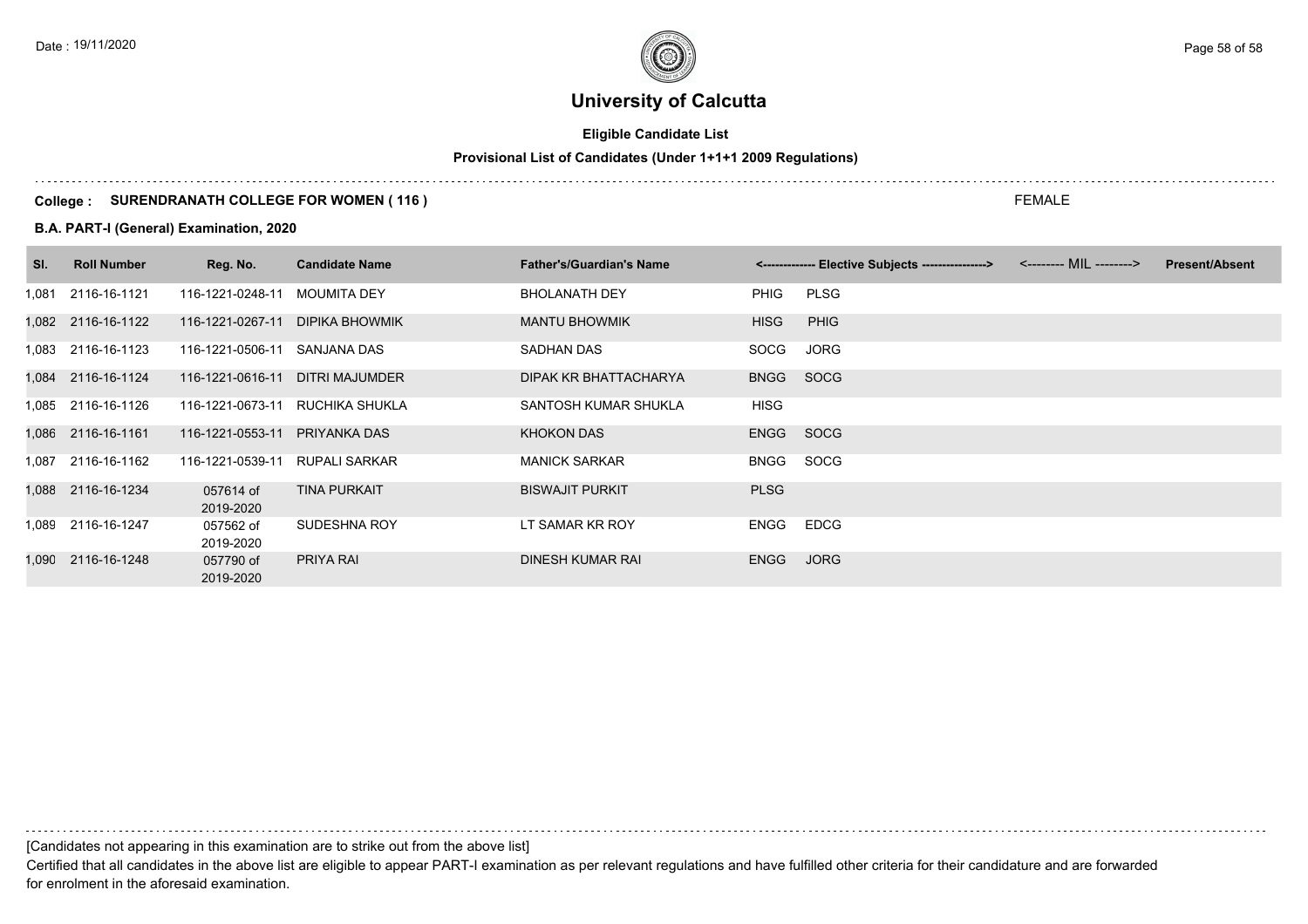# University of Calcutta

**Eligible Candidate List**

**Provisional List of Candidates (Under 1+1+1 2009 Regulations)**

**College : SURENDRANATH COLLEGE FOR WOMEN ( 116 )** FEMALE

**B.A. PART-I (General) Examination, 2020**

| Sl. | Roll Number | Reg. No. | Candidate Name | Father's/Guardian's Name | <------------- Elective Subjects ----------------> | | <-------- MIL --------> | Present/Absent |
|---|---|---|---|---|---|---|---|---|
| 1,081 | 2116-16-1121 | 116-1221-0248-11 | MOUMITA DEY | BHOLANATH DEY | PHIG | PLSG | | |
| 1,082 | 2116-16-1122 | 116-1221-0267-11 | DIPIKA BHOWMIK | MANTU BHOWMIK | HISG | PHIG | | |
| 1,083 | 2116-16-1123 | 116-1221-0506-11 | SANJANA DAS | SADHAN DAS | SOCG | JORG | | |
| 1,084 | 2116-16-1124 | 116-1221-0616-11 | DITRI MAJUMDER | DIPAK KR BHATTACHARYA | BNGG | SOCG | | |
| 1,085 | 2116-16-1126 | 116-1221-0673-11 | RUCHIKA SHUKLA | SANTOSH KUMAR SHUKLA | HISG | | | |
| 1,086 | 2116-16-1161 | 116-1221-0553-11 | PRIYANKA DAS | KHOKON DAS | ENGG | SOCG | | |
| 1,087 | 2116-16-1162 | 116-1221-0539-11 | RUPALI SARKAR | MANICK SARKAR | BNGG | SOCG | | |
| 1,088 | 2116-16-1234 | 057614 of 2019-2020 | TINA PURKAIT | BISWAJIT PURKIT | PLSG | | | |
| 1,089 | 2116-16-1247 | 057562 of 2019-2020 | SUDESHNA ROY | LT SAMAR KR ROY | ENGG | EDCG | | |
| 1,090 | 2116-16-1248 | 057790 of 2019-2020 | PRIYA RAI | DINESH KUMAR RAI | ENGG | JORG | | |

[Candidates not appearing in this examination are to strike out from the above list]

Certified that all candidates in the above list are eligible to appear PART-I examination as per relevant regulations and have fulfilled other criteria for their candidature and are forwarded for enrolment in the aforesaid examination.